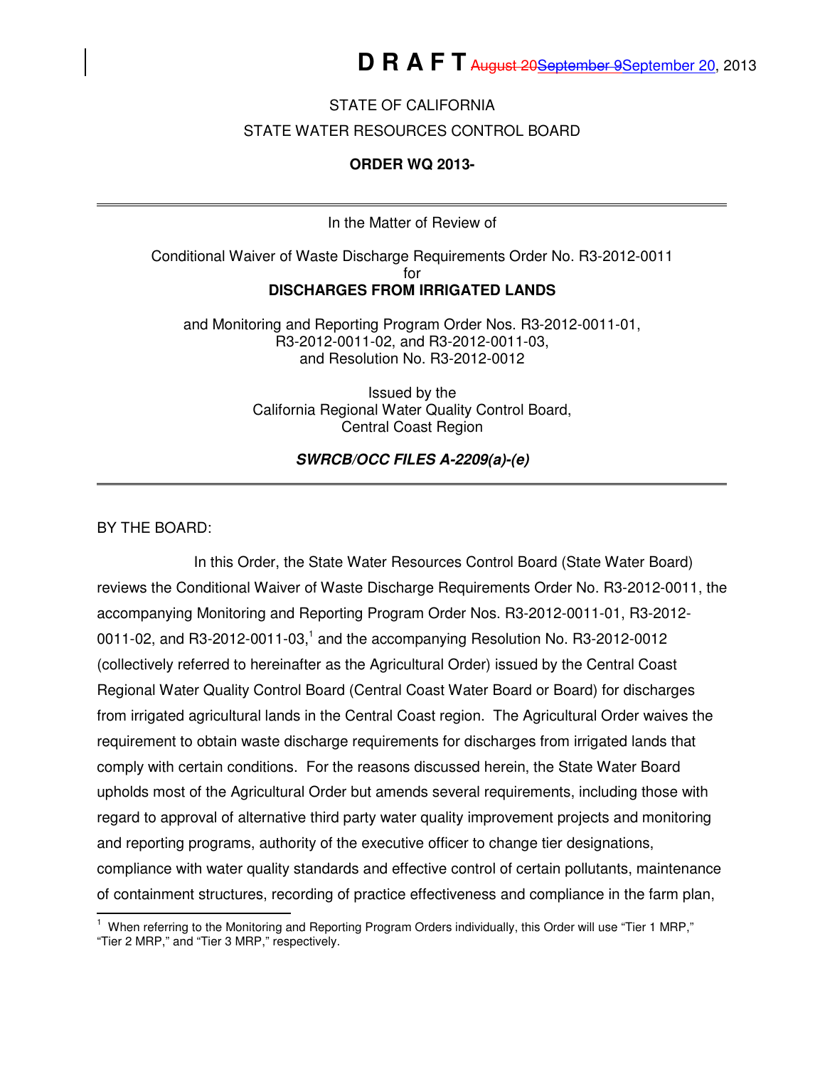**D R A F T** ~~August 20~~~~September 9~~September 20, 2013

STATE OF CALIFORNIA

STATE WATER RESOURCES CONTROL BOARD

**ORDER WQ 2013-**

---

In the Matter of Review of

Conditional Waiver of Waste Discharge Requirements Order No. R3-2012-0011
for
**DISCHARGES FROM IRRIGATED LANDS**

and Monitoring and Reporting Program Order Nos. R3-2012-0011-01, R3-2012-0011-02, and R3-2012-0011-03, and Resolution No. R3-2012-0012

Issued by the
California Regional Water Quality Control Board,
Central Coast Region

***SWRCB/OCC FILES A-2209(a)-(e)***

---

BY THE BOARD:

In this Order, the State Water Resources Control Board (State Water Board) reviews the Conditional Waiver of Waste Discharge Requirements Order No. R3-2012-0011, the accompanying Monitoring and Reporting Program Order Nos. R3-2012-0011-01, R3-2012-0011-02, and R3-2012-0011-03,[1] and the accompanying Resolution No. R3-2012-0012 (collectively referred to hereinafter as the Agricultural Order) issued by the Central Coast Regional Water Quality Control Board (Central Coast Water Board or Board) for discharges from irrigated agricultural lands in the Central Coast region. The Agricultural Order waives the requirement to obtain waste discharge requirements for discharges from irrigated lands that comply with certain conditions. For the reasons discussed herein, the State Water Board upholds most of the Agricultural Order but amends several requirements, including those with regard to approval of alternative third party water quality improvement projects and monitoring and reporting programs, authority of the executive officer to change tier designations, compliance with water quality standards and effective control of certain pollutants, maintenance of containment structures, recording of practice effectiveness and compliance in the farm plan,

---

[1] When referring to the Monitoring and Reporting Program Orders individually, this Order will use "Tier 1 MRP," "Tier 2 MRP," and "Tier 3 MRP," respectively.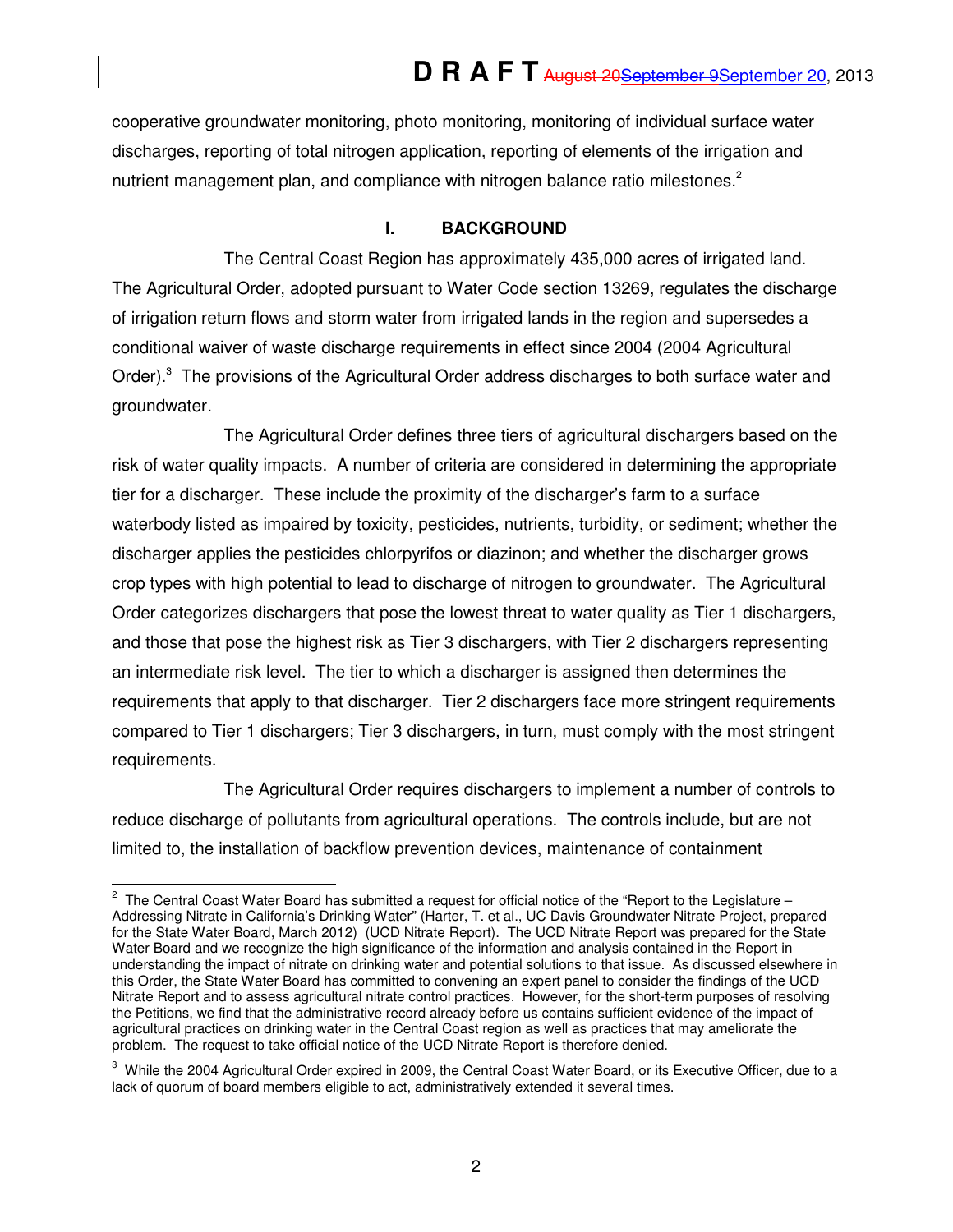cooperative groundwater monitoring, photo monitoring, monitoring of individual surface water discharges, reporting of total nitrogen application, reporting of elements of the irrigation and nutrient management plan, and compliance with nitrogen balance ratio milestones.[2]

## I. BACKGROUND

The Central Coast Region has approximately 435,000 acres of irrigated land. The Agricultural Order, adopted pursuant to Water Code section 13269, regulates the discharge of irrigation return flows and storm water from irrigated lands in the region and supersedes a conditional waiver of waste discharge requirements in effect since 2004 (2004 Agricultural Order).[3] The provisions of the Agricultural Order address discharges to both surface water and groundwater.

The Agricultural Order defines three tiers of agricultural dischargers based on the risk of water quality impacts. A number of criteria are considered in determining the appropriate tier for a discharger. These include the proximity of the discharger's farm to a surface waterbody listed as impaired by toxicity, pesticides, nutrients, turbidity, or sediment; whether the discharger applies the pesticides chlorpyrifos or diazinon; and whether the discharger grows crop types with high potential to lead to discharge of nitrogen to groundwater. The Agricultural Order categorizes dischargers that pose the lowest threat to water quality as Tier 1 dischargers, and those that pose the highest risk as Tier 3 dischargers, with Tier 2 dischargers representing an intermediate risk level. The tier to which a discharger is assigned then determines the requirements that apply to that discharger. Tier 2 dischargers face more stringent requirements compared to Tier 1 dischargers; Tier 3 dischargers, in turn, must comply with the most stringent requirements.

The Agricultural Order requires dischargers to implement a number of controls to reduce discharge of pollutants from agricultural operations. The controls include, but are not limited to, the installation of backflow prevention devices, maintenance of containment

---

[2] The Central Coast Water Board has submitted a request for official notice of the "Report to the Legislature – Addressing Nitrate in California's Drinking Water" (Harter, T. et al., UC Davis Groundwater Nitrate Project, prepared for the State Water Board, March 2012) (UCD Nitrate Report). The UCD Nitrate Report was prepared for the State Water Board and we recognize the high significance of the information and analysis contained in the Report in understanding the impact of nitrate on drinking water and potential solutions to that issue. As discussed elsewhere in this Order, the State Water Board has committed to convening an expert panel to consider the findings of the UCD Nitrate Report and to assess agricultural nitrate control practices. However, for the short-term purposes of resolving the Petitions, we find that the administrative record already before us contains sufficient evidence of the impact of agricultural practices on drinking water in the Central Coast region as well as practices that may ameliorate the problem. The request to take official notice of the UCD Nitrate Report is therefore denied.

[3] While the 2004 Agricultural Order expired in 2009, the Central Coast Water Board, or its Executive Officer, due to a lack of quorum of board members eligible to act, administratively extended it several times.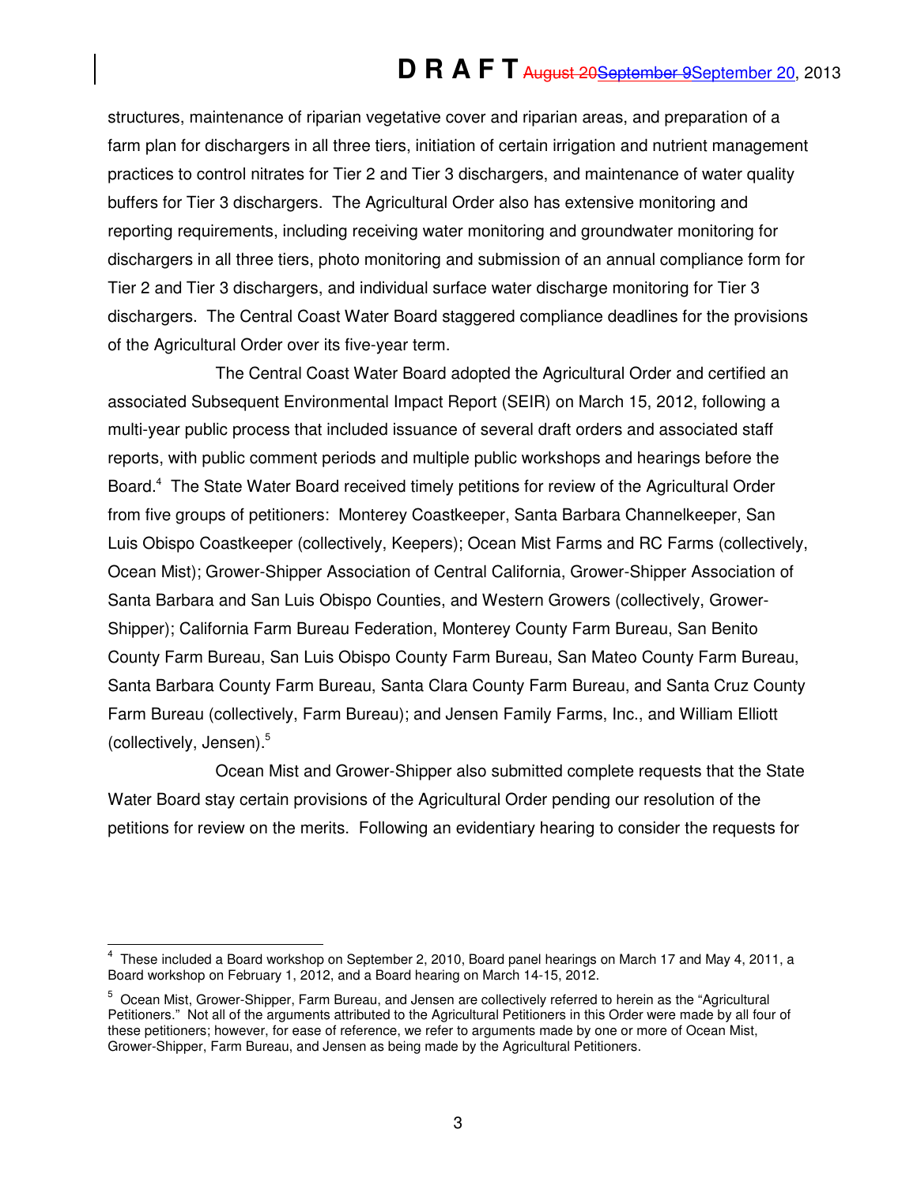structures, maintenance of riparian vegetative cover and riparian areas, and preparation of a farm plan for dischargers in all three tiers, initiation of certain irrigation and nutrient management practices to control nitrates for Tier 2 and Tier 3 dischargers, and maintenance of water quality buffers for Tier 3 dischargers. The Agricultural Order also has extensive monitoring and reporting requirements, including receiving water monitoring and groundwater monitoring for dischargers in all three tiers, photo monitoring and submission of an annual compliance form for Tier 2 and Tier 3 dischargers, and individual surface water discharge monitoring for Tier 3 dischargers. The Central Coast Water Board staggered compliance deadlines for the provisions of the Agricultural Order over its five-year term.

The Central Coast Water Board adopted the Agricultural Order and certified an associated Subsequent Environmental Impact Report (SEIR) on March 15, 2012, following a multi-year public process that included issuance of several draft orders and associated staff reports, with public comment periods and multiple public workshops and hearings before the Board.[4] The State Water Board received timely petitions for review of the Agricultural Order from five groups of petitioners: Monterey Coastkeeper, Santa Barbara Channelkeeper, San Luis Obispo Coastkeeper (collectively, Keepers); Ocean Mist Farms and RC Farms (collectively, Ocean Mist); Grower-Shipper Association of Central California, Grower-Shipper Association of Santa Barbara and San Luis Obispo Counties, and Western Growers (collectively, Grower-Shipper); California Farm Bureau Federation, Monterey County Farm Bureau, San Benito County Farm Bureau, San Luis Obispo County Farm Bureau, San Mateo County Farm Bureau, Santa Barbara County Farm Bureau, Santa Clara County Farm Bureau, and Santa Cruz County Farm Bureau (collectively, Farm Bureau); and Jensen Family Farms, Inc., and William Elliott (collectively, Jensen).[5]

Ocean Mist and Grower-Shipper also submitted complete requests that the State Water Board stay certain provisions of the Agricultural Order pending our resolution of the petitions for review on the merits. Following an evidentiary hearing to consider the requests for

---

[4] These included a Board workshop on September 2, 2010, Board panel hearings on March 17 and May 4, 2011, a Board workshop on February 1, 2012, and a Board hearing on March 14-15, 2012.

[5] Ocean Mist, Grower-Shipper, Farm Bureau, and Jensen are collectively referred to herein as the "Agricultural Petitioners." Not all of the arguments attributed to the Agricultural Petitioners in this Order were made by all four of these petitioners; however, for ease of reference, we refer to arguments made by one or more of Ocean Mist, Grower-Shipper, Farm Bureau, and Jensen as being made by the Agricultural Petitioners.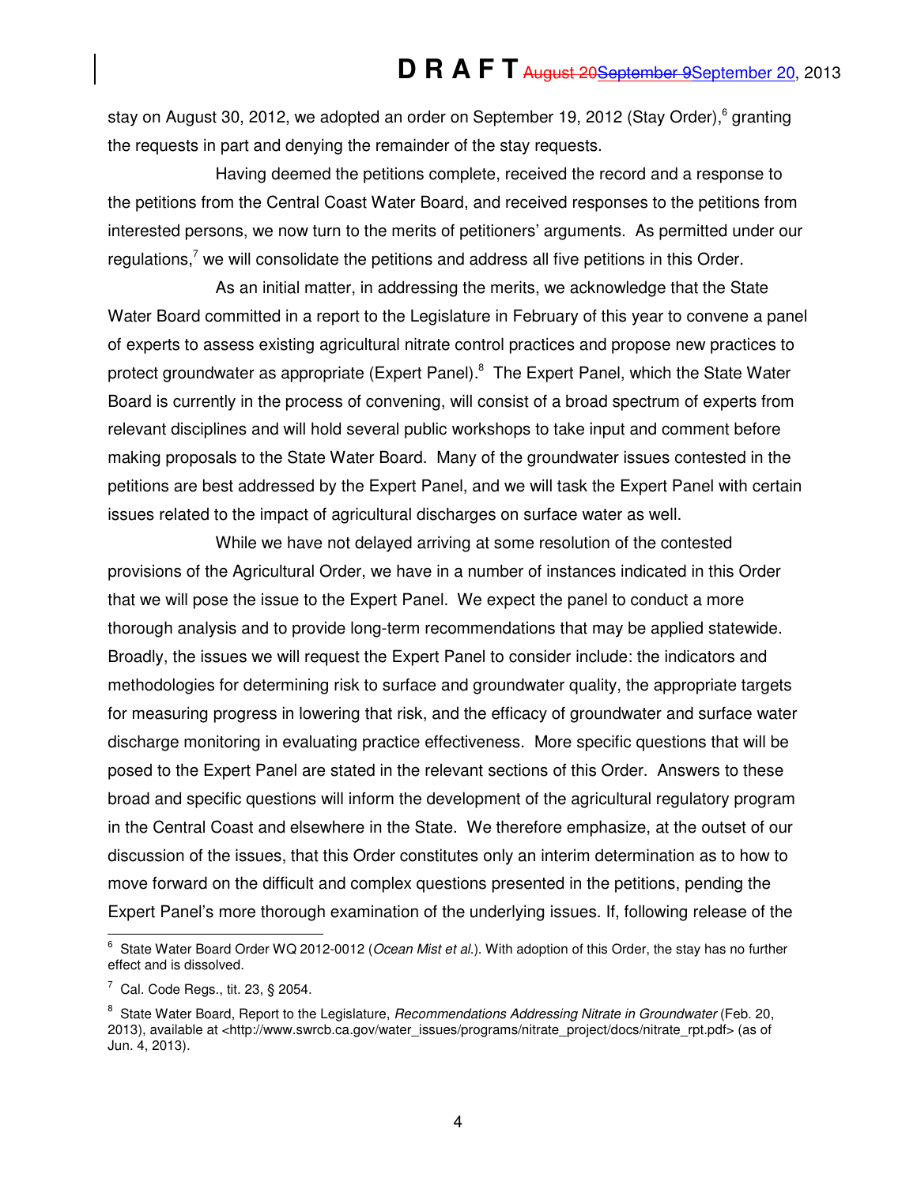stay on August 30, 2012, we adopted an order on September 19, 2012 (Stay Order),[6] granting the requests in part and denying the remainder of the stay requests.

Having deemed the petitions complete, received the record and a response to the petitions from the Central Coast Water Board, and received responses to the petitions from interested persons, we now turn to the merits of petitioners' arguments. As permitted under our regulations,[7] we will consolidate the petitions and address all five petitions in this Order.

As an initial matter, in addressing the merits, we acknowledge that the State Water Board committed in a report to the Legislature in February of this year to convene a panel of experts to assess existing agricultural nitrate control practices and propose new practices to protect groundwater as appropriate (Expert Panel).[8] The Expert Panel, which the State Water Board is currently in the process of convening, will consist of a broad spectrum of experts from relevant disciplines and will hold several public workshops to take input and comment before making proposals to the State Water Board. Many of the groundwater issues contested in the petitions are best addressed by the Expert Panel, and we will task the Expert Panel with certain issues related to the impact of agricultural discharges on surface water as well.

While we have not delayed arriving at some resolution of the contested provisions of the Agricultural Order, we have in a number of instances indicated in this Order that we will pose the issue to the Expert Panel. We expect the panel to conduct a more thorough analysis and to provide long-term recommendations that may be applied statewide. Broadly, the issues we will request the Expert Panel to consider include: the indicators and methodologies for determining risk to surface and groundwater quality, the appropriate targets for measuring progress in lowering that risk, and the efficacy of groundwater and surface water discharge monitoring in evaluating practice effectiveness. More specific questions that will be posed to the Expert Panel are stated in the relevant sections of this Order. Answers to these broad and specific questions will inform the development of the agricultural regulatory program in the Central Coast and elsewhere in the State. We therefore emphasize, at the outset of our discussion of the issues, that this Order constitutes only an interim determination as to how to move forward on the difficult and complex questions presented in the petitions, pending the Expert Panel's more thorough examination of the underlying issues. If, following release of the

---

[6] State Water Board Order WQ 2012-0012 (*Ocean Mist et al.*). With adoption of this Order, the stay has no further effect and is dissolved.

[7] Cal. Code Regs., tit. 23, § 2054.

[8] State Water Board, Report to the Legislature, *Recommendations Addressing Nitrate in Groundwater* (Feb. 20, 2013), available at <http://www.swrcb.ca.gov/water_issues/programs/nitrate_project/docs/nitrate_rpt.pdf> (as of Jun. 4, 2013).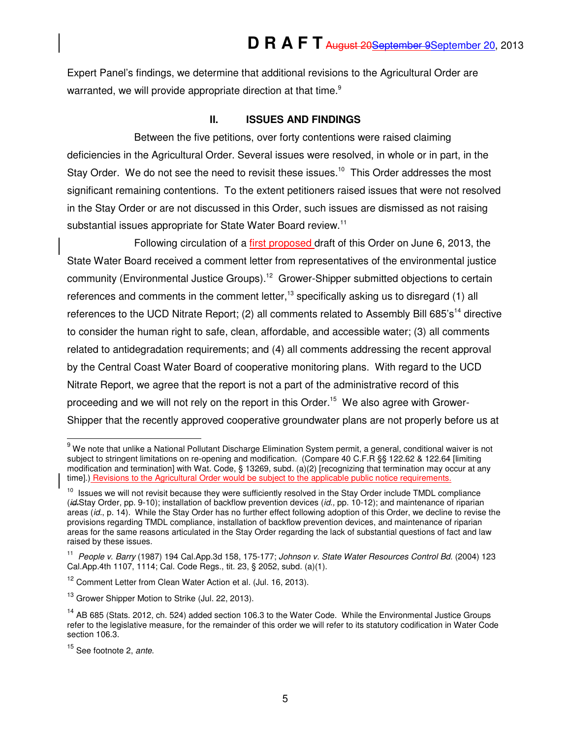Expert Panel's findings, we determine that additional revisions to the Agricultural Order are warranted, we will provide appropriate direction at that time.[9]

## II. ISSUES AND FINDINGS

Between the five petitions, over forty contentions were raised claiming deficiencies in the Agricultural Order. Several issues were resolved, in whole or in part, in the Stay Order. We do not see the need to revisit these issues.[10] This Order addresses the most significant remaining contentions. To the extent petitioners raised issues that were not resolved in the Stay Order or are not discussed in this Order, such issues are dismissed as not raising substantial issues appropriate for State Water Board review.[11]

Following circulation of a first proposed draft of this Order on June 6, 2013, the State Water Board received a comment letter from representatives of the environmental justice community (Environmental Justice Groups).[12] Grower-Shipper submitted objections to certain references and comments in the comment letter,[13] specifically asking us to disregard (1) all references to the UCD Nitrate Report; (2) all comments related to Assembly Bill 685's[14] directive to consider the human right to safe, clean, affordable, and accessible water; (3) all comments related to antidegradation requirements; and (4) all comments addressing the recent approval by the Central Coast Water Board of cooperative monitoring plans. With regard to the UCD Nitrate Report, we agree that the report is not a part of the administrative record of this proceeding and we will not rely on the report in this Order.[15] We also agree with Grower-Shipper that the recently approved cooperative groundwater plans are not properly before us at

---

[9] We note that unlike a National Pollutant Discharge Elimination System permit, a general, conditional waiver is not subject to stringent limitations on re-opening and modification. (Compare 40 C.F.R §§ 122.62 & 122.64 [limiting modification and termination] with Wat. Code, § 13269, subd. (a)(2) [recognizing that termination may occur at any time].) Revisions to the Agricultural Order would be subject to the applicable public notice requirements.

[10] Issues we will not revisit because they were sufficiently resolved in the Stay Order include TMDL compliance (~~*id.*~~Stay Order, pp. 9-10); installation of backflow prevention devices (*id.*, pp. 10-12); and maintenance of riparian areas (*id.*, p. 14). While the Stay Order has no further effect following adoption of this Order, we decline to revise the provisions regarding TMDL compliance, installation of backflow prevention devices, and maintenance of riparian areas for the same reasons articulated in the Stay Order regarding the lack of substantial questions of fact and law raised by these issues.

[11] *People v. Barry* (1987) 194 Cal.App.3d 158, 175-177; *Johnson v. State Water Resources Control Bd.* (2004) 123 Cal.App.4th 1107, 1114; Cal. Code Regs., tit. 23, § 2052, subd. (a)(1).

[12] Comment Letter from Clean Water Action et al. (Jul. 16, 2013).

[13] Grower Shipper Motion to Strike (Jul. 22, 2013).

[14] AB 685 (Stats. 2012, ch. 524) added section 106.3 to the Water Code. While the Environmental Justice Groups refer to the legislative measure, for the remainder of this order we will refer to its statutory codification in Water Code section 106.3.

[15] See footnote 2, *ante*.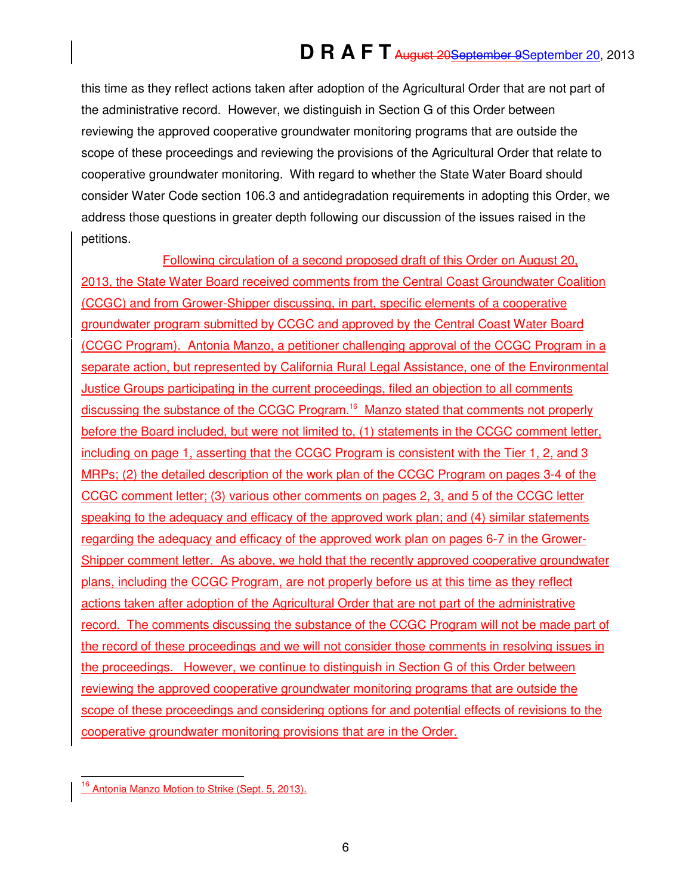this time as they reflect actions taken after adoption of the Agricultural Order that are not part of the administrative record. However, we distinguish in Section G of this Order between reviewing the approved cooperative groundwater monitoring programs that are outside the scope of these proceedings and reviewing the provisions of the Agricultural Order that relate to cooperative groundwater monitoring. With regard to whether the State Water Board should consider Water Code section 106.3 and antidegradation requirements in adopting this Order, we address those questions in greater depth following our discussion of the issues raised in the petitions.

Following circulation of a second proposed draft of this Order on August 20, 2013, the State Water Board received comments from the Central Coast Groundwater Coalition (CCGC) and from Grower-Shipper discussing, in part, specific elements of a cooperative groundwater program submitted by CCGC and approved by the Central Coast Water Board (CCGC Program). Antonia Manzo, a petitioner challenging approval of the CCGC Program in a separate action, but represented by California Rural Legal Assistance, one of the Environmental Justice Groups participating in the current proceedings, filed an objection to all comments discussing the substance of the CCGC Program.[16] Manzo stated that comments not properly before the Board included, but were not limited to, (1) statements in the CCGC comment letter, including on page 1, asserting that the CCGC Program is consistent with the Tier 1, 2, and 3 MRPs; (2) the detailed description of the work plan of the CCGC Program on pages 3-4 of the CCGC comment letter; (3) various other comments on pages 2, 3, and 5 of the CCGC letter speaking to the adequacy and efficacy of the approved work plan; and (4) similar statements regarding the adequacy and efficacy of the approved work plan on pages 6-7 in the Grower-Shipper comment letter. As above, we hold that the recently approved cooperative groundwater plans, including the CCGC Program, are not properly before us at this time as they reflect actions taken after adoption of the Agricultural Order that are not part of the administrative record. The comments discussing the substance of the CCGC Program will not be made part of the record of these proceedings and we will not consider those comments in resolving issues in the proceedings. However, we continue to distinguish in Section G of this Order between reviewing the approved cooperative groundwater monitoring programs that are outside the scope of these proceedings and considering options for and potential effects of revisions to the cooperative groundwater monitoring provisions that are in the Order.

---

[16] Antonia Manzo Motion to Strike (Sept. 5, 2013).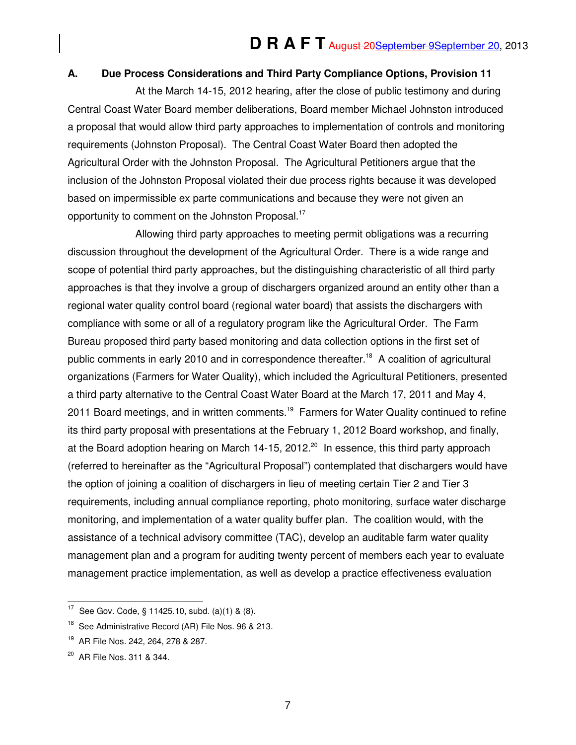## A. Due Process Considerations and Third Party Compliance Options, Provision 11

At the March 14-15, 2012 hearing, after the close of public testimony and during Central Coast Water Board member deliberations, Board member Michael Johnston introduced a proposal that would allow third party approaches to implementation of controls and monitoring requirements (Johnston Proposal). The Central Coast Water Board then adopted the Agricultural Order with the Johnston Proposal. The Agricultural Petitioners argue that the inclusion of the Johnston Proposal violated their due process rights because it was developed based on impermissible ex parte communications and because they were not given an opportunity to comment on the Johnston Proposal.[17]

Allowing third party approaches to meeting permit obligations was a recurring discussion throughout the development of the Agricultural Order. There is a wide range and scope of potential third party approaches, but the distinguishing characteristic of all third party approaches is that they involve a group of dischargers organized around an entity other than a regional water quality control board (regional water board) that assists the dischargers with compliance with some or all of a regulatory program like the Agricultural Order. The Farm Bureau proposed third party based monitoring and data collection options in the first set of public comments in early 2010 and in correspondence thereafter.[18] A coalition of agricultural organizations (Farmers for Water Quality), which included the Agricultural Petitioners, presented a third party alternative to the Central Coast Water Board at the March 17, 2011 and May 4, 2011 Board meetings, and in written comments.[19] Farmers for Water Quality continued to refine its third party proposal with presentations at the February 1, 2012 Board workshop, and finally, at the Board adoption hearing on March 14-15, 2012.[20] In essence, this third party approach (referred to hereinafter as the "Agricultural Proposal") contemplated that dischargers would have the option of joining a coalition of dischargers in lieu of meeting certain Tier 2 and Tier 3 requirements, including annual compliance reporting, photo monitoring, surface water discharge monitoring, and implementation of a water quality buffer plan. The coalition would, with the assistance of a technical advisory committee (TAC), develop an auditable farm water quality management plan and a program for auditing twenty percent of members each year to evaluate management practice implementation, as well as develop a practice effectiveness evaluation

---

[17] See Gov. Code, § 11425.10, subd. (a)(1) & (8).

[18] See Administrative Record (AR) File Nos. 96 & 213.

[19] AR File Nos. 242, 264, 278 & 287.

[20] AR File Nos. 311 & 344.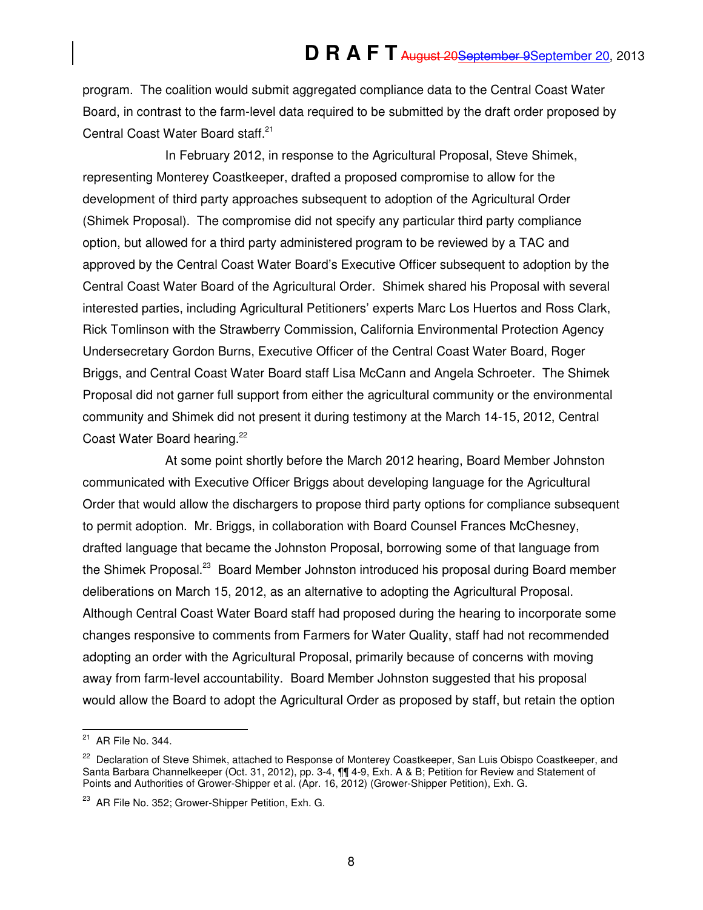program. The coalition would submit aggregated compliance data to the Central Coast Water Board, in contrast to the farm-level data required to be submitted by the draft order proposed by Central Coast Water Board staff.[21]

In February 2012, in response to the Agricultural Proposal, Steve Shimek, representing Monterey Coastkeeper, drafted a proposed compromise to allow for the development of third party approaches subsequent to adoption of the Agricultural Order (Shimek Proposal). The compromise did not specify any particular third party compliance option, but allowed for a third party administered program to be reviewed by a TAC and approved by the Central Coast Water Board's Executive Officer subsequent to adoption by the Central Coast Water Board of the Agricultural Order. Shimek shared his Proposal with several interested parties, including Agricultural Petitioners' experts Marc Los Huertos and Ross Clark, Rick Tomlinson with the Strawberry Commission, California Environmental Protection Agency Undersecretary Gordon Burns, Executive Officer of the Central Coast Water Board, Roger Briggs, and Central Coast Water Board staff Lisa McCann and Angela Schroeter. The Shimek Proposal did not garner full support from either the agricultural community or the environmental community and Shimek did not present it during testimony at the March 14-15, 2012, Central Coast Water Board hearing.[22]

At some point shortly before the March 2012 hearing, Board Member Johnston communicated with Executive Officer Briggs about developing language for the Agricultural Order that would allow the dischargers to propose third party options for compliance subsequent to permit adoption. Mr. Briggs, in collaboration with Board Counsel Frances McChesney, drafted language that became the Johnston Proposal, borrowing some of that language from the Shimek Proposal.[23] Board Member Johnston introduced his proposal during Board member deliberations on March 15, 2012, as an alternative to adopting the Agricultural Proposal. Although Central Coast Water Board staff had proposed during the hearing to incorporate some changes responsive to comments from Farmers for Water Quality, staff had not recommended adopting an order with the Agricultural Proposal, primarily because of concerns with moving away from farm-level accountability. Board Member Johnston suggested that his proposal would allow the Board to adopt the Agricultural Order as proposed by staff, but retain the option

---

[21] AR File No. 344.

[22] Declaration of Steve Shimek, attached to Response of Monterey Coastkeeper, San Luis Obispo Coastkeeper, and Santa Barbara Channelkeeper (Oct. 31, 2012), pp. 3-4, ¶¶ 4-9, Exh. A & B; Petition for Review and Statement of Points and Authorities of Grower-Shipper et al. (Apr. 16, 2012) (Grower-Shipper Petition), Exh. G.

[23] AR File No. 352; Grower-Shipper Petition, Exh. G.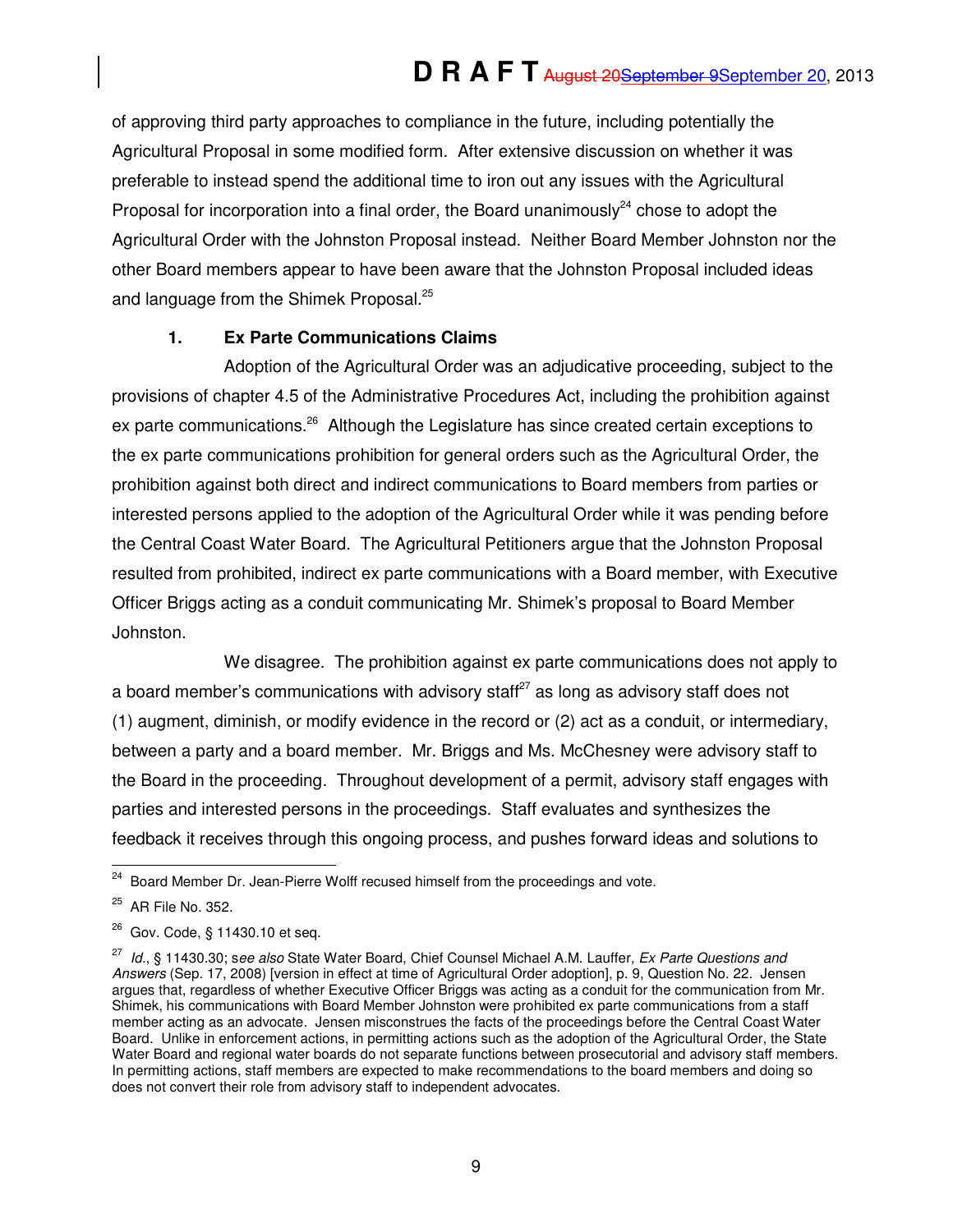of approving third party approaches to compliance in the future, including potentially the Agricultural Proposal in some modified form. After extensive discussion on whether it was preferable to instead spend the additional time to iron out any issues with the Agricultural Proposal for incorporation into a final order, the Board unanimously[24] chose to adopt the Agricultural Order with the Johnston Proposal instead. Neither Board Member Johnston nor the other Board members appear to have been aware that the Johnston Proposal included ideas and language from the Shimek Proposal.[25]

**1. Ex Parte Communications Claims**

Adoption of the Agricultural Order was an adjudicative proceeding, subject to the provisions of chapter 4.5 of the Administrative Procedures Act, including the prohibition against ex parte communications.[26] Although the Legislature has since created certain exceptions to the ex parte communications prohibition for general orders such as the Agricultural Order, the prohibition against both direct and indirect communications to Board members from parties or interested persons applied to the adoption of the Agricultural Order while it was pending before the Central Coast Water Board. The Agricultural Petitioners argue that the Johnston Proposal resulted from prohibited, indirect ex parte communications with a Board member, with Executive Officer Briggs acting as a conduit communicating Mr. Shimek's proposal to Board Member Johnston.

We disagree. The prohibition against ex parte communications does not apply to a board member's communications with advisory staff[27] as long as advisory staff does not (1) augment, diminish, or modify evidence in the record or (2) act as a conduit, or intermediary, between a party and a board member. Mr. Briggs and Ms. McChesney were advisory staff to the Board in the proceeding. Throughout development of a permit, advisory staff engages with parties and interested persons in the proceedings. Staff evaluates and synthesizes the feedback it receives through this ongoing process, and pushes forward ideas and solutions to

---

[24] Board Member Dr. Jean-Pierre Wolff recused himself from the proceedings and vote.

[25] AR File No. 352.

[26] Gov. Code, § 11430.10 et seq.

[27] *Id.*, § 11430.30; s*ee also* State Water Board, Chief Counsel Michael A.M. Lauffer, *Ex Parte Questions and Answers* (Sep. 17, 2008) [version in effect at time of Agricultural Order adoption], p. 9, Question No. 22. Jensen argues that, regardless of whether Executive Officer Briggs was acting as a conduit for the communication from Mr. Shimek, his communications with Board Member Johnston were prohibited ex parte communications from a staff member acting as an advocate. Jensen misconstrues the facts of the proceedings before the Central Coast Water Board. Unlike in enforcement actions, in permitting actions such as the adoption of the Agricultural Order, the State Water Board and regional water boards do not separate functions between prosecutorial and advisory staff members. In permitting actions, staff members are expected to make recommendations to the board members and doing so does not convert their role from advisory staff to independent advocates.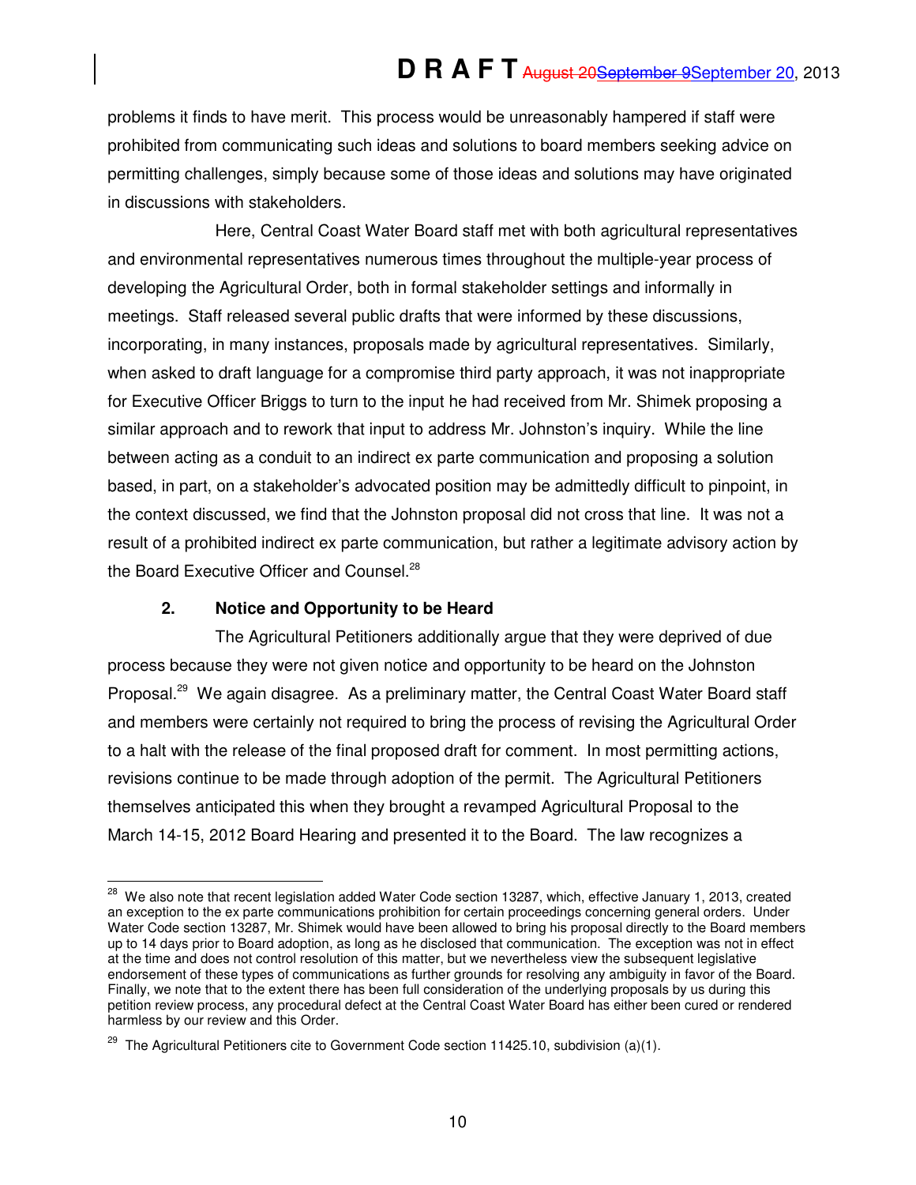problems it finds to have merit. This process would be unreasonably hampered if staff were prohibited from communicating such ideas and solutions to board members seeking advice on permitting challenges, simply because some of those ideas and solutions may have originated in discussions with stakeholders.

Here, Central Coast Water Board staff met with both agricultural representatives and environmental representatives numerous times throughout the multiple-year process of developing the Agricultural Order, both in formal stakeholder settings and informally in meetings. Staff released several public drafts that were informed by these discussions, incorporating, in many instances, proposals made by agricultural representatives. Similarly, when asked to draft language for a compromise third party approach, it was not inappropriate for Executive Officer Briggs to turn to the input he had received from Mr. Shimek proposing a similar approach and to rework that input to address Mr. Johnston's inquiry. While the line between acting as a conduit to an indirect ex parte communication and proposing a solution based, in part, on a stakeholder's advocated position may be admittedly difficult to pinpoint, in the context discussed, we find that the Johnston proposal did not cross that line. It was not a result of a prohibited indirect ex parte communication, but rather a legitimate advisory action by the Board Executive Officer and Counsel.[28]

### 2. Notice and Opportunity to be Heard

The Agricultural Petitioners additionally argue that they were deprived of due process because they were not given notice and opportunity to be heard on the Johnston Proposal.[29] We again disagree. As a preliminary matter, the Central Coast Water Board staff and members were certainly not required to bring the process of revising the Agricultural Order to a halt with the release of the final proposed draft for comment. In most permitting actions, revisions continue to be made through adoption of the permit. The Agricultural Petitioners themselves anticipated this when they brought a revamped Agricultural Proposal to the March 14-15, 2012 Board Hearing and presented it to the Board. The law recognizes a

---

[28] We also note that recent legislation added Water Code section 13287, which, effective January 1, 2013, created an exception to the ex parte communications prohibition for certain proceedings concerning general orders. Under Water Code section 13287, Mr. Shimek would have been allowed to bring his proposal directly to the Board members up to 14 days prior to Board adoption, as long as he disclosed that communication. The exception was not in effect at the time and does not control resolution of this matter, but we nevertheless view the subsequent legislative endorsement of these types of communications as further grounds for resolving any ambiguity in favor of the Board. Finally, we note that to the extent there has been full consideration of the underlying proposals by us during this petition review process, any procedural defect at the Central Coast Water Board has either been cured or rendered harmless by our review and this Order.

[29] The Agricultural Petitioners cite to Government Code section 11425.10, subdivision (a)(1).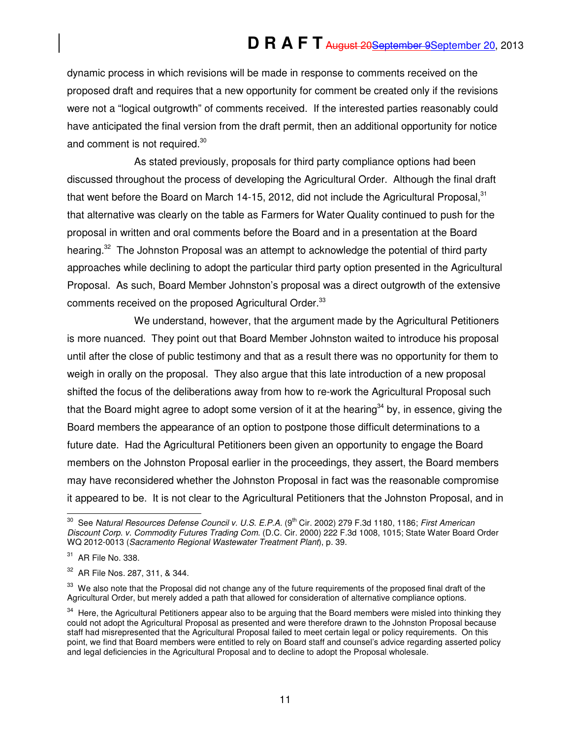dynamic process in which revisions will be made in response to comments received on the proposed draft and requires that a new opportunity for comment be created only if the revisions were not a "logical outgrowth" of comments received. If the interested parties reasonably could have anticipated the final version from the draft permit, then an additional opportunity for notice and comment is not required.[30]

As stated previously, proposals for third party compliance options had been discussed throughout the process of developing the Agricultural Order. Although the final draft that went before the Board on March 14-15, 2012, did not include the Agricultural Proposal,[31] that alternative was clearly on the table as Farmers for Water Quality continued to push for the proposal in written and oral comments before the Board and in a presentation at the Board hearing.[32] The Johnston Proposal was an attempt to acknowledge the potential of third party approaches while declining to adopt the particular third party option presented in the Agricultural Proposal. As such, Board Member Johnston's proposal was a direct outgrowth of the extensive comments received on the proposed Agricultural Order.[33]

We understand, however, that the argument made by the Agricultural Petitioners is more nuanced. They point out that Board Member Johnston waited to introduce his proposal until after the close of public testimony and that as a result there was no opportunity for them to weigh in orally on the proposal. They also argue that this late introduction of a new proposal shifted the focus of the deliberations away from how to re-work the Agricultural Proposal such that the Board might agree to adopt some version of it at the hearing[34] by, in essence, giving the Board members the appearance of an option to postpone those difficult determinations to a future date. Had the Agricultural Petitioners been given an opportunity to engage the Board members on the Johnston Proposal earlier in the proceedings, they assert, the Board members may have reconsidered whether the Johnston Proposal in fact was the reasonable compromise it appeared to be. It is not clear to the Agricultural Petitioners that the Johnston Proposal, and in

---

[30] See *Natural Resources Defense Council v. U.S. E.P.A.* (9th Cir. 2002) 279 F.3d 1180, 1186; *First American Discount Corp. v. Commodity Futures Trading Com.* (D.C. Cir. 2000) 222 F.3d 1008, 1015; State Water Board Order WQ 2012-0013 (*Sacramento Regional Wastewater Treatment Plant*), p. 39.

[31] AR File No. 338.

[32] AR File Nos. 287, 311, & 344.

[33] We also note that the Proposal did not change any of the future requirements of the proposed final draft of the Agricultural Order, but merely added a path that allowed for consideration of alternative compliance options.

[34] Here, the Agricultural Petitioners appear also to be arguing that the Board members were misled into thinking they could not adopt the Agricultural Proposal as presented and were therefore drawn to the Johnston Proposal because staff had misrepresented that the Agricultural Proposal failed to meet certain legal or policy requirements. On this point, we find that Board members were entitled to rely on Board staff and counsel's advice regarding asserted policy and legal deficiencies in the Agricultural Proposal and to decline to adopt the Proposal wholesale.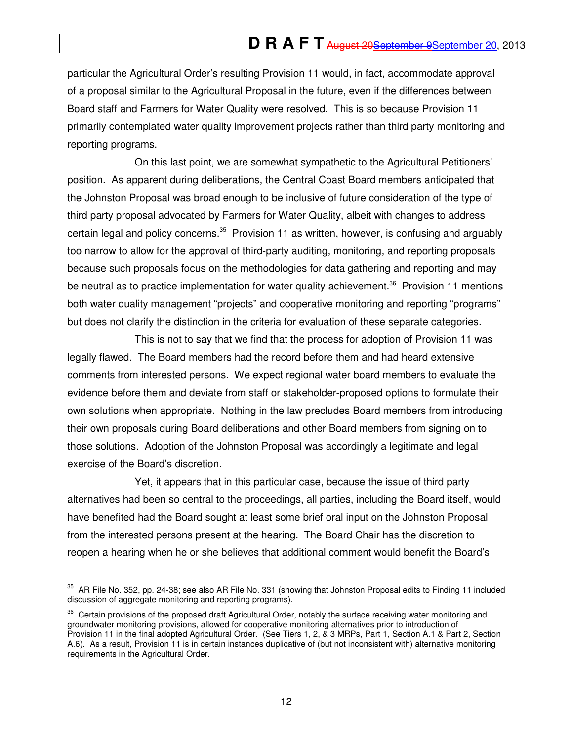particular the Agricultural Order's resulting Provision 11 would, in fact, accommodate approval of a proposal similar to the Agricultural Proposal in the future, even if the differences between Board staff and Farmers for Water Quality were resolved. This is so because Provision 11 primarily contemplated water quality improvement projects rather than third party monitoring and reporting programs.

On this last point, we are somewhat sympathetic to the Agricultural Petitioners' position. As apparent during deliberations, the Central Coast Board members anticipated that the Johnston Proposal was broad enough to be inclusive of future consideration of the type of third party proposal advocated by Farmers for Water Quality, albeit with changes to address certain legal and policy concerns.[35] Provision 11 as written, however, is confusing and arguably too narrow to allow for the approval of third-party auditing, monitoring, and reporting proposals because such proposals focus on the methodologies for data gathering and reporting and may be neutral as to practice implementation for water quality achievement.[36] Provision 11 mentions both water quality management "projects" and cooperative monitoring and reporting "programs" but does not clarify the distinction in the criteria for evaluation of these separate categories.

This is not to say that we find that the process for adoption of Provision 11 was legally flawed. The Board members had the record before them and had heard extensive comments from interested persons. We expect regional water board members to evaluate the evidence before them and deviate from staff or stakeholder-proposed options to formulate their own solutions when appropriate. Nothing in the law precludes Board members from introducing their own proposals during Board deliberations and other Board members from signing on to those solutions. Adoption of the Johnston Proposal was accordingly a legitimate and legal exercise of the Board's discretion.

Yet, it appears that in this particular case, because the issue of third party alternatives had been so central to the proceedings, all parties, including the Board itself, would have benefited had the Board sought at least some brief oral input on the Johnston Proposal from the interested persons present at the hearing. The Board Chair has the discretion to reopen a hearing when he or she believes that additional comment would benefit the Board's

---

[35] AR File No. 352, pp. 24-38; see also AR File No. 331 (showing that Johnston Proposal edits to Finding 11 included discussion of aggregate monitoring and reporting programs).

[36] Certain provisions of the proposed draft Agricultural Order, notably the surface receiving water monitoring and groundwater monitoring provisions, allowed for cooperative monitoring alternatives prior to introduction of Provision 11 in the final adopted Agricultural Order. (See Tiers 1, 2, & 3 MRPs, Part 1, Section A.1 & Part 2, Section A.6). As a result, Provision 11 is in certain instances duplicative of (but not inconsistent with) alternative monitoring requirements in the Agricultural Order.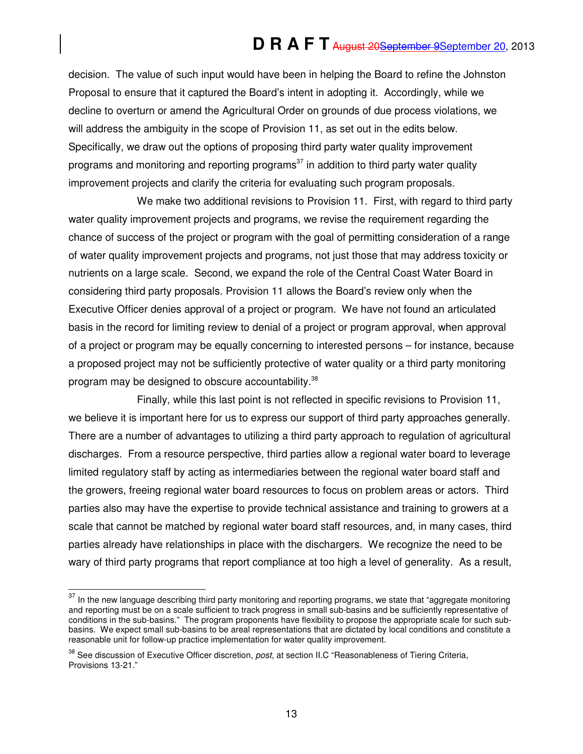decision. The value of such input would have been in helping the Board to refine the Johnston Proposal to ensure that it captured the Board's intent in adopting it. Accordingly, while we decline to overturn or amend the Agricultural Order on grounds of due process violations, we will address the ambiguity in the scope of Provision 11, as set out in the edits below. Specifically, we draw out the options of proposing third party water quality improvement programs and monitoring and reporting programs[37] in addition to third party water quality improvement projects and clarify the criteria for evaluating such program proposals.

We make two additional revisions to Provision 11. First, with regard to third party water quality improvement projects and programs, we revise the requirement regarding the chance of success of the project or program with the goal of permitting consideration of a range of water quality improvement projects and programs, not just those that may address toxicity or nutrients on a large scale. Second, we expand the role of the Central Coast Water Board in considering third party proposals. Provision 11 allows the Board's review only when the Executive Officer denies approval of a project or program. We have not found an articulated basis in the record for limiting review to denial of a project or program approval, when approval of a project or program may be equally concerning to interested persons – for instance, because a proposed project may not be sufficiently protective of water quality or a third party monitoring program may be designed to obscure accountability.[38]

Finally, while this last point is not reflected in specific revisions to Provision 11, we believe it is important here for us to express our support of third party approaches generally. There are a number of advantages to utilizing a third party approach to regulation of agricultural discharges. From a resource perspective, third parties allow a regional water board to leverage limited regulatory staff by acting as intermediaries between the regional water board staff and the growers, freeing regional water board resources to focus on problem areas or actors. Third parties also may have the expertise to provide technical assistance and training to growers at a scale that cannot be matched by regional water board staff resources, and, in many cases, third parties already have relationships in place with the dischargers. We recognize the need to be wary of third party programs that report compliance at too high a level of generality. As a result,

---

[37] In the new language describing third party monitoring and reporting programs, we state that "aggregate monitoring and reporting must be on a scale sufficient to track progress in small sub-basins and be sufficiently representative of conditions in the sub-basins." The program proponents have flexibility to propose the appropriate scale for such sub-basins. We expect small sub-basins to be areal representations that are dictated by local conditions and constitute a reasonable unit for follow-up practice implementation for water quality improvement.

[38] See discussion of Executive Officer discretion, *post*, at section II.C "Reasonableness of Tiering Criteria, Provisions 13-21."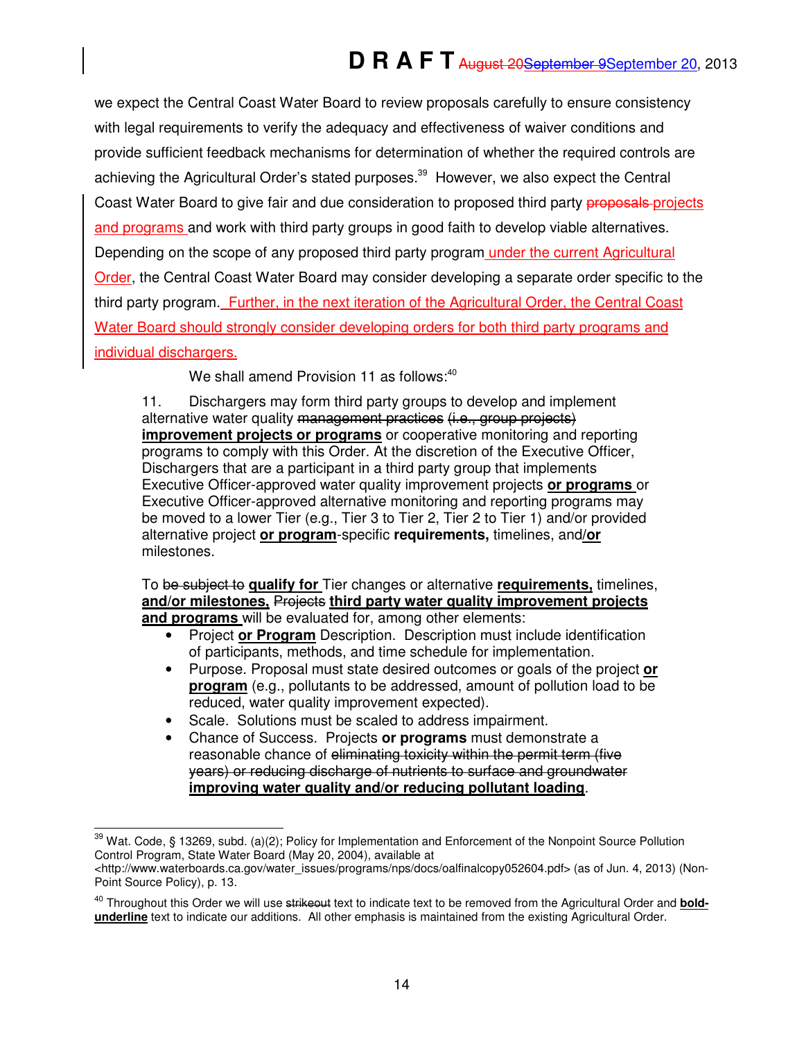we expect the Central Coast Water Board to review proposals carefully to ensure consistency with legal requirements to verify the adequacy and effectiveness of waiver conditions and provide sufficient feedback mechanisms for determination of whether the required controls are achieving the Agricultural Order's stated purposes.[39] However, we also expect the Central Coast Water Board to give fair and due consideration to proposed third party ~~proposals~~ projects and programs and work with third party groups in good faith to develop viable alternatives. Depending on the scope of any proposed third party program under the current Agricultural Order, the Central Coast Water Board may consider developing a separate order specific to the third party program. Further, in the next iteration of the Agricultural Order, the Central Coast Water Board should strongly consider developing orders for both third party programs and individual dischargers.

We shall amend Provision 11 as follows:[40]

> 11. Dischargers may form third party groups to develop and implement alternative water quality ~~management practices (i.e., group projects)~~ **<u>improvement projects or programs</u>** or cooperative monitoring and reporting programs to comply with this Order. At the discretion of the Executive Officer, Dischargers that are a participant in a third party group that implements Executive Officer-approved water quality improvement projects **<u>or programs</u>** or Executive Officer-approved alternative monitoring and reporting programs may be moved to a lower Tier (e.g., Tier 3 to Tier 2, Tier 2 to Tier 1) and/or provided alternative project **<u>or program</u>**-specific **requirements,** timelines, and/**<u>or</u>** milestones.
>
> To ~~be subject to~~ **<u>qualify for</u>** Tier changes or alternative **<u>requirements,</u>** timelines, **<u>and/or milestones,</u>** ~~Projects~~ **<u>third party water quality improvement projects and programs</u>** will be evaluated for, among other elements:
>
> - Project **<u>or Program</u>** Description. Description must include identification of participants, methods, and time schedule for implementation.
> - Purpose. Proposal must state desired outcomes or goals of the project **<u>or program</u>** (e.g., pollutants to be addressed, amount of pollution load to be reduced, water quality improvement expected).
> - Scale. Solutions must be scaled to address impairment.
> - Chance of Success. Projects **or programs** must demonstrate a reasonable chance of ~~eliminating toxicity within the permit term (five years) or reducing discharge of nutrients to surface and groundwater~~ **<u>improving water quality and/or reducing pollutant loading</u>**.

---

[39] Wat. Code, § 13269, subd. (a)(2); Policy for Implementation and Enforcement of the Nonpoint Source Pollution Control Program, State Water Board (May 20, 2004), available at <http://www.waterboards.ca.gov/water_issues/programs/nps/docs/oalfinalcopy052604.pdf> (as of Jun. 4, 2013) (Non-Point Source Policy), p. 13.

[40] Throughout this Order we will use ~~strikeout~~ text to indicate text to be removed from the Agricultural Order and **<u>bold-underline</u>** text to indicate our additions. All other emphasis is maintained from the existing Agricultural Order.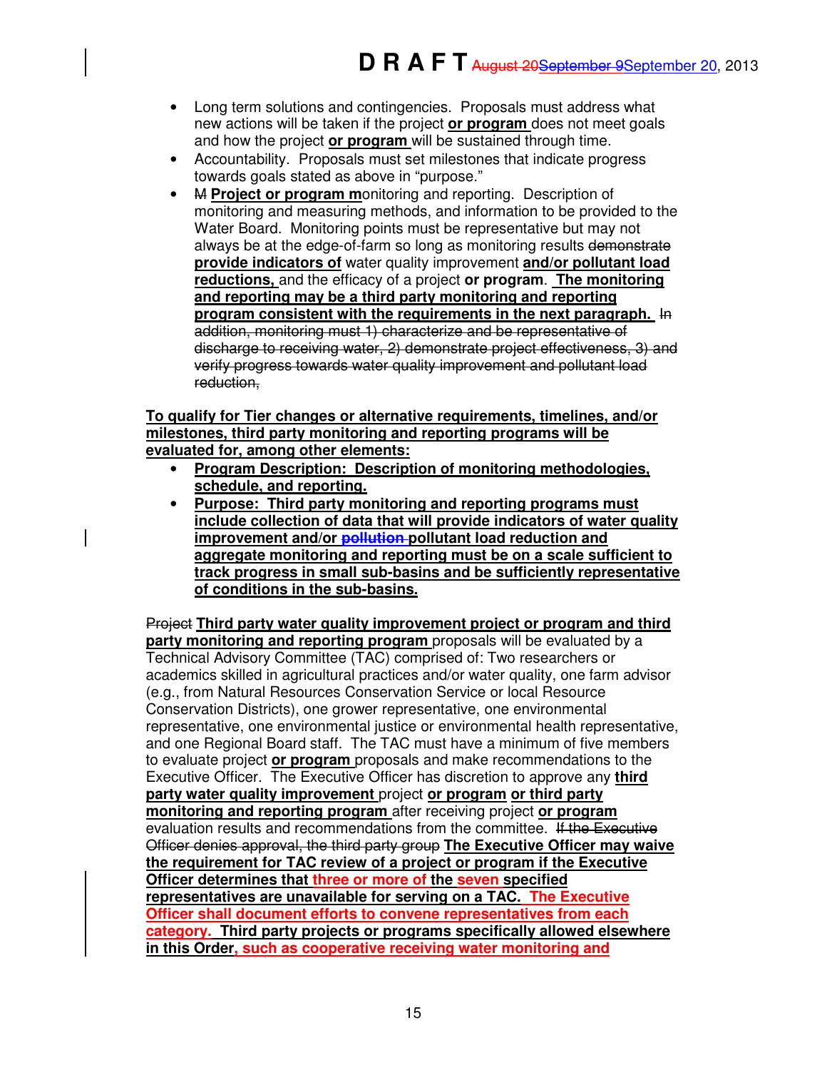- Long term solutions and contingencies. Proposals must address what new actions will be taken if the project **or program** does not meet goals and how the project **or program** will be sustained through time.
- Accountability. Proposals must set milestones that indicate progress towards goals stated as above in "purpose."
- ~~M~~ **Project or program m**onitoring and reporting. Description of monitoring and measuring methods, and information to be provided to the Water Board. Monitoring points must be representative but may not always be at the edge-of-farm so long as monitoring results ~~demonstrate~~ **provide indicators of** water quality improvement **and/or pollutant load reductions,** and the efficacy of a project **or program**. **The monitoring and reporting may be a third party monitoring and reporting program consistent with the requirements in the next paragraph.** ~~In addition, monitoring must 1) characterize and be representative of discharge to receiving water, 2) demonstrate project effectiveness, 3) and verify progress towards water quality improvement and pollutant load reduction,~~

**To qualify for Tier changes or alternative requirements, timelines, and/or milestones, third party monitoring and reporting programs will be evaluated for, among other elements:**

- **Program Description: Description of monitoring methodologies, schedule, and reporting.**
- **Purpose: Third party monitoring and reporting programs must include collection of data that will provide indicators of water quality improvement and/or ~~pollution~~ pollutant load reduction and aggregate monitoring and reporting must be on a scale sufficient to track progress in small sub-basins and be sufficiently representative of conditions in the sub-basins.**

~~Project~~ **Third party water quality improvement project or program and third party monitoring and reporting program** proposals will be evaluated by a Technical Advisory Committee (TAC) comprised of: Two researchers or academics skilled in agricultural practices and/or water quality, one farm advisor (e.g., from Natural Resources Conservation Service or local Resource Conservation Districts), one grower representative, one environmental representative, one environmental justice or environmental health representative, and one Regional Board staff. The TAC must have a minimum of five members to evaluate project **or program** proposals and make recommendations to the Executive Officer. The Executive Officer has discretion to approve any **third party water quality improvement** project **or program or third party monitoring and reporting program** after receiving project **or program** evaluation results and recommendations from the committee. ~~If the Executive Officer denies approval, the third party group~~ **The Executive Officer may waive the requirement for TAC review of a project or program if the Executive Officer determines that three or more of the seven specified representatives are unavailable for serving on a TAC. The Executive Officer shall document efforts to convene representatives from each category. Third party projects or programs specifically allowed elsewhere in this Order, such as cooperative receiving water monitoring and**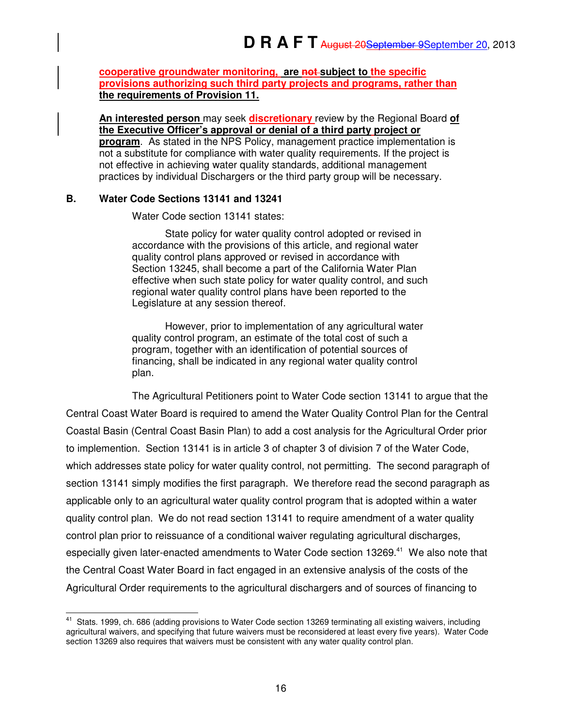**cooperative groundwater monitoring, are ~~not~~ subject to the specific provisions authorizing such third party projects and programs, rather than the requirements of Provision 11.**

**An interested person** may seek **discretionary** review by the Regional Board **of the Executive Officer's approval or denial of a third party project or program**. As stated in the NPS Policy, management practice implementation is not a substitute for compliance with water quality requirements. If the project is not effective in achieving water quality standards, additional management practices by individual Dischargers or the third party group will be necessary.

### B. Water Code Sections 13141 and 13241

Water Code section 13141 states:

> State policy for water quality control adopted or revised in accordance with the provisions of this article, and regional water quality control plans approved or revised in accordance with Section 13245, shall become a part of the California Water Plan effective when such state policy for water quality control, and such regional water quality control plans have been reported to the Legislature at any session thereof.
>
> However, prior to implementation of any agricultural water quality control program, an estimate of the total cost of such a program, together with an identification of potential sources of financing, shall be indicated in any regional water quality control plan.

The Agricultural Petitioners point to Water Code section 13141 to argue that the Central Coast Water Board is required to amend the Water Quality Control Plan for the Central Coastal Basin (Central Coast Basin Plan) to add a cost analysis for the Agricultural Order prior to implemention. Section 13141 is in article 3 of chapter 3 of division 7 of the Water Code, which addresses state policy for water quality control, not permitting. The second paragraph of section 13141 simply modifies the first paragraph. We therefore read the second paragraph as applicable only to an agricultural water quality control program that is adopted within a water quality control plan. We do not read section 13141 to require amendment of a water quality control plan prior to reissuance of a conditional waiver regulating agricultural discharges, especially given later-enacted amendments to Water Code section 13269.[41] We also note that the Central Coast Water Board in fact engaged in an extensive analysis of the costs of the Agricultural Order requirements to the agricultural dischargers and of sources of financing to

---

[41] Stats. 1999, ch. 686 (adding provisions to Water Code section 13269 terminating all existing waivers, including agricultural waivers, and specifying that future waivers must be reconsidered at least every five years). Water Code section 13269 also requires that waivers must be consistent with any water quality control plan.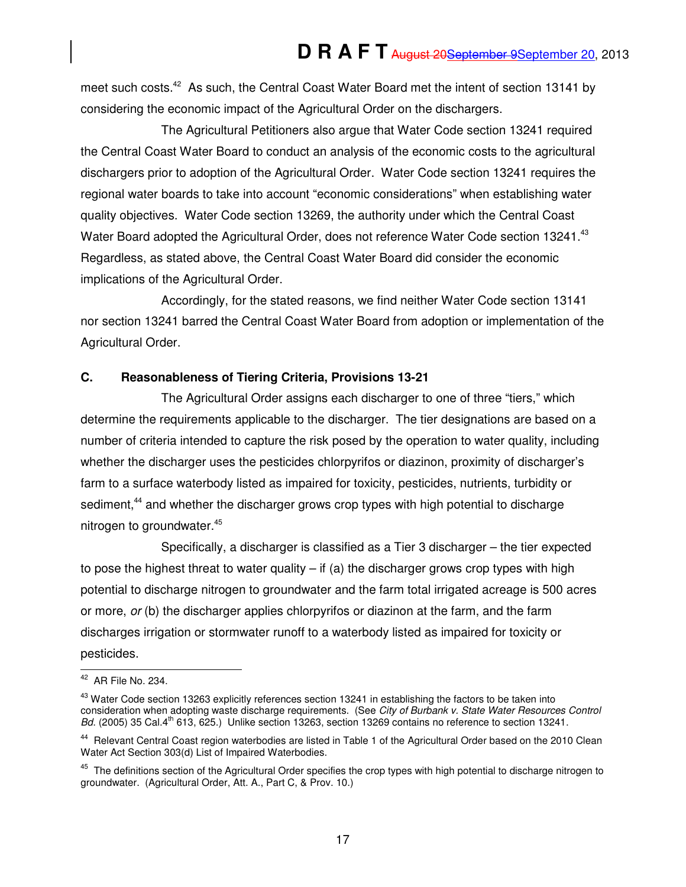meet such costs.[42] As such, the Central Coast Water Board met the intent of section 13141 by considering the economic impact of the Agricultural Order on the dischargers.

The Agricultural Petitioners also argue that Water Code section 13241 required the Central Coast Water Board to conduct an analysis of the economic costs to the agricultural dischargers prior to adoption of the Agricultural Order. Water Code section 13241 requires the regional water boards to take into account "economic considerations" when establishing water quality objectives. Water Code section 13269, the authority under which the Central Coast Water Board adopted the Agricultural Order, does not reference Water Code section 13241.[43] Regardless, as stated above, the Central Coast Water Board did consider the economic implications of the Agricultural Order.

Accordingly, for the stated reasons, we find neither Water Code section 13141 nor section 13241 barred the Central Coast Water Board from adoption or implementation of the Agricultural Order.

### C. Reasonableness of Tiering Criteria, Provisions 13-21

The Agricultural Order assigns each discharger to one of three "tiers," which determine the requirements applicable to the discharger. The tier designations are based on a number of criteria intended to capture the risk posed by the operation to water quality, including whether the discharger uses the pesticides chlorpyrifos or diazinon, proximity of discharger's farm to a surface waterbody listed as impaired for toxicity, pesticides, nutrients, turbidity or sediment,[44] and whether the discharger grows crop types with high potential to discharge nitrogen to groundwater.[45]

Specifically, a discharger is classified as a Tier 3 discharger – the tier expected to pose the highest threat to water quality – if (a) the discharger grows crop types with high potential to discharge nitrogen to groundwater and the farm total irrigated acreage is 500 acres or more, *or* (b) the discharger applies chlorpyrifos or diazinon at the farm, and the farm discharges irrigation or stormwater runoff to a waterbody listed as impaired for toxicity or pesticides.

---

[42] AR File No. 234.

[43] Water Code section 13263 explicitly references section 13241 in establishing the factors to be taken into consideration when adopting waste discharge requirements. (See *City of Burbank v. State Water Resources Control Bd*. (2005) 35 Cal.4th 613, 625.) Unlike section 13263, section 13269 contains no reference to section 13241.

[44] Relevant Central Coast region waterbodies are listed in Table 1 of the Agricultural Order based on the 2010 Clean Water Act Section 303(d) List of Impaired Waterbodies.

[45] The definitions section of the Agricultural Order specifies the crop types with high potential to discharge nitrogen to groundwater. (Agricultural Order, Att. A., Part C, & Prov. 10.)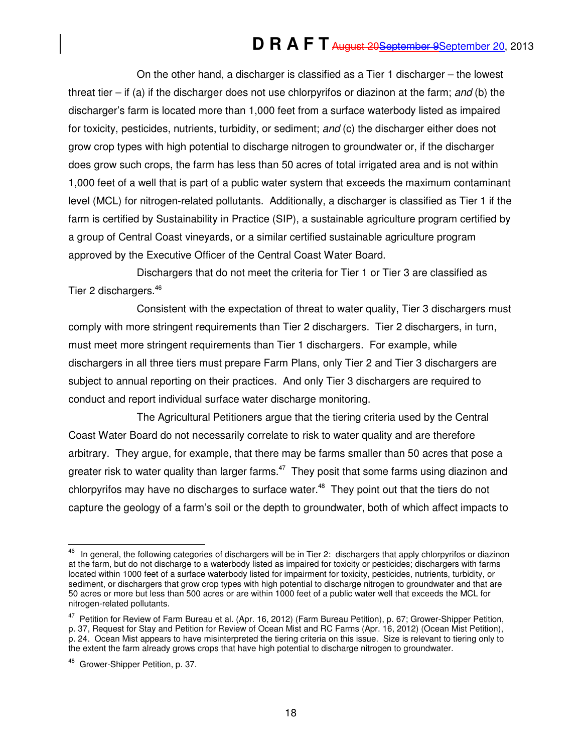On the other hand, a discharger is classified as a Tier 1 discharger – the lowest threat tier – if (a) if the discharger does not use chlorpyrifos or diazinon at the farm; *and* (b) the discharger's farm is located more than 1,000 feet from a surface waterbody listed as impaired for toxicity, pesticides, nutrients, turbidity, or sediment; *and* (c) the discharger either does not grow crop types with high potential to discharge nitrogen to groundwater or, if the discharger does grow such crops, the farm has less than 50 acres of total irrigated area and is not within 1,000 feet of a well that is part of a public water system that exceeds the maximum contaminant level (MCL) for nitrogen-related pollutants. Additionally, a discharger is classified as Tier 1 if the farm is certified by Sustainability in Practice (SIP), a sustainable agriculture program certified by a group of Central Coast vineyards, or a similar certified sustainable agriculture program approved by the Executive Officer of the Central Coast Water Board.

Dischargers that do not meet the criteria for Tier 1 or Tier 3 are classified as Tier 2 dischargers.[46]

Consistent with the expectation of threat to water quality, Tier 3 dischargers must comply with more stringent requirements than Tier 2 dischargers. Tier 2 dischargers, in turn, must meet more stringent requirements than Tier 1 dischargers. For example, while dischargers in all three tiers must prepare Farm Plans, only Tier 2 and Tier 3 dischargers are subject to annual reporting on their practices. And only Tier 3 dischargers are required to conduct and report individual surface water discharge monitoring.

The Agricultural Petitioners argue that the tiering criteria used by the Central Coast Water Board do not necessarily correlate to risk to water quality and are therefore arbitrary. They argue, for example, that there may be farms smaller than 50 acres that pose a greater risk to water quality than larger farms.[47] They posit that some farms using diazinon and chlorpyrifos may have no discharges to surface water.[48] They point out that the tiers do not capture the geology of a farm's soil or the depth to groundwater, both of which affect impacts to

---

[46] In general, the following categories of dischargers will be in Tier 2: dischargers that apply chlorpyrifos or diazinon at the farm, but do not discharge to a waterbody listed as impaired for toxicity or pesticides; dischargers with farms located within 1000 feet of a surface waterbody listed for impairment for toxicity, pesticides, nutrients, turbidity, or sediment, or dischargers that grow crop types with high potential to discharge nitrogen to groundwater and that are 50 acres or more but less than 500 acres or are within 1000 feet of a public water well that exceeds the MCL for nitrogen-related pollutants.

[47] Petition for Review of Farm Bureau et al. (Apr. 16, 2012) (Farm Bureau Petition), p. 67; Grower-Shipper Petition, p. 37, Request for Stay and Petition for Review of Ocean Mist and RC Farms (Apr. 16, 2012) (Ocean Mist Petition), p. 24. Ocean Mist appears to have misinterpreted the tiering criteria on this issue. Size is relevant to tiering only to the extent the farm already grows crops that have high potential to discharge nitrogen to groundwater.

[48] Grower-Shipper Petition, p. 37.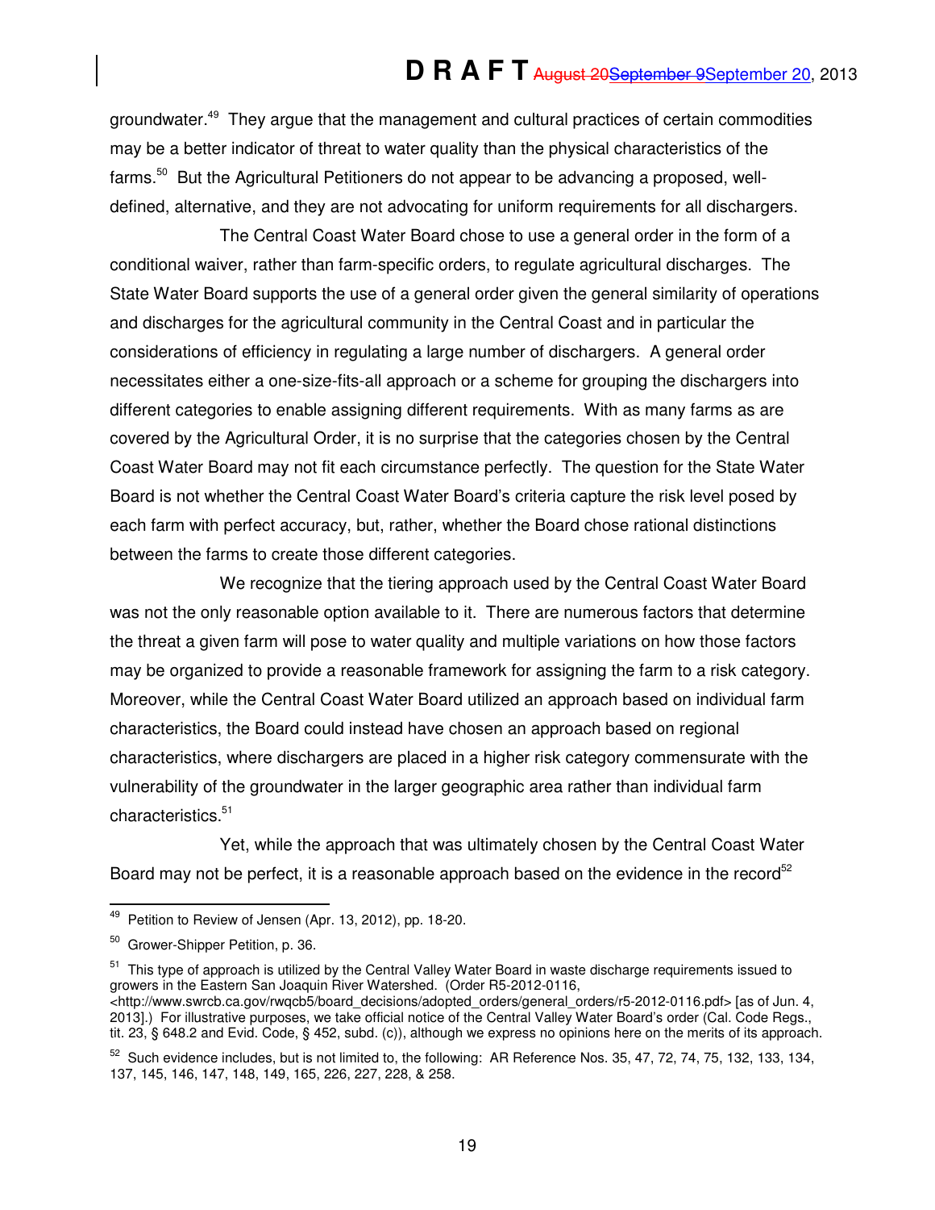groundwater.[49] They argue that the management and cultural practices of certain commodities may be a better indicator of threat to water quality than the physical characteristics of the farms.[50] But the Agricultural Petitioners do not appear to be advancing a proposed, well-defined, alternative, and they are not advocating for uniform requirements for all dischargers.

The Central Coast Water Board chose to use a general order in the form of a conditional waiver, rather than farm-specific orders, to regulate agricultural discharges. The State Water Board supports the use of a general order given the general similarity of operations and discharges for the agricultural community in the Central Coast and in particular the considerations of efficiency in regulating a large number of dischargers. A general order necessitates either a one-size-fits-all approach or a scheme for grouping the dischargers into different categories to enable assigning different requirements. With as many farms as are covered by the Agricultural Order, it is no surprise that the categories chosen by the Central Coast Water Board may not fit each circumstance perfectly. The question for the State Water Board is not whether the Central Coast Water Board's criteria capture the risk level posed by each farm with perfect accuracy, but, rather, whether the Board chose rational distinctions between the farms to create those different categories.

We recognize that the tiering approach used by the Central Coast Water Board was not the only reasonable option available to it. There are numerous factors that determine the threat a given farm will pose to water quality and multiple variations on how those factors may be organized to provide a reasonable framework for assigning the farm to a risk category. Moreover, while the Central Coast Water Board utilized an approach based on individual farm characteristics, the Board could instead have chosen an approach based on regional characteristics, where dischargers are placed in a higher risk category commensurate with the vulnerability of the groundwater in the larger geographic area rather than individual farm characteristics.[51]

Yet, while the approach that was ultimately chosen by the Central Coast Water Board may not be perfect, it is a reasonable approach based on the evidence in the record[52]

---

[49] Petition to Review of Jensen (Apr. 13, 2012), pp. 18-20.

[50] Grower-Shipper Petition, p. 36.

[51] This type of approach is utilized by the Central Valley Water Board in waste discharge requirements issued to growers in the Eastern San Joaquin River Watershed. (Order R5-2012-0116, <http://www.swrcb.ca.gov/rwqcb5/board_decisions/adopted_orders/general_orders/r5-2012-0116.pdf> [as of Jun. 4, 2013].) For illustrative purposes, we take official notice of the Central Valley Water Board's order (Cal. Code Regs., tit. 23, § 648.2 and Evid. Code, § 452, subd. (c)), although we express no opinions here on the merits of its approach.

[52] Such evidence includes, but is not limited to, the following: AR Reference Nos. 35, 47, 72, 74, 75, 132, 133, 134, 137, 145, 146, 147, 148, 149, 165, 226, 227, 228, & 258.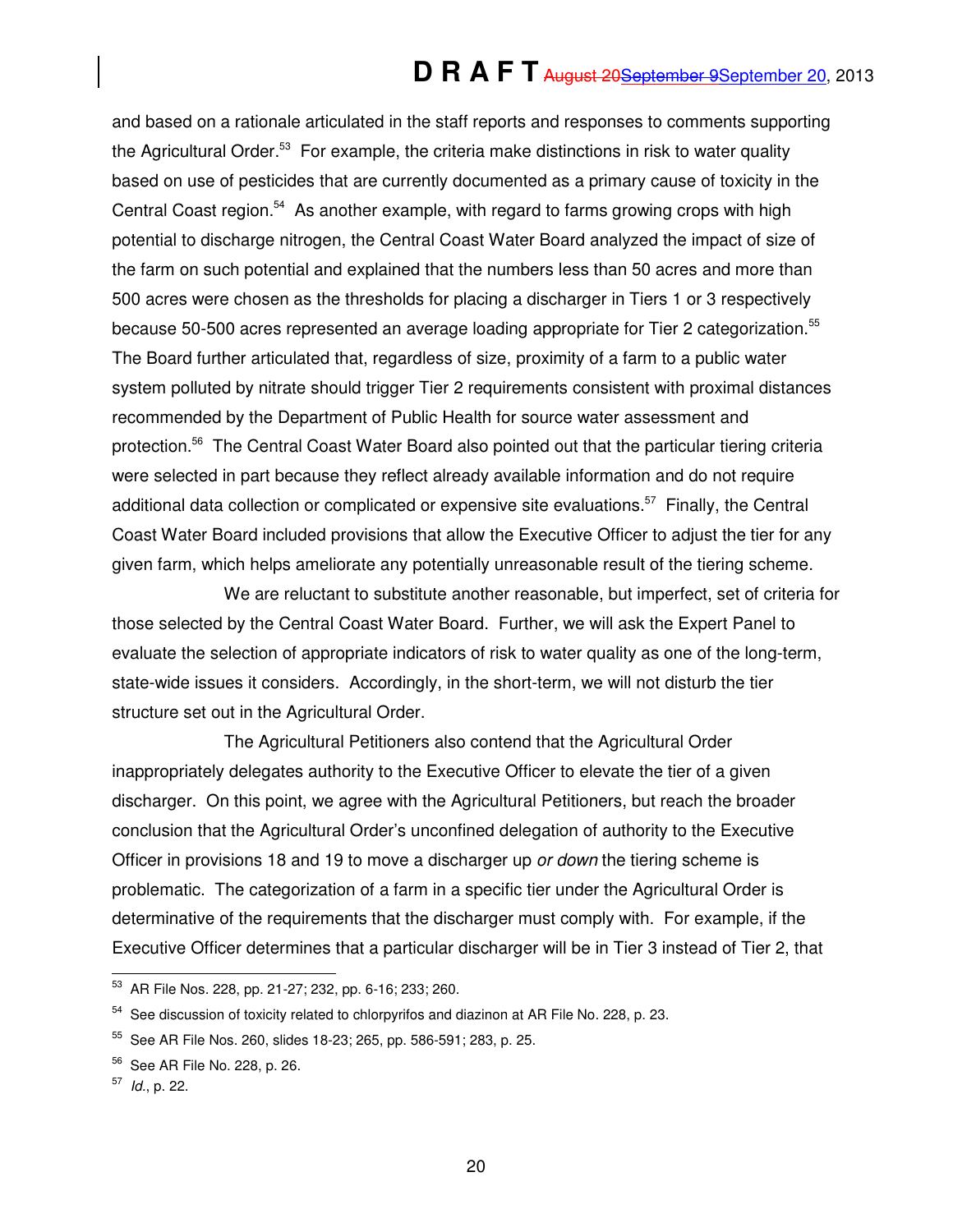and based on a rationale articulated in the staff reports and responses to comments supporting the Agricultural Order.[53] For example, the criteria make distinctions in risk to water quality based on use of pesticides that are currently documented as a primary cause of toxicity in the Central Coast region.[54] As another example, with regard to farms growing crops with high potential to discharge nitrogen, the Central Coast Water Board analyzed the impact of size of the farm on such potential and explained that the numbers less than 50 acres and more than 500 acres were chosen as the thresholds for placing a discharger in Tiers 1 or 3 respectively because 50-500 acres represented an average loading appropriate for Tier 2 categorization.[55] The Board further articulated that, regardless of size, proximity of a farm to a public water system polluted by nitrate should trigger Tier 2 requirements consistent with proximal distances recommended by the Department of Public Health for source water assessment and protection.[56] The Central Coast Water Board also pointed out that the particular tiering criteria were selected in part because they reflect already available information and do not require additional data collection or complicated or expensive site evaluations.[57] Finally, the Central Coast Water Board included provisions that allow the Executive Officer to adjust the tier for any given farm, which helps ameliorate any potentially unreasonable result of the tiering scheme.

We are reluctant to substitute another reasonable, but imperfect, set of criteria for those selected by the Central Coast Water Board. Further, we will ask the Expert Panel to evaluate the selection of appropriate indicators of risk to water quality as one of the long-term, state-wide issues it considers. Accordingly, in the short-term, we will not disturb the tier structure set out in the Agricultural Order.

The Agricultural Petitioners also contend that the Agricultural Order inappropriately delegates authority to the Executive Officer to elevate the tier of a given discharger. On this point, we agree with the Agricultural Petitioners, but reach the broader conclusion that the Agricultural Order's unconfined delegation of authority to the Executive Officer in provisions 18 and 19 to move a discharger up *or down* the tiering scheme is problematic. The categorization of a farm in a specific tier under the Agricultural Order is determinative of the requirements that the discharger must comply with. For example, if the Executive Officer determines that a particular discharger will be in Tier 3 instead of Tier 2, that

---

[53] AR File Nos. 228, pp. 21-27; 232, pp. 6-16; 233; 260.

[54] See discussion of toxicity related to chlorpyrifos and diazinon at AR File No. 228, p. 23.

[55] See AR File Nos. 260, slides 18-23; 265, pp. 586-591; 283, p. 25.

[56] See AR File No. 228, p. 26.

[57] *Id.*, p. 22.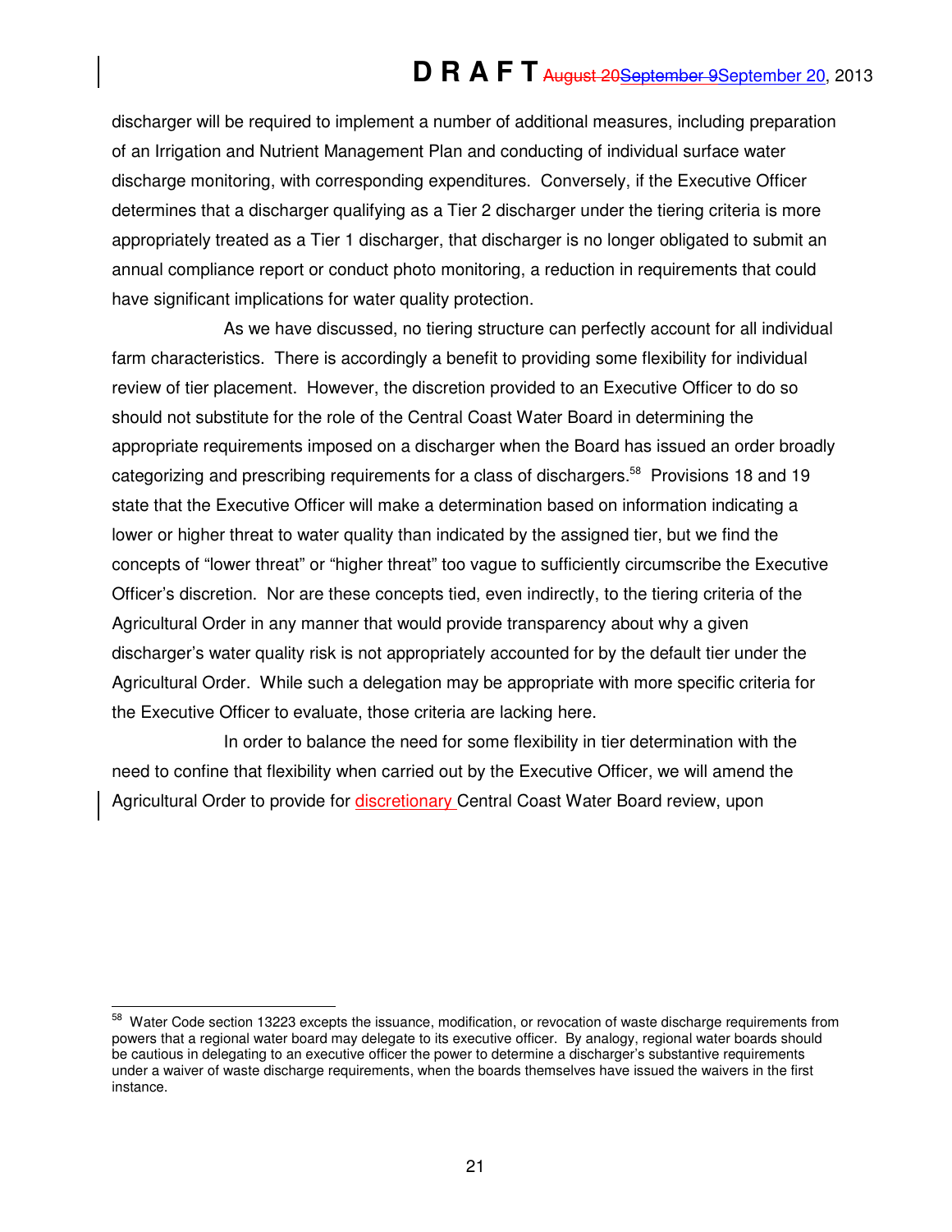discharger will be required to implement a number of additional measures, including preparation of an Irrigation and Nutrient Management Plan and conducting of individual surface water discharge monitoring, with corresponding expenditures. Conversely, if the Executive Officer determines that a discharger qualifying as a Tier 2 discharger under the tiering criteria is more appropriately treated as a Tier 1 discharger, that discharger is no longer obligated to submit an annual compliance report or conduct photo monitoring, a reduction in requirements that could have significant implications for water quality protection.

As we have discussed, no tiering structure can perfectly account for all individual farm characteristics. There is accordingly a benefit to providing some flexibility for individual review of tier placement. However, the discretion provided to an Executive Officer to do so should not substitute for the role of the Central Coast Water Board in determining the appropriate requirements imposed on a discharger when the Board has issued an order broadly categorizing and prescribing requirements for a class of dischargers.[58] Provisions 18 and 19 state that the Executive Officer will make a determination based on information indicating a lower or higher threat to water quality than indicated by the assigned tier, but we find the concepts of "lower threat" or "higher threat" too vague to sufficiently circumscribe the Executive Officer's discretion. Nor are these concepts tied, even indirectly, to the tiering criteria of the Agricultural Order in any manner that would provide transparency about why a given discharger's water quality risk is not appropriately accounted for by the default tier under the Agricultural Order. While such a delegation may be appropriate with more specific criteria for the Executive Officer to evaluate, those criteria are lacking here.

In order to balance the need for some flexibility in tier determination with the need to confine that flexibility when carried out by the Executive Officer, we will amend the Agricultural Order to provide for discretionary Central Coast Water Board review, upon

[58] Water Code section 13223 excepts the issuance, modification, or revocation of waste discharge requirements from powers that a regional water board may delegate to its executive officer. By analogy, regional water boards should be cautious in delegating to an executive officer the power to determine a discharger's substantive requirements under a waiver of waste discharge requirements, when the boards themselves have issued the waivers in the first instance.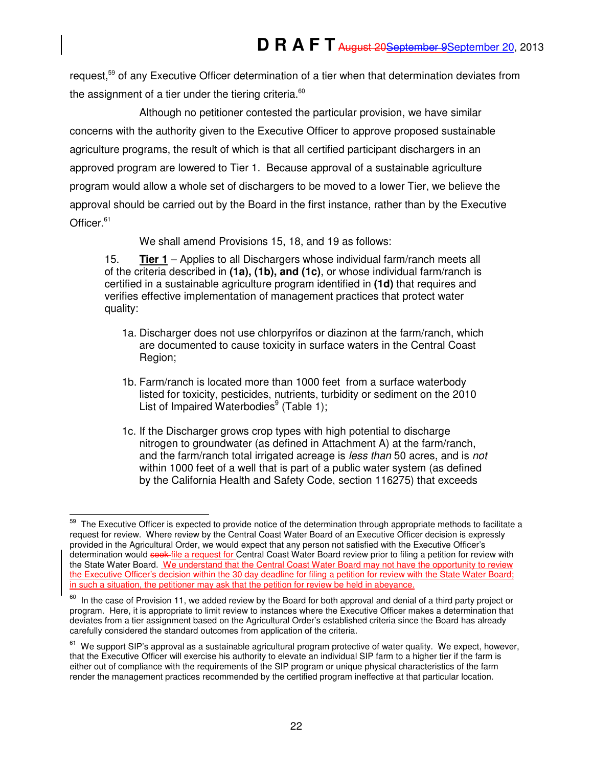request,[59] of any Executive Officer determination of a tier when that determination deviates from the assignment of a tier under the tiering criteria.[60]

Although no petitioner contested the particular provision, we have similar concerns with the authority given to the Executive Officer to approve proposed sustainable agriculture programs, the result of which is that all certified participant dischargers in an approved program are lowered to Tier 1. Because approval of a sustainable agriculture program would allow a whole set of dischargers to be moved to a lower Tier, we believe the approval should be carried out by the Board in the first instance, rather than by the Executive Officer.[61]

We shall amend Provisions 15, 18, and 19 as follows:

> 15. **Tier 1** – Applies to all Dischargers whose individual farm/ranch meets all of the criteria described in **(1a), (1b), and (1c)**, or whose individual farm/ranch is certified in a sustainable agriculture program identified in **(1d)** that requires and verifies effective implementation of management practices that protect water quality:
>
> 1a. Discharger does not use chlorpyrifos or diazinon at the farm/ranch, which are documented to cause toxicity in surface waters in the Central Coast Region;
>
> 1b. Farm/ranch is located more than 1000 feet from a surface waterbody listed for toxicity, pesticides, nutrients, turbidity or sediment on the 2010 List of Impaired Waterbodies[9] (Table 1);
>
> 1c. If the Discharger grows crop types with high potential to discharge nitrogen to groundwater (as defined in Attachment A) at the farm/ranch, and the farm/ranch total irrigated acreage is *less than* 50 acres, and is *not* within 1000 feet of a well that is part of a public water system (as defined by the California Health and Safety Code, section 116275) that exceeds

---

[59] The Executive Officer is expected to provide notice of the determination through appropriate methods to facilitate a request for review. Where review by the Central Coast Water Board of an Executive Officer decision is expressly provided in the Agricultural Order, we would expect that any person not satisfied with the Executive Officer's determination would ~~seek~~ file a request for Central Coast Water Board review prior to filing a petition for review with the State Water Board. We understand that the Central Coast Water Board may not have the opportunity to review the Executive Officer's decision within the 30 day deadline for filing a petition for review with the State Water Board; in such a situation, the petitioner may ask that the petition for review be held in abeyance.

[60] In the case of Provision 11, we added review by the Board for both approval and denial of a third party project or program. Here, it is appropriate to limit review to instances where the Executive Officer makes a determination that deviates from a tier assignment based on the Agricultural Order's established criteria since the Board has already carefully considered the standard outcomes from application of the criteria.

[61] We support SIP's approval as a sustainable agricultural program protective of water quality. We expect, however, that the Executive Officer will exercise his authority to elevate an individual SIP farm to a higher tier if the farm is either out of compliance with the requirements of the SIP program or unique physical characteristics of the farm render the management practices recommended by the certified program ineffective at that particular location.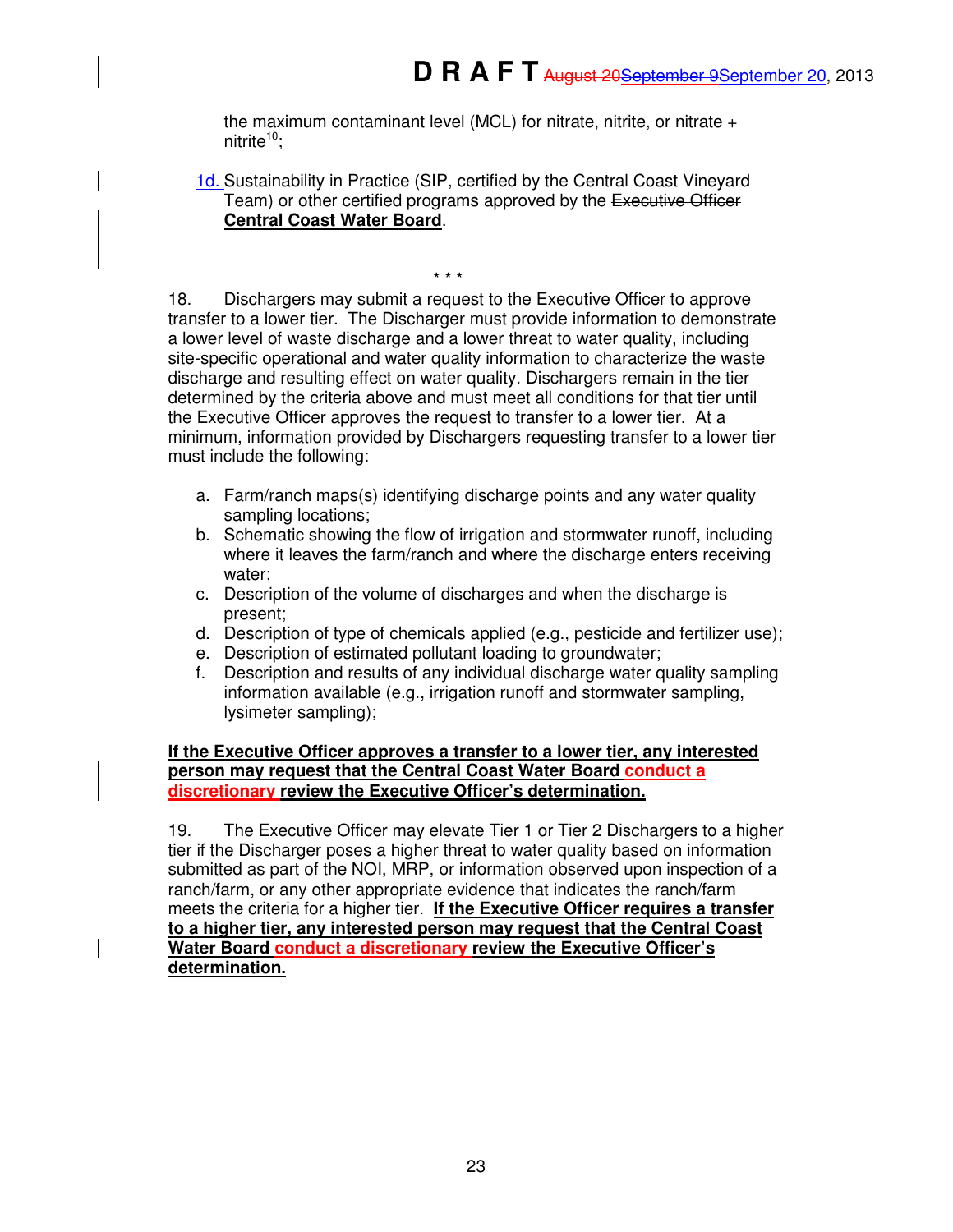the maximum contaminant level (MCL) for nitrate, nitrite, or nitrate + nitrite[10];

1d. Sustainability in Practice (SIP, certified by the Central Coast Vineyard Team) or other certified programs approved by the ~~Executive Officer~~ **Central Coast Water Board**.

\* \* \*

18. Dischargers may submit a request to the Executive Officer to approve transfer to a lower tier. The Discharger must provide information to demonstrate a lower level of waste discharge and a lower threat to water quality, including site-specific operational and water quality information to characterize the waste discharge and resulting effect on water quality. Dischargers remain in the tier determined by the criteria above and must meet all conditions for that tier until the Executive Officer approves the request to transfer to a lower tier. At a minimum, information provided by Dischargers requesting transfer to a lower tier must include the following:

a. Farm/ranch maps(s) identifying discharge points and any water quality sampling locations;
b. Schematic showing the flow of irrigation and stormwater runoff, including where it leaves the farm/ranch and where the discharge enters receiving water;
c. Description of the volume of discharges and when the discharge is present;
d. Description of type of chemicals applied (e.g., pesticide and fertilizer use);
e. Description of estimated pollutant loading to groundwater;
f. Description and results of any individual discharge water quality sampling information available (e.g., irrigation runoff and stormwater sampling, lysimeter sampling);

**If the Executive Officer approves a transfer to a lower tier, any interested person may request that the Central Coast Water Board conduct a discretionary review the Executive Officer's determination.**

19. The Executive Officer may elevate Tier 1 or Tier 2 Dischargers to a higher tier if the Discharger poses a higher threat to water quality based on information submitted as part of the NOI, MRP, or information observed upon inspection of a ranch/farm, or any other appropriate evidence that indicates the ranch/farm meets the criteria for a higher tier. **If the Executive Officer requires a transfer to a higher tier, any interested person may request that the Central Coast Water Board conduct a discretionary review the Executive Officer's determination.**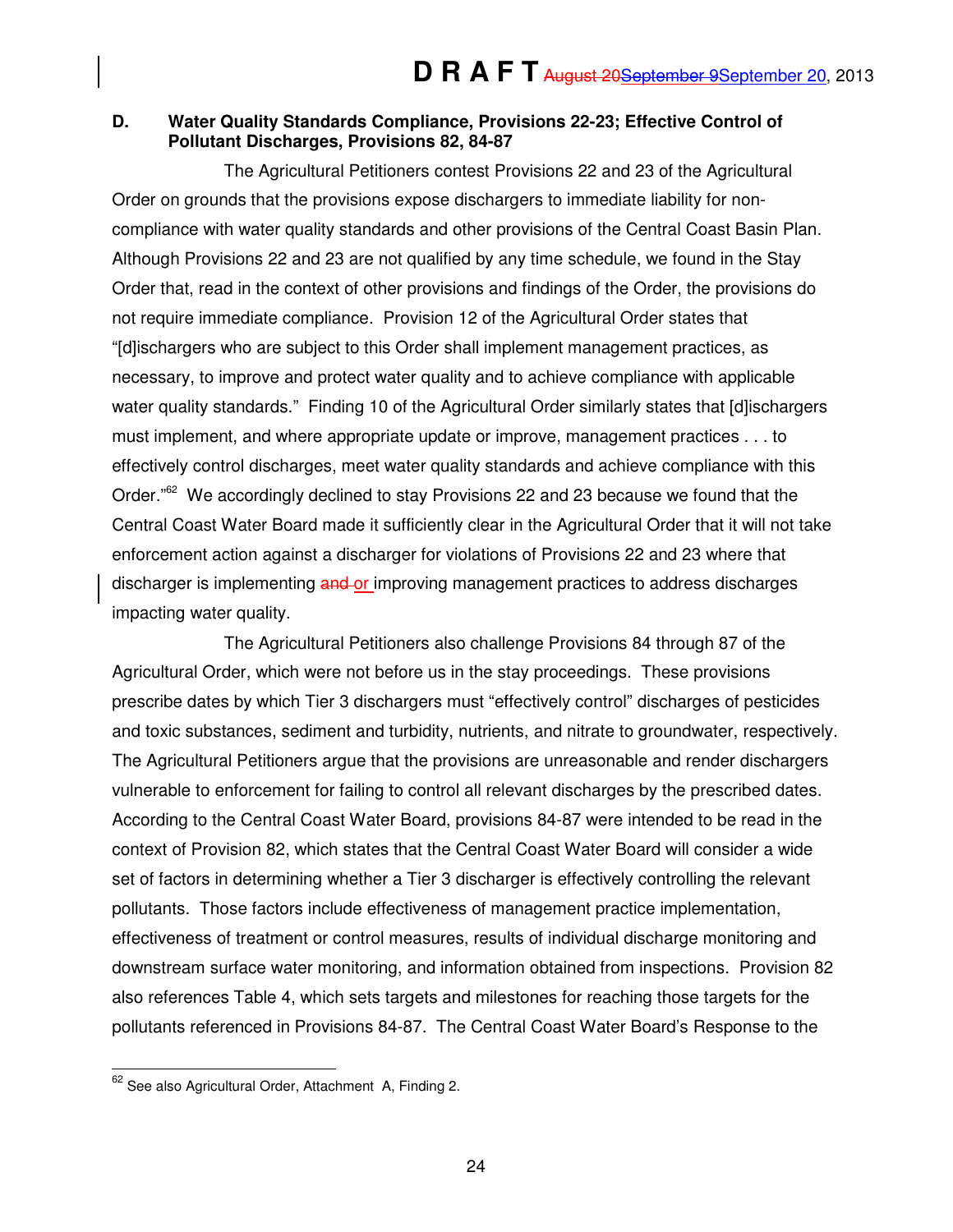**D. Water Quality Standards Compliance, Provisions 22-23; Effective Control of Pollutant Discharges, Provisions 82, 84-87**

The Agricultural Petitioners contest Provisions 22 and 23 of the Agricultural Order on grounds that the provisions expose dischargers to immediate liability for non-compliance with water quality standards and other provisions of the Central Coast Basin Plan. Although Provisions 22 and 23 are not qualified by any time schedule, we found in the Stay Order that, read in the context of other provisions and findings of the Order, the provisions do not require immediate compliance. Provision 12 of the Agricultural Order states that "[d]ischargers who are subject to this Order shall implement management practices, as necessary, to improve and protect water quality and to achieve compliance with applicable water quality standards." Finding 10 of the Agricultural Order similarly states that [d]ischargers must implement, and where appropriate update or improve, management practices . . . to effectively control discharges, meet water quality standards and achieve compliance with this Order."[62] We accordingly declined to stay Provisions 22 and 23 because we found that the Central Coast Water Board made it sufficiently clear in the Agricultural Order that it will not take enforcement action against a discharger for violations of Provisions 22 and 23 where that discharger is implementing ~~and~~ or improving management practices to address discharges impacting water quality.

The Agricultural Petitioners also challenge Provisions 84 through 87 of the Agricultural Order, which were not before us in the stay proceedings. These provisions prescribe dates by which Tier 3 dischargers must "effectively control" discharges of pesticides and toxic substances, sediment and turbidity, nutrients, and nitrate to groundwater, respectively. The Agricultural Petitioners argue that the provisions are unreasonable and render dischargers vulnerable to enforcement for failing to control all relevant discharges by the prescribed dates. According to the Central Coast Water Board, provisions 84-87 were intended to be read in the context of Provision 82, which states that the Central Coast Water Board will consider a wide set of factors in determining whether a Tier 3 discharger is effectively controlling the relevant pollutants. Those factors include effectiveness of management practice implementation, effectiveness of treatment or control measures, results of individual discharge monitoring and downstream surface water monitoring, and information obtained from inspections. Provision 82 also references Table 4, which sets targets and milestones for reaching those targets for the pollutants referenced in Provisions 84-87. The Central Coast Water Board's Response to the

---

[62] See also Agricultural Order, Attachment A, Finding 2.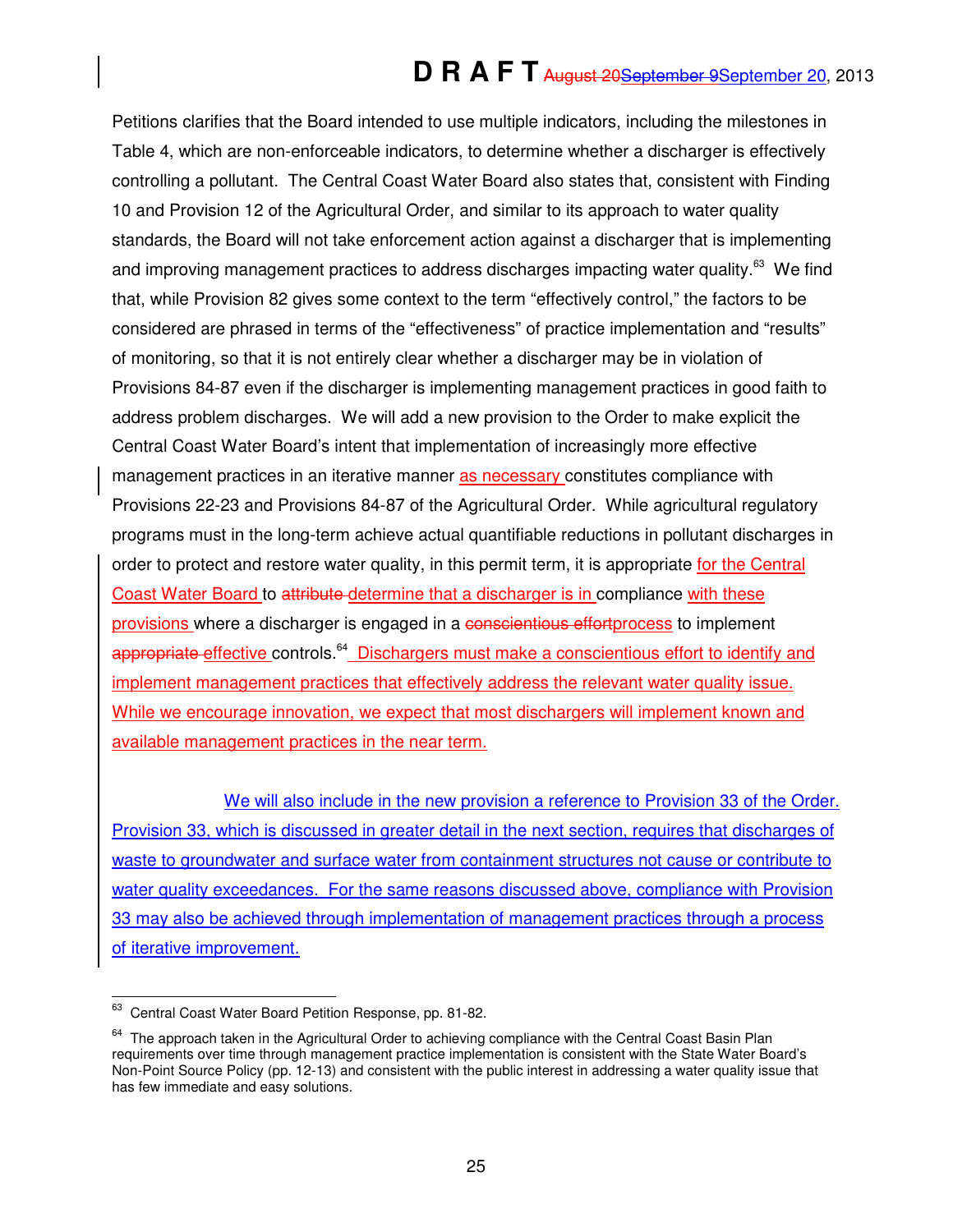Petitions clarifies that the Board intended to use multiple indicators, including the milestones in Table 4, which are non-enforceable indicators, to determine whether a discharger is effectively controlling a pollutant. The Central Coast Water Board also states that, consistent with Finding 10 and Provision 12 of the Agricultural Order, and similar to its approach to water quality standards, the Board will not take enforcement action against a discharger that is implementing and improving management practices to address discharges impacting water quality.[63] We find that, while Provision 82 gives some context to the term "effectively control," the factors to be considered are phrased in terms of the "effectiveness" of practice implementation and "results" of monitoring, so that it is not entirely clear whether a discharger may be in violation of Provisions 84-87 even if the discharger is implementing management practices in good faith to address problem discharges. We will add a new provision to the Order to make explicit the Central Coast Water Board's intent that implementation of increasingly more effective management practices in an iterative manner as necessary constitutes compliance with Provisions 22-23 and Provisions 84-87 of the Agricultural Order. While agricultural regulatory programs must in the long-term achieve actual quantifiable reductions in pollutant discharges in order to protect and restore water quality, in this permit term, it is appropriate for the Central Coast Water Board to ~~attribute~~ determine that a discharger is in compliance with these provisions where a discharger is engaged in a ~~conscientious effort~~process to implement ~~appropriate~~ effective controls.[64] Dischargers must make a conscientious effort to identify and implement management practices that effectively address the relevant water quality issue. While we encourage innovation, we expect that most dischargers will implement known and available management practices in the near term.

We will also include in the new provision a reference to Provision 33 of the Order. Provision 33, which is discussed in greater detail in the next section, requires that discharges of waste to groundwater and surface water from containment structures not cause or contribute to water quality exceedances. For the same reasons discussed above, compliance with Provision 33 may also be achieved through implementation of management practices through a process of iterative improvement.

---

[63] Central Coast Water Board Petition Response, pp. 81-82.

[64] The approach taken in the Agricultural Order to achieving compliance with the Central Coast Basin Plan requirements over time through management practice implementation is consistent with the State Water Board's Non-Point Source Policy (pp. 12-13) and consistent with the public interest in addressing a water quality issue that has few immediate and easy solutions.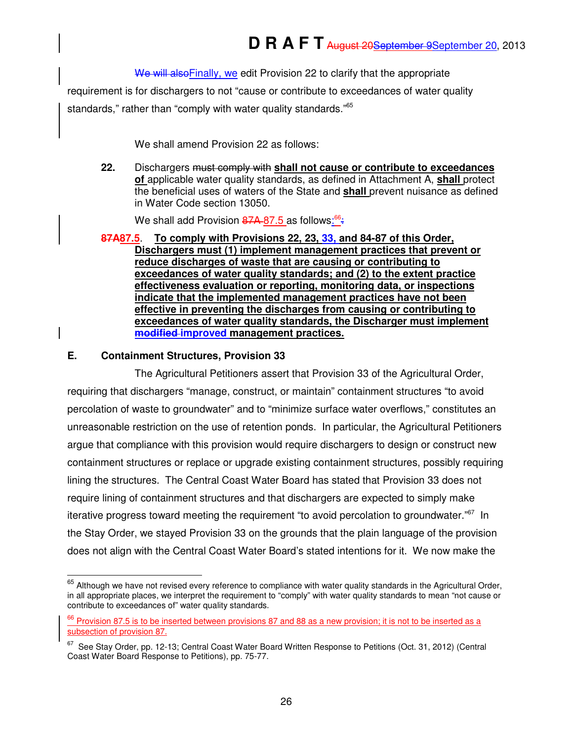~~We will also~~Finally, we edit Provision 22 to clarify that the appropriate requirement is for dischargers to not "cause or contribute to exceedances of water quality standards," rather than "comply with water quality standards."[65]

We shall amend Provision 22 as follows:

**22.** Dischargers ~~must comply with~~ **shall not cause or contribute to exceedances of** applicable water quality standards, as defined in Attachment A, **shall** protect the beneficial uses of waters of the State and **shall** prevent nuisance as defined in Water Code section 13050.

We shall add Provision ~~87A~~ 87.5 as follows:[66]~~.~~

**~~87A~~87.5. To comply with Provisions 22, 23, 33, and 84-87 of this Order, Dischargers must (1) implement management practices that prevent or reduce discharges of waste that are causing or contributing to exceedances of water quality standards; and (2) to the extent practice effectiveness evaluation or reporting, monitoring data, or inspections indicate that the implemented management practices have not been effective in preventing the discharges from causing or contributing to exceedances of water quality standards, the Discharger must implement ~~modified~~ improved management practices.**

### E. Containment Structures, Provision 33

The Agricultural Petitioners assert that Provision 33 of the Agricultural Order, requiring that dischargers "manage, construct, or maintain" containment structures "to avoid percolation of waste to groundwater" and to "minimize surface water overflows," constitutes an unreasonable restriction on the use of retention ponds. In particular, the Agricultural Petitioners argue that compliance with this provision would require dischargers to design or construct new containment structures or replace or upgrade existing containment structures, possibly requiring lining the structures. The Central Coast Water Board has stated that Provision 33 does not require lining of containment structures and that dischargers are expected to simply make iterative progress toward meeting the requirement "to avoid percolation to groundwater."[67] In the Stay Order, we stayed Provision 33 on the grounds that the plain language of the provision does not align with the Central Coast Water Board's stated intentions for it. We now make the

---

[65] Although we have not revised every reference to compliance with water quality standards in the Agricultural Order, in all appropriate places, we interpret the requirement to "comply" with water quality standards to mean "not cause or contribute to exceedances of" water quality standards.

[66] Provision 87.5 is to be inserted between provisions 87 and 88 as a new provision; it is not to be inserted as a subsection of provision 87.

[67] See Stay Order, pp. 12-13; Central Coast Water Board Written Response to Petitions (Oct. 31, 2012) (Central Coast Water Board Response to Petitions), pp. 75-77.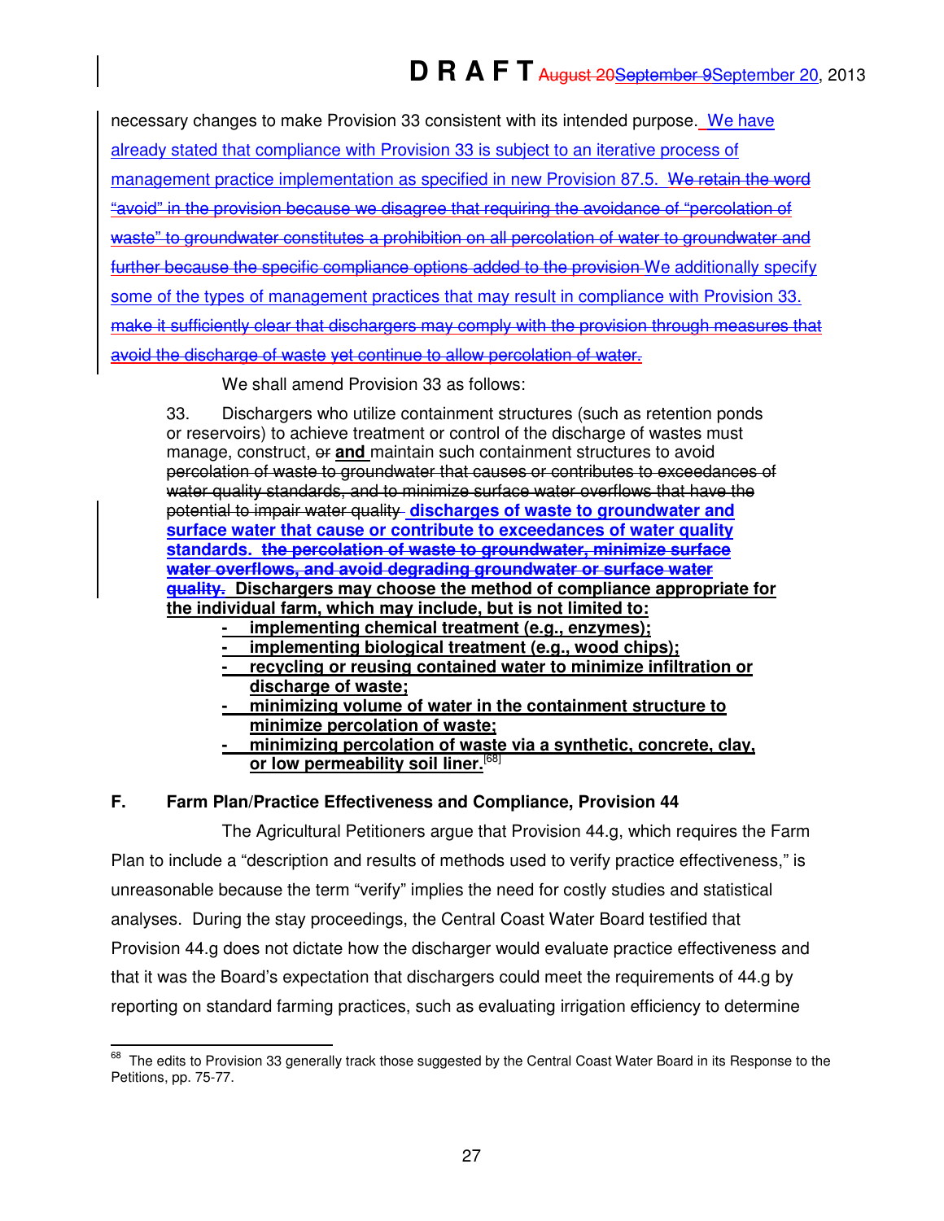necessary changes to make Provision 33 consistent with its intended purpose. We have already stated that compliance with Provision 33 is subject to an iterative process of management practice implementation as specified in new Provision 87.5. ~~We retain the word "avoid" in the provision because we disagree that requiring the avoidance of "percolation of waste" to groundwater constitutes a prohibition on all percolation of water to groundwater and further because the specific compliance options added to the provision~~ We additionally specify some of the types of management practices that may result in compliance with Provision 33. ~~make it sufficiently clear that dischargers may comply with the provision through measures that avoid the discharge of waste yet continue to allow percolation of water.~~

We shall amend Provision 33 as follows:

> 33. Dischargers who utilize containment structures (such as retention ponds or reservoirs) to achieve treatment or control of the discharge of wastes must manage, construct, ~~or~~ **and** maintain such containment structures to avoid ~~percolation of waste to groundwater that causes or contributes to exceedances of water quality standards, and to minimize surface water overflows that have the potential to impair water quality~~ **discharges of waste to groundwater and surface water that cause or contribute to exceedances of water quality standards.** ~~**the percolation of waste to groundwater, minimize surface water overflows, and avoid degrading groundwater or surface water quality.**~~ **Dischargers may choose the method of compliance appropriate for the individual farm, which may include, but is not limited to:**
>
> - **implementing chemical treatment (e.g., enzymes);**
> - **implementing biological treatment (e.g., wood chips);**
> - **recycling or reusing contained water to minimize infiltration or discharge of waste;**
> - **minimizing volume of water in the containment structure to minimize percolation of waste;**
> - **minimizing percolation of waste via a synthetic, concrete, clay, or low permeability soil liner.**[68]

## F. Farm Plan/Practice Effectiveness and Compliance, Provision 44

The Agricultural Petitioners argue that Provision 44.g, which requires the Farm Plan to include a "description and results of methods used to verify practice effectiveness," is unreasonable because the term "verify" implies the need for costly studies and statistical analyses. During the stay proceedings, the Central Coast Water Board testified that Provision 44.g does not dictate how the discharger would evaluate practice effectiveness and that it was the Board's expectation that dischargers could meet the requirements of 44.g by reporting on standard farming practices, such as evaluating irrigation efficiency to determine

---

[68] The edits to Provision 33 generally track those suggested by the Central Coast Water Board in its Response to the Petitions, pp. 75-77.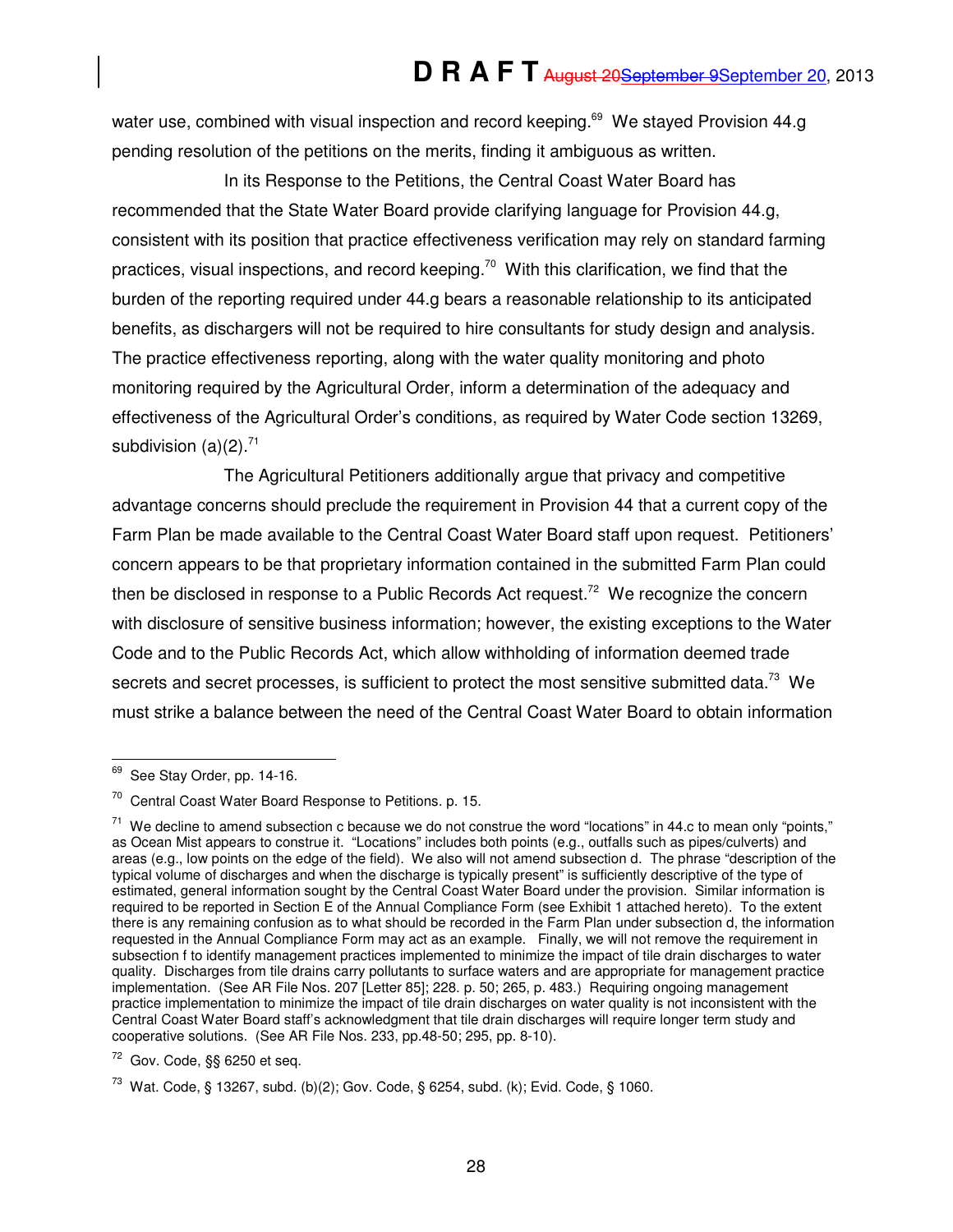water use, combined with visual inspection and record keeping.[69] We stayed Provision 44.g pending resolution of the petitions on the merits, finding it ambiguous as written.

In its Response to the Petitions, the Central Coast Water Board has recommended that the State Water Board provide clarifying language for Provision 44.g, consistent with its position that practice effectiveness verification may rely on standard farming practices, visual inspections, and record keeping.[70] With this clarification, we find that the burden of the reporting required under 44.g bears a reasonable relationship to its anticipated benefits, as dischargers will not be required to hire consultants for study design and analysis. The practice effectiveness reporting, along with the water quality monitoring and photo monitoring required by the Agricultural Order, inform a determination of the adequacy and effectiveness of the Agricultural Order's conditions, as required by Water Code section 13269, subdivision (a)(2).[71]

The Agricultural Petitioners additionally argue that privacy and competitive advantage concerns should preclude the requirement in Provision 44 that a current copy of the Farm Plan be made available to the Central Coast Water Board staff upon request. Petitioners' concern appears to be that proprietary information contained in the submitted Farm Plan could then be disclosed in response to a Public Records Act request.[72] We recognize the concern with disclosure of sensitive business information; however, the existing exceptions to the Water Code and to the Public Records Act, which allow withholding of information deemed trade secrets and secret processes, is sufficient to protect the most sensitive submitted data.[73] We must strike a balance between the need of the Central Coast Water Board to obtain information

---

[69] See Stay Order, pp. 14-16.

[70] Central Coast Water Board Response to Petitions. p. 15.

[71] We decline to amend subsection c because we do not construe the word "locations" in 44.c to mean only "points," as Ocean Mist appears to construe it. "Locations" includes both points (e.g., outfalls such as pipes/culverts) and areas (e.g., low points on the edge of the field). We also will not amend subsection d. The phrase "description of the typical volume of discharges and when the discharge is typically present" is sufficiently descriptive of the type of estimated, general information sought by the Central Coast Water Board under the provision. Similar information is required to be reported in Section E of the Annual Compliance Form (see Exhibit 1 attached hereto). To the extent there is any remaining confusion as to what should be recorded in the Farm Plan under subsection d, the information requested in the Annual Compliance Form may act as an example. Finally, we will not remove the requirement in subsection f to identify management practices implemented to minimize the impact of tile drain discharges to water quality. Discharges from tile drains carry pollutants to surface waters and are appropriate for management practice implementation. (See AR File Nos. 207 [Letter 85]; 228. p. 50; 265, p. 483.) Requiring ongoing management practice implementation to minimize the impact of tile drain discharges on water quality is not inconsistent with the Central Coast Water Board staff's acknowledgment that tile drain discharges will require longer term study and cooperative solutions. (See AR File Nos. 233, pp.48-50; 295, pp. 8-10).

[72] Gov. Code, §§ 6250 et seq.

[73] Wat. Code, § 13267, subd. (b)(2); Gov. Code, § 6254, subd. (k); Evid. Code, § 1060.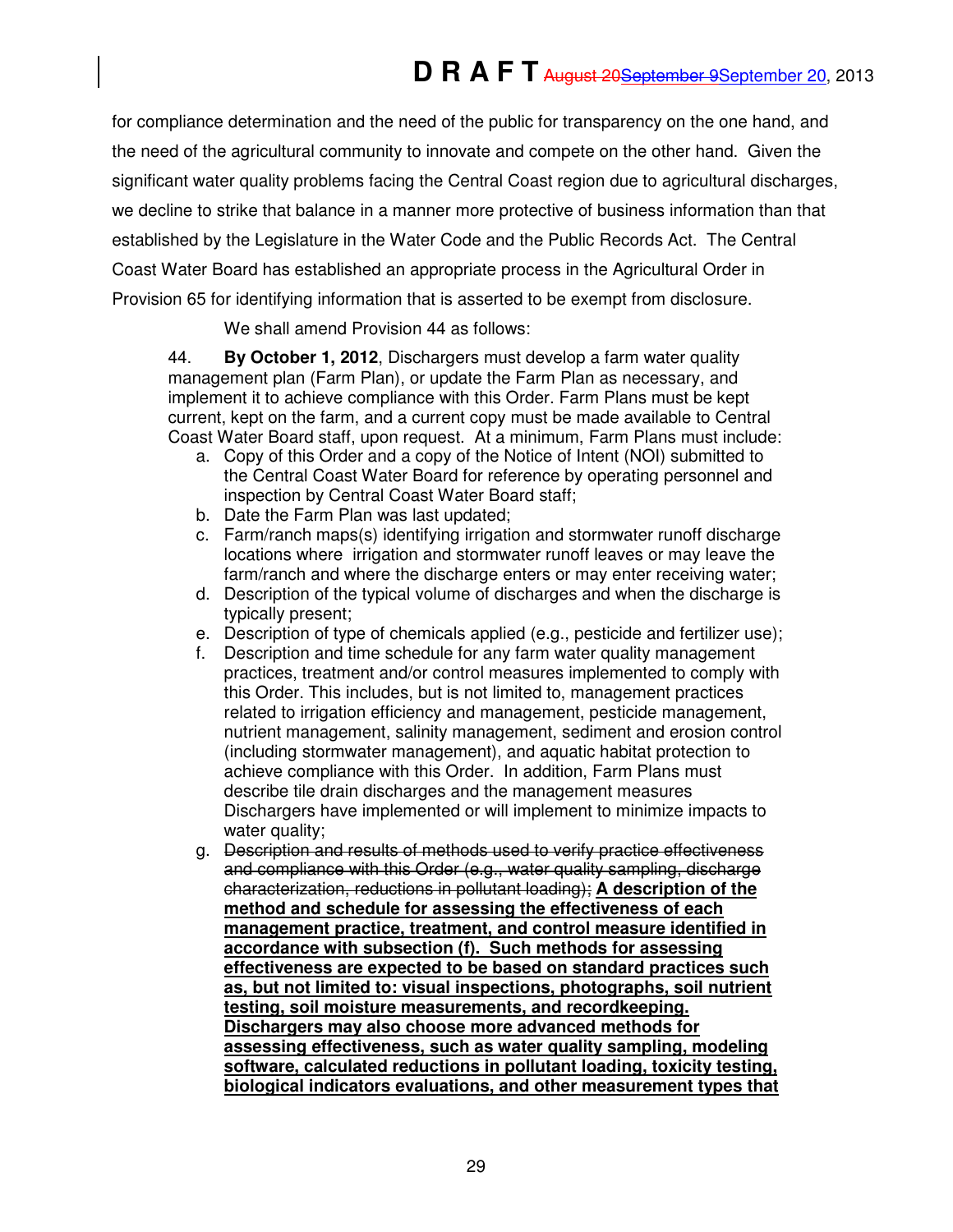for compliance determination and the need of the public for transparency on the one hand, and the need of the agricultural community to innovate and compete on the other hand. Given the significant water quality problems facing the Central Coast region due to agricultural discharges, we decline to strike that balance in a manner more protective of business information than that established by the Legislature in the Water Code and the Public Records Act. The Central Coast Water Board has established an appropriate process in the Agricultural Order in Provision 65 for identifying information that is asserted to be exempt from disclosure.

We shall amend Provision 44 as follows:

> 44. **By October 1, 2012**, Dischargers must develop a farm water quality management plan (Farm Plan), or update the Farm Plan as necessary, and implement it to achieve compliance with this Order. Farm Plans must be kept current, kept on the farm, and a current copy must be made available to Central Coast Water Board staff, upon request. At a minimum, Farm Plans must include:
>
> a. Copy of this Order and a copy of the Notice of Intent (NOI) submitted to the Central Coast Water Board for reference by operating personnel and inspection by Central Coast Water Board staff;
> b. Date the Farm Plan was last updated;
> c. Farm/ranch maps(s) identifying irrigation and stormwater runoff discharge locations where irrigation and stormwater runoff leaves or may leave the farm/ranch and where the discharge enters or may enter receiving water;
> d. Description of the typical volume of discharges and when the discharge is typically present;
> e. Description of type of chemicals applied (e.g., pesticide and fertilizer use);
> f. Description and time schedule for any farm water quality management practices, treatment and/or control measures implemented to comply with this Order. This includes, but is not limited to, management practices related to irrigation efficiency and management, pesticide management, nutrient management, salinity management, sediment and erosion control (including stormwater management), and aquatic habitat protection to achieve compliance with this Order. In addition, Farm Plans must describe tile drain discharges and the management measures Dischargers have implemented or will implement to minimize impacts to water quality;
> g. ~~Description and results of methods used to verify practice effectiveness and compliance with this Order (e.g., water quality sampling, discharge characterization, reductions in pollutant loading);~~ **<u>A description of the method and schedule for assessing the effectiveness of each management practice, treatment, and control measure identified in accordance with subsection (f). Such methods for assessing effectiveness are expected to be based on standard practices such as, but not limited to: visual inspections, photographs, soil nutrient testing, soil moisture measurements, and recordkeeping. Dischargers may also choose more advanced methods for assessing effectiveness, such as water quality sampling, modeling software, calculated reductions in pollutant loading, toxicity testing, biological indicators evaluations, and other measurement types that</u>**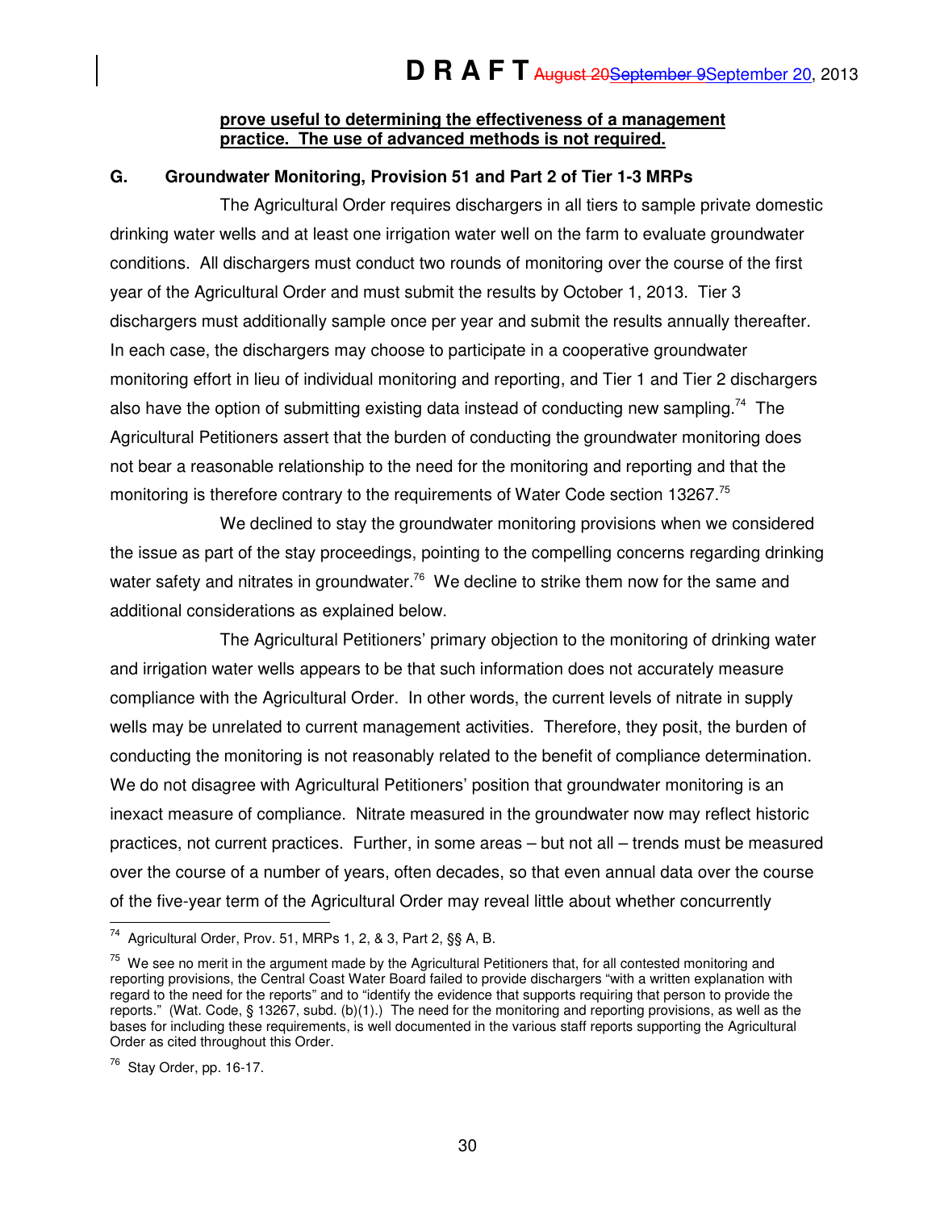**prove useful to determining the effectiveness of a management practice. The use of advanced methods is not required.**

### G. Groundwater Monitoring, Provision 51 and Part 2 of Tier 1-3 MRPs

The Agricultural Order requires dischargers in all tiers to sample private domestic drinking water wells and at least one irrigation water well on the farm to evaluate groundwater conditions. All dischargers must conduct two rounds of monitoring over the course of the first year of the Agricultural Order and must submit the results by October 1, 2013. Tier 3 dischargers must additionally sample once per year and submit the results annually thereafter. In each case, the dischargers may choose to participate in a cooperative groundwater monitoring effort in lieu of individual monitoring and reporting, and Tier 1 and Tier 2 dischargers also have the option of submitting existing data instead of conducting new sampling.[74] The Agricultural Petitioners assert that the burden of conducting the groundwater monitoring does not bear a reasonable relationship to the need for the monitoring and reporting and that the monitoring is therefore contrary to the requirements of Water Code section 13267.[75]

We declined to stay the groundwater monitoring provisions when we considered the issue as part of the stay proceedings, pointing to the compelling concerns regarding drinking water safety and nitrates in groundwater.[76] We decline to strike them now for the same and additional considerations as explained below.

The Agricultural Petitioners' primary objection to the monitoring of drinking water and irrigation water wells appears to be that such information does not accurately measure compliance with the Agricultural Order. In other words, the current levels of nitrate in supply wells may be unrelated to current management activities. Therefore, they posit, the burden of conducting the monitoring is not reasonably related to the benefit of compliance determination. We do not disagree with Agricultural Petitioners' position that groundwater monitoring is an inexact measure of compliance. Nitrate measured in the groundwater now may reflect historic practices, not current practices. Further, in some areas – but not all – trends must be measured over the course of a number of years, often decades, so that even annual data over the course of the five-year term of the Agricultural Order may reveal little about whether concurrently

---

[74] Agricultural Order, Prov. 51, MRPs 1, 2, & 3, Part 2, §§ A, B.

[75] We see no merit in the argument made by the Agricultural Petitioners that, for all contested monitoring and reporting provisions, the Central Coast Water Board failed to provide dischargers "with a written explanation with regard to the need for the reports" and to "identify the evidence that supports requiring that person to provide the reports." (Wat. Code, § 13267, subd. (b)(1).) The need for the monitoring and reporting provisions, as well as the bases for including these requirements, is well documented in the various staff reports supporting the Agricultural Order as cited throughout this Order.

[76] Stay Order, pp. 16-17.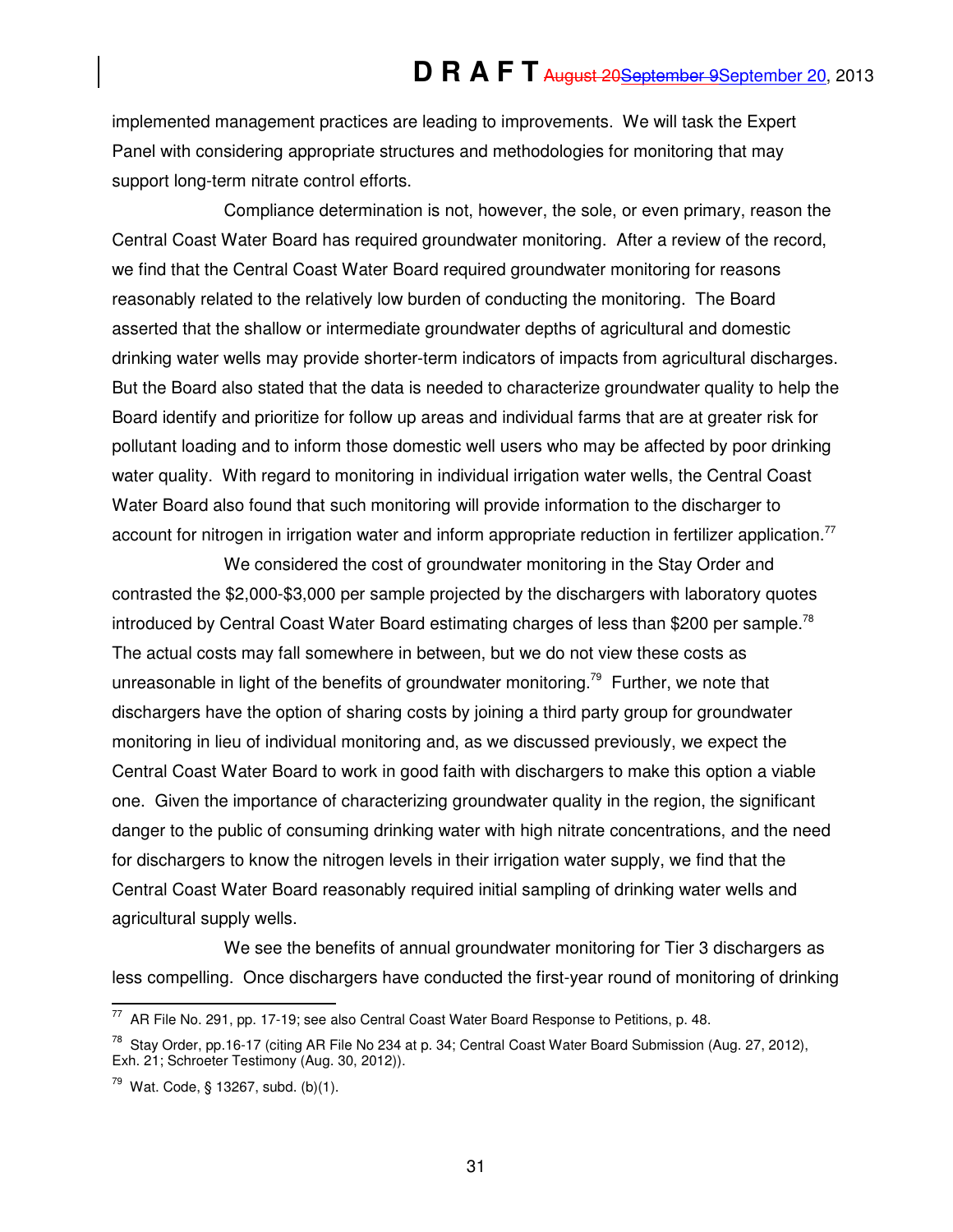implemented management practices are leading to improvements. We will task the Expert Panel with considering appropriate structures and methodologies for monitoring that may support long-term nitrate control efforts.

Compliance determination is not, however, the sole, or even primary, reason the Central Coast Water Board has required groundwater monitoring. After a review of the record, we find that the Central Coast Water Board required groundwater monitoring for reasons reasonably related to the relatively low burden of conducting the monitoring. The Board asserted that the shallow or intermediate groundwater depths of agricultural and domestic drinking water wells may provide shorter-term indicators of impacts from agricultural discharges. But the Board also stated that the data is needed to characterize groundwater quality to help the Board identify and prioritize for follow up areas and individual farms that are at greater risk for pollutant loading and to inform those domestic well users who may be affected by poor drinking water quality. With regard to monitoring in individual irrigation water wells, the Central Coast Water Board also found that such monitoring will provide information to the discharger to account for nitrogen in irrigation water and inform appropriate reduction in fertilizer application.[77]

We considered the cost of groundwater monitoring in the Stay Order and contrasted the $2,000-$3,000 per sample projected by the dischargers with laboratory quotes introduced by Central Coast Water Board estimating charges of less than $200 per sample.[78] The actual costs may fall somewhere in between, but we do not view these costs as unreasonable in light of the benefits of groundwater monitoring.[79] Further, we note that dischargers have the option of sharing costs by joining a third party group for groundwater monitoring in lieu of individual monitoring and, as we discussed previously, we expect the Central Coast Water Board to work in good faith with dischargers to make this option a viable one. Given the importance of characterizing groundwater quality in the region, the significant danger to the public of consuming drinking water with high nitrate concentrations, and the need for dischargers to know the nitrogen levels in their irrigation water supply, we find that the Central Coast Water Board reasonably required initial sampling of drinking water wells and agricultural supply wells.

We see the benefits of annual groundwater monitoring for Tier 3 dischargers as less compelling. Once dischargers have conducted the first-year round of monitoring of drinking

---

[77] AR File No. 291, pp. 17-19; see also Central Coast Water Board Response to Petitions, p. 48.

[78] Stay Order, pp.16-17 (citing AR File No 234 at p. 34; Central Coast Water Board Submission (Aug. 27, 2012), Exh. 21; Schroeter Testimony (Aug. 30, 2012)).

[79] Wat. Code, § 13267, subd. (b)(1).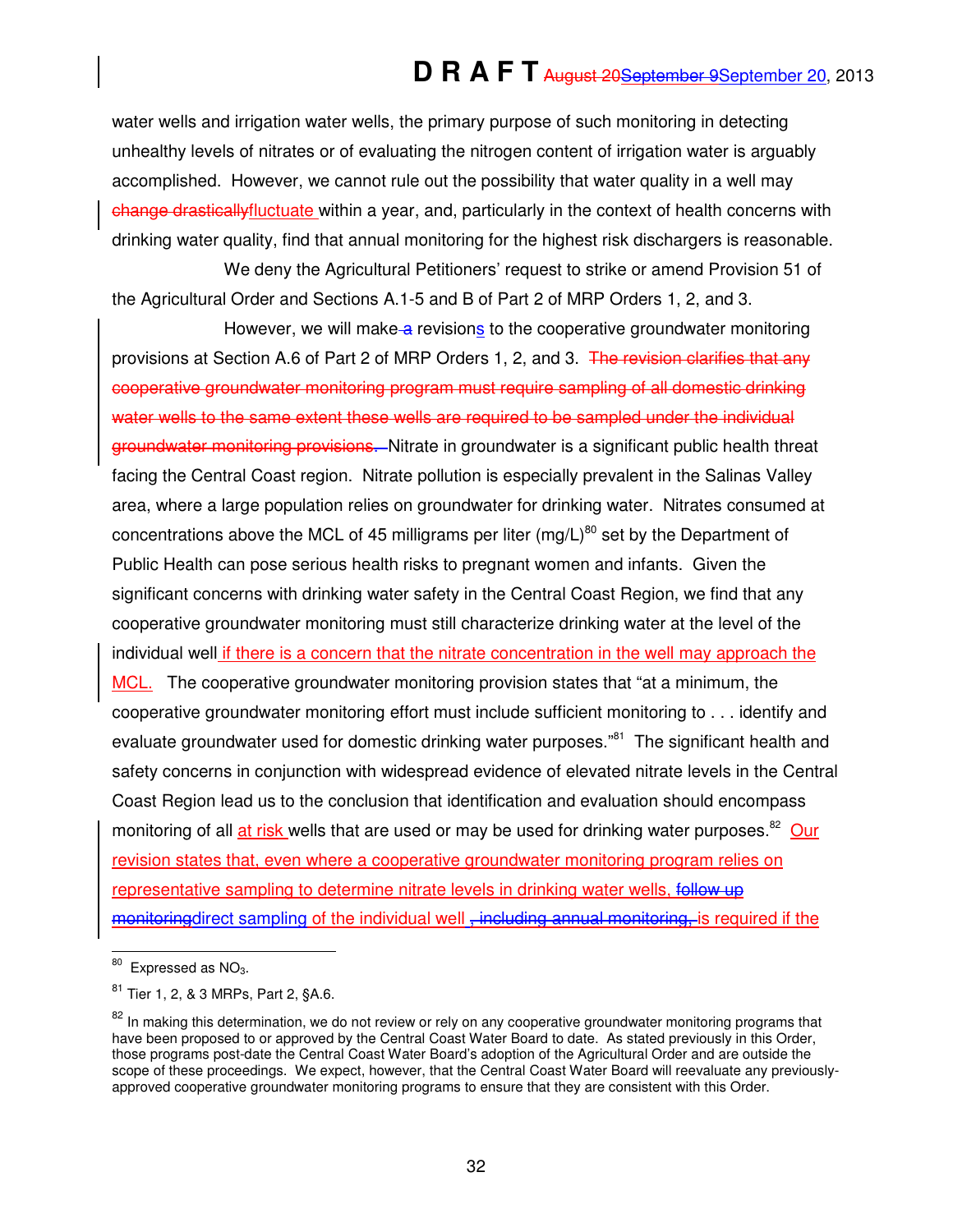water wells and irrigation water wells, the primary purpose of such monitoring in detecting unhealthy levels of nitrates or of evaluating the nitrogen content of irrigation water is arguably accomplished. However, we cannot rule out the possibility that water quality in a well may ~~change drastically~~fluctuate within a year, and, particularly in the context of health concerns with drinking water quality, find that annual monitoring for the highest risk dischargers is reasonable.

We deny the Agricultural Petitioners' request to strike or amend Provision 51 of the Agricultural Order and Sections A.1-5 and B of Part 2 of MRP Orders 1, 2, and 3.

However, we will make ~~a~~ revisions to the cooperative groundwater monitoring provisions at Section A.6 of Part 2 of MRP Orders 1, 2, and 3. ~~The revision clarifies that any cooperative groundwater monitoring program must require sampling of all domestic drinking water wells to the same extent these wells are required to be sampled under the individual groundwater monitoring provisions.~~ Nitrate in groundwater is a significant public health threat facing the Central Coast region. Nitrate pollution is especially prevalent in the Salinas Valley area, where a large population relies on groundwater for drinking water. Nitrates consumed at concentrations above the MCL of 45 milligrams per liter (mg/L)[80] set by the Department of Public Health can pose serious health risks to pregnant women and infants. Given the significant concerns with drinking water safety in the Central Coast Region, we find that any cooperative groundwater monitoring must still characterize drinking water at the level of the individual well if there is a concern that the nitrate concentration in the well may approach the MCL. The cooperative groundwater monitoring provision states that "at a minimum, the cooperative groundwater monitoring effort must include sufficient monitoring to . . . identify and evaluate groundwater used for domestic drinking water purposes."[81] The significant health and safety concerns in conjunction with widespread evidence of elevated nitrate levels in the Central Coast Region lead us to the conclusion that identification and evaluation should encompass monitoring of all at risk wells that are used or may be used for drinking water purposes.[82] Our revision states that, even where a cooperative groundwater monitoring program relies on representative sampling to determine nitrate levels in drinking water wells, ~~follow up monitoring~~direct sampling of the individual well ~~, including annual monitoring,~~ is required if the

---

[80] Expressed as $NO_3$.

[81] Tier 1, 2, & 3 MRPs, Part 2, §A.6.

[82] In making this determination, we do not review or rely on any cooperative groundwater monitoring programs that have been proposed to or approved by the Central Coast Water Board to date. As stated previously in this Order, those programs post-date the Central Coast Water Board's adoption of the Agricultural Order and are outside the scope of these proceedings. We expect, however, that the Central Coast Water Board will reevaluate any previously-approved cooperative groundwater monitoring programs to ensure that they are consistent with this Order.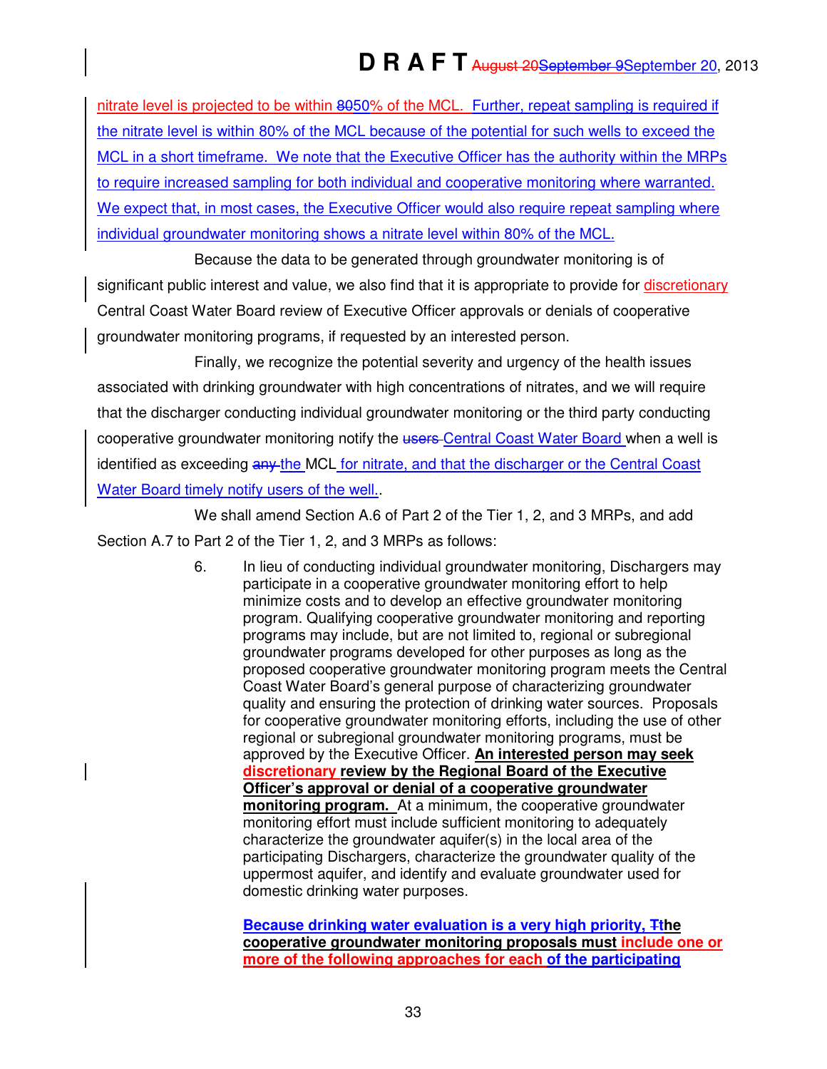nitrate level is projected to be within ~~80~~50% of the MCL. Further, repeat sampling is required if the nitrate level is within 80% of the MCL because of the potential for such wells to exceed the MCL in a short timeframe. We note that the Executive Officer has the authority within the MRPs to require increased sampling for both individual and cooperative monitoring where warranted. We expect that, in most cases, the Executive Officer would also require repeat sampling where individual groundwater monitoring shows a nitrate level within 80% of the MCL.

Because the data to be generated through groundwater monitoring is of significant public interest and value, we also find that it is appropriate to provide for discretionary Central Coast Water Board review of Executive Officer approvals or denials of cooperative groundwater monitoring programs, if requested by an interested person.

Finally, we recognize the potential severity and urgency of the health issues associated with drinking groundwater with high concentrations of nitrates, and we will require that the discharger conducting individual groundwater monitoring or the third party conducting cooperative groundwater monitoring notify the ~~users~~ Central Coast Water Board when a well is identified as exceeding ~~any~~ the MCL for nitrate, and that the discharger or the Central Coast Water Board timely notify users of the well..

We shall amend Section A.6 of Part 2 of the Tier 1, 2, and 3 MRPs, and add Section A.7 to Part 2 of the Tier 1, 2, and 3 MRPs as follows:

> 6. In lieu of conducting individual groundwater monitoring, Dischargers may participate in a cooperative groundwater monitoring effort to help minimize costs and to develop an effective groundwater monitoring program. Qualifying cooperative groundwater monitoring and reporting programs may include, but are not limited to, regional or subregional groundwater programs developed for other purposes as long as the proposed cooperative groundwater monitoring program meets the Central Coast Water Board's general purpose of characterizing groundwater quality and ensuring the protection of drinking water sources. Proposals for cooperative groundwater monitoring efforts, including the use of other regional or subregional groundwater monitoring programs, must be approved by the Executive Officer. **An interested person may seek discretionary review by the Regional Board of the Executive Officer's approval or denial of a cooperative groundwater monitoring program.** At a minimum, the cooperative groundwater monitoring effort must include sufficient monitoring to adequately characterize the groundwater aquifer(s) in the local area of the participating Dischargers, characterize the groundwater quality of the uppermost aquifer, and identify and evaluate groundwater used for domestic drinking water purposes.
>
> **Because drinking water evaluation is a very high priority, ~~T~~the cooperative groundwater monitoring proposals must include one or more of the following approaches for each of the participating**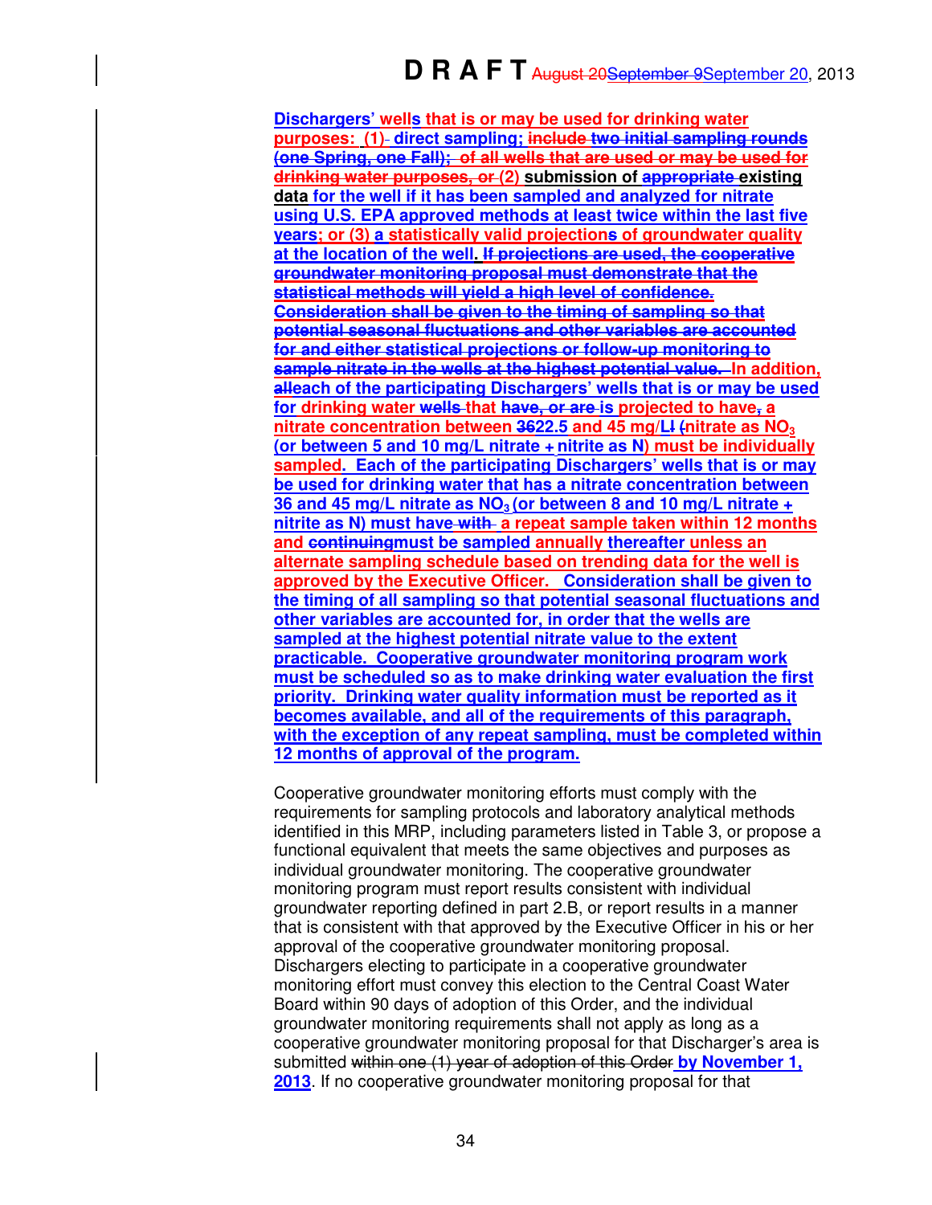Dischargers' well~~s~~ that is or may be used for drinking water purposes: (1) direct sampling; ~~include two initial sampling rounds (one Spring, one Fall); of all wells that are used or may be used for drinking water purposes, or~~ (2) submission of ~~appropriate~~ existing data for the well if it has been sampled and analyzed for nitrate using U.S. EPA approved methods at least twice within the last five years; or (3) a statistically valid projection~~s~~ of groundwater quality at the location of the well. ~~If projections are used, the cooperative groundwater monitoring proposal must demonstrate that the statistical methods will yield a high level of confidence. Consideration shall be given to the timing of sampling so that potential seasonal fluctuations and other variables are accounted for and either statistical projections or follow-up monitoring to sample nitrate in the wells at the highest potential value.~~ In addition, ~~all~~each of the participating Dischargers' wells that is or may be used for drinking water ~~wells~~ that ~~have, or are~~ is projected to have~~,~~ a nitrate concentration between ~~36~~22.5 and 45 mg/L~~l~~ ~~(~~nitrate as $NO_3$ (or between 5 and 10 mg/L nitrate + nitrite as N) must be individually sampled. Each of the participating Dischargers' wells that is or may be used for drinking water that has a nitrate concentration between 36 and 45 mg/L nitrate as $NO_3$ (or between 8 and 10 mg/L nitrate + nitrite as N) must have ~~with~~ a repeat sample taken within 12 months and ~~continuing~~must be sampled annually thereafter unless an alternate sampling schedule based on trending data for the well is approved by the Executive Officer. Consideration shall be given to the timing of all sampling so that potential seasonal fluctuations and other variables are accounted for, in order that the wells are sampled at the highest potential nitrate value to the extent practicable. Cooperative groundwater monitoring program work must be scheduled so as to make drinking water evaluation the first priority. Drinking water quality information must be reported as it becomes available, and all of the requirements of this paragraph, with the exception of any repeat sampling, must be completed within 12 months of approval of the program.

Cooperative groundwater monitoring efforts must comply with the requirements for sampling protocols and laboratory analytical methods identified in this MRP, including parameters listed in Table 3, or propose a functional equivalent that meets the same objectives and purposes as individual groundwater monitoring. The cooperative groundwater monitoring program must report results consistent with individual groundwater reporting defined in part 2.B, or report results in a manner that is consistent with that approved by the Executive Officer in his or her approval of the cooperative groundwater monitoring proposal. Dischargers electing to participate in a cooperative groundwater monitoring effort must convey this election to the Central Coast Water Board within 90 days of adoption of this Order, and the individual groundwater monitoring requirements shall not apply as long as a cooperative groundwater monitoring proposal for that Discharger's area is submitted ~~within one (1) year of adoption of this Order~~ by November 1, 2013. If no cooperative groundwater monitoring proposal for that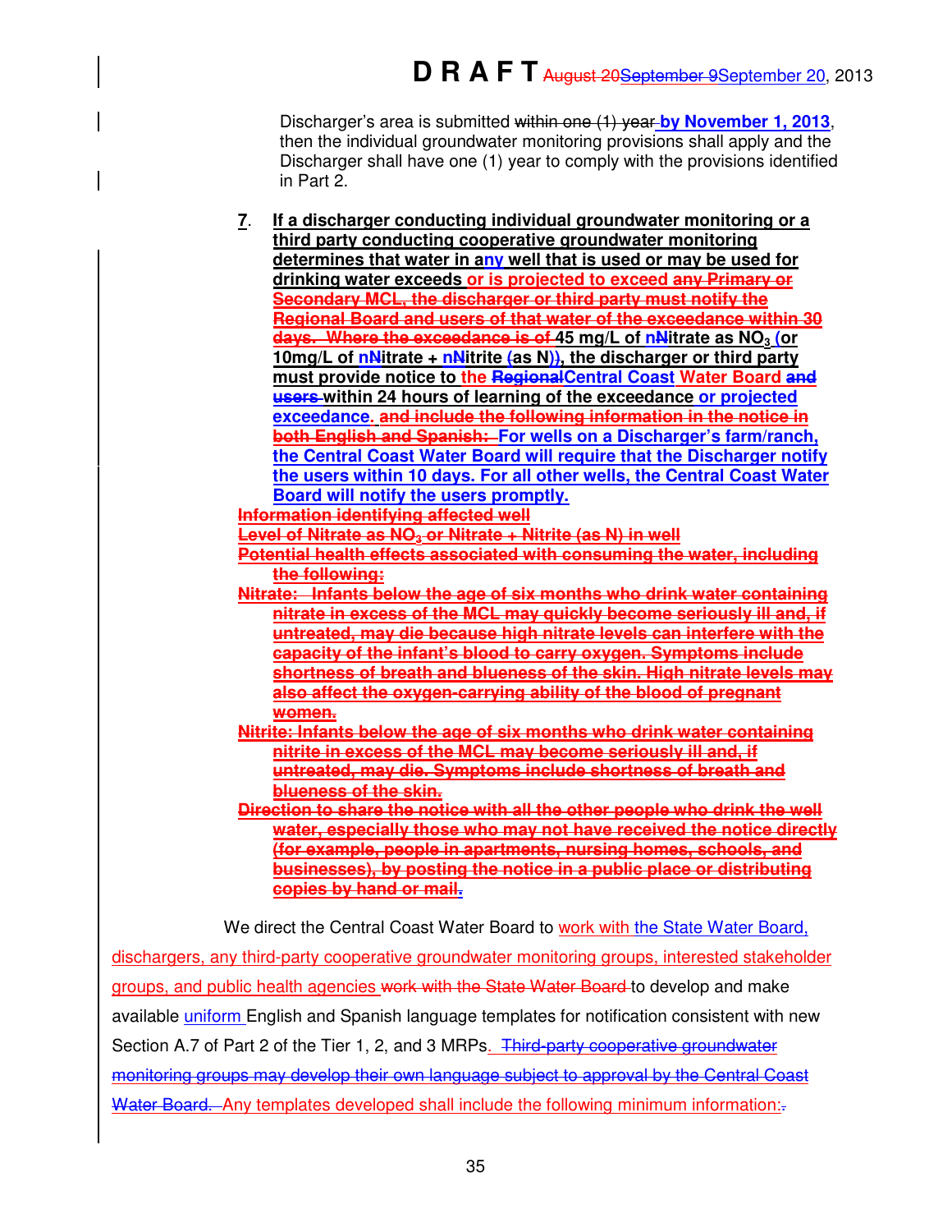Discharger's area is submitted ~~within one (1) year~~ **by November 1, 2013**, then the individual groundwater monitoring provisions shall apply and the Discharger shall have one (1) year to comply with the provisions identified in Part 2.

7. **If a discharger conducting individual groundwater monitoring or a third party conducting cooperative groundwater monitoring determines that water in any well that is used or may be used for drinking water exceeds or is projected to exceed ~~any Primary or Secondary MCL, the discharger or third party must notify the Regional Board and users of that water of the exceedance within 30 days. Where the exceedance is of~~ 45 mg/L of nitrate as $NO_3$ (or 10mg/L of nitrate + nitrite (as N)), the discharger or third party must provide notice to the ~~Regional~~ Central Coast Water Board ~~and users~~ within 24 hours of learning of the exceedance or projected exceedance. ~~and include the following information in the notice in both English and Spanish:~~ For wells on a Discharger's farm/ranch, the Central Coast Water Board will require that the Discharger notify the users within 10 days. For all other wells, the Central Coast Water Board will notify the users promptly.**

~~**Information identifying affected well**~~

~~**Level of Nitrate as $NO_3$ or Nitrate + Nitrite (as N) in well**~~

~~**Potential health effects associated with consuming the water, including the following:**~~

~~**Nitrate: Infants below the age of six months who drink water containing nitrate in excess of the MCL may quickly become seriously ill and, if untreated, may die because high nitrate levels can interfere with the capacity of the infant's blood to carry oxygen. Symptoms include shortness of breath and blueness of the skin. High nitrate levels may also affect the oxygen-carrying ability of the blood of pregnant women.**~~

~~**Nitrite: Infants below the age of six months who drink water containing nitrite in excess of the MCL may become seriously ill and, if untreated, may die. Symptoms include shortness of breath and blueness of the skin.**~~

~~**Direction to share the notice with all the other people who drink the well water, especially those who may not have received the notice directly (for example, people in apartments, nursing homes, schools, and businesses), by posting the notice in a public place or distributing copies by hand or mail.**~~

We direct the Central Coast Water Board to work with the State Water Board, dischargers, any third-party cooperative groundwater monitoring groups, interested stakeholder groups, and public health agencies ~~work with the State Water Board~~ to develop and make available uniform English and Spanish language templates for notification consistent with new Section A.7 of Part 2 of the Tier 1, 2, and 3 MRPs. ~~Third-party cooperative groundwater monitoring groups may develop their own language subject to approval by the Central Coast Water Board.~~ Any templates developed shall include the following minimum information: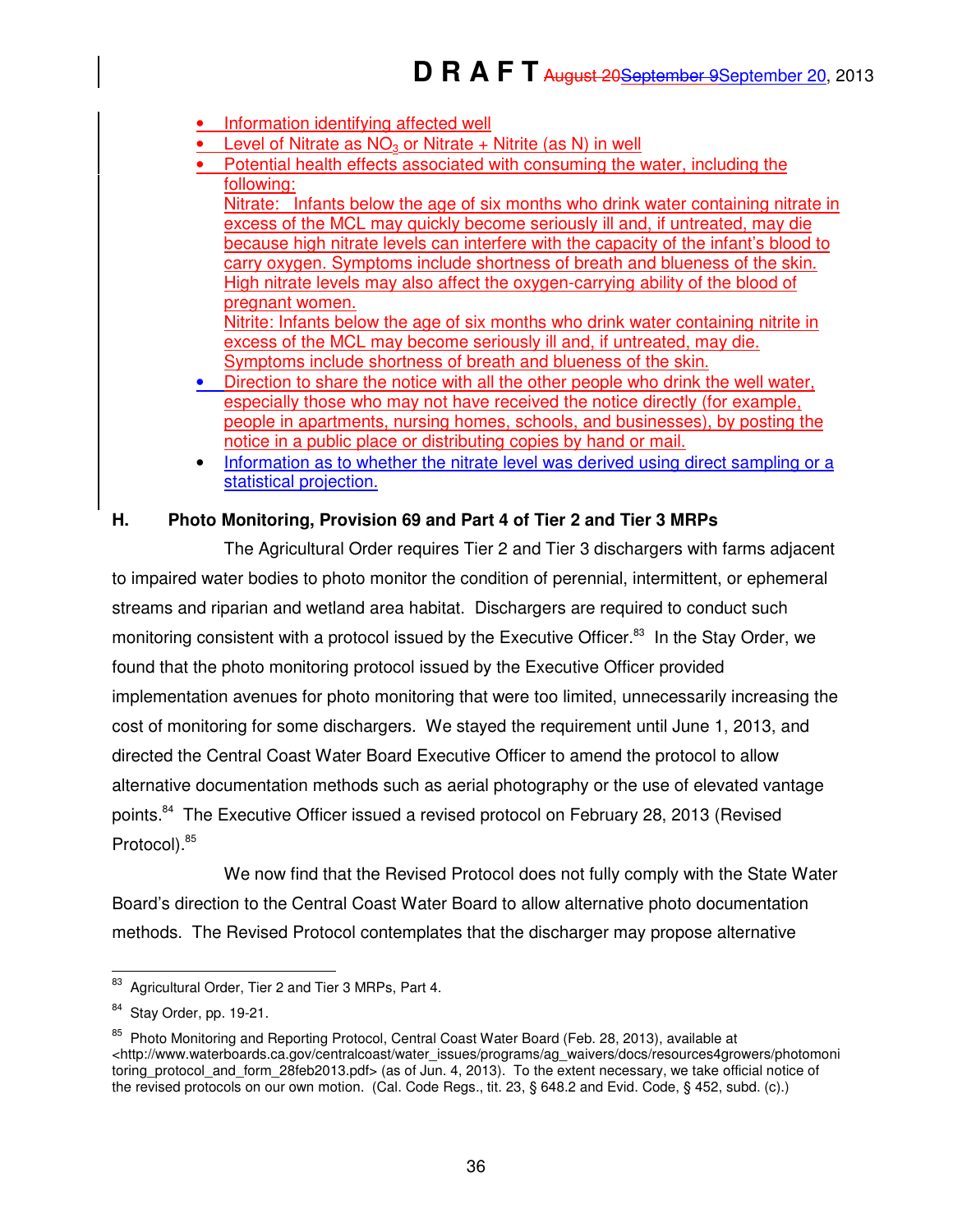- Information identifying affected well
- Level of Nitrate as $NO_3$ or Nitrate + Nitrite (as N) in well
- Potential health effects associated with consuming the water, including the following:
  Nitrate: Infants below the age of six months who drink water containing nitrate in excess of the MCL may quickly become seriously ill and, if untreated, may die because high nitrate levels can interfere with the capacity of the infant's blood to carry oxygen. Symptoms include shortness of breath and blueness of the skin. High nitrate levels may also affect the oxygen-carrying ability of the blood of pregnant women.
  Nitrite: Infants below the age of six months who drink water containing nitrite in excess of the MCL may become seriously ill and, if untreated, may die. Symptoms include shortness of breath and blueness of the skin.
- Direction to share the notice with all the other people who drink the well water, especially those who may not have received the notice directly (for example, people in apartments, nursing homes, schools, and businesses), by posting the notice in a public place or distributing copies by hand or mail.
- Information as to whether the nitrate level was derived using direct sampling or a statistical projection.

### H. Photo Monitoring, Provision 69 and Part 4 of Tier 2 and Tier 3 MRPs

The Agricultural Order requires Tier 2 and Tier 3 dischargers with farms adjacent to impaired water bodies to photo monitor the condition of perennial, intermittent, or ephemeral streams and riparian and wetland area habitat. Dischargers are required to conduct such monitoring consistent with a protocol issued by the Executive Officer.[83] In the Stay Order, we found that the photo monitoring protocol issued by the Executive Officer provided implementation avenues for photo monitoring that were too limited, unnecessarily increasing the cost of monitoring for some dischargers. We stayed the requirement until June 1, 2013, and directed the Central Coast Water Board Executive Officer to amend the protocol to allow alternative documentation methods such as aerial photography or the use of elevated vantage points.[84] The Executive Officer issued a revised protocol on February 28, 2013 (Revised Protocol).[85]

We now find that the Revised Protocol does not fully comply with the State Water Board's direction to the Central Coast Water Board to allow alternative photo documentation methods. The Revised Protocol contemplates that the discharger may propose alternative

---

[83] Agricultural Order, Tier 2 and Tier 3 MRPs, Part 4.

[84] Stay Order, pp. 19-21.

[85] Photo Monitoring and Reporting Protocol, Central Coast Water Board (Feb. 28, 2013), available at <http://www.waterboards.ca.gov/centralcoast/water_issues/programs/ag_waivers/docs/resources4growers/photomonitoring_protocol_and_form_28feb2013.pdf> (as of Jun. 4, 2013). To the extent necessary, we take official notice of the revised protocols on our own motion. (Cal. Code Regs., tit. 23, § 648.2 and Evid. Code, § 452, subd. (c).)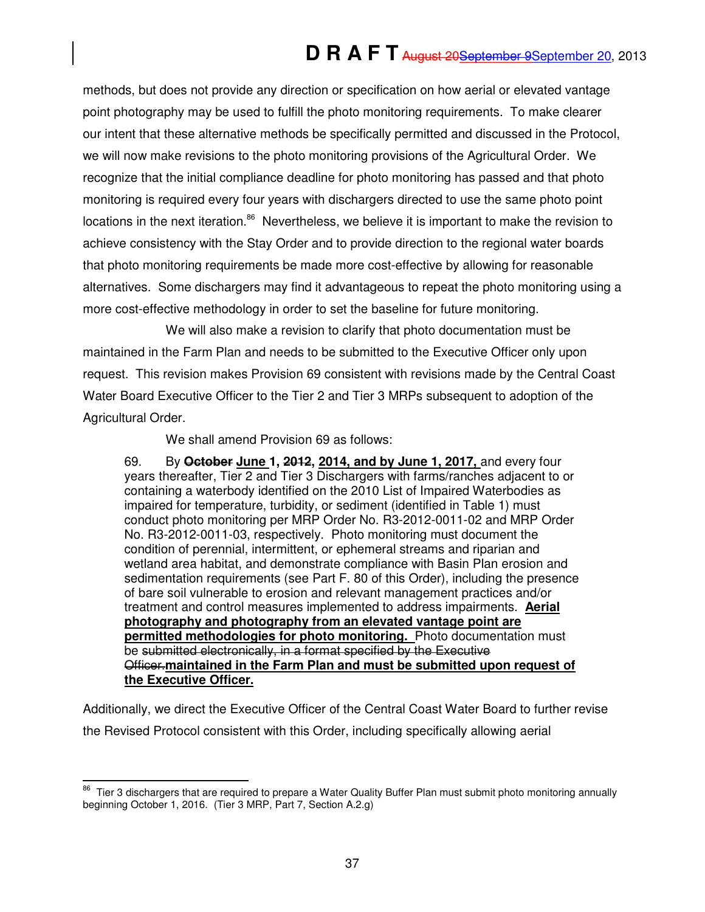methods, but does not provide any direction or specification on how aerial or elevated vantage point photography may be used to fulfill the photo monitoring requirements. To make clearer our intent that these alternative methods be specifically permitted and discussed in the Protocol, we will now make revisions to the photo monitoring provisions of the Agricultural Order. We recognize that the initial compliance deadline for photo monitoring has passed and that photo monitoring is required every four years with dischargers directed to use the same photo point locations in the next iteration.[86] Nevertheless, we believe it is important to make the revision to achieve consistency with the Stay Order and to provide direction to the regional water boards that photo monitoring requirements be made more cost-effective by allowing for reasonable alternatives. Some dischargers may find it advantageous to repeat the photo monitoring using a more cost-effective methodology in order to set the baseline for future monitoring.

We will also make a revision to clarify that photo documentation must be maintained in the Farm Plan and needs to be submitted to the Executive Officer only upon request. This revision makes Provision 69 consistent with revisions made by the Central Coast Water Board Executive Officer to the Tier 2 and Tier 3 MRPs subsequent to adoption of the Agricultural Order.

We shall amend Provision 69 as follows:

> 69. By ~~**October**~~ **June 1,** ~~**2012,**~~ **2014, and by June 1, 2017,** and every four years thereafter, Tier 2 and Tier 3 Dischargers with farms/ranches adjacent to or containing a waterbody identified on the 2010 List of Impaired Waterbodies as impaired for temperature, turbidity, or sediment (identified in Table 1) must conduct photo monitoring per MRP Order No. R3-2012-0011-02 and MRP Order No. R3-2012-0011-03, respectively. Photo monitoring must document the condition of perennial, intermittent, or ephemeral streams and riparian and wetland area habitat, and demonstrate compliance with Basin Plan erosion and sedimentation requirements (see Part F. 80 of this Order), including the presence of bare soil vulnerable to erosion and relevant management practices and/or treatment and control measures implemented to address impairments. **Aerial photography and photography from an elevated vantage point are permitted methodologies for photo monitoring.** Photo documentation must be ~~submitted electronically, in a format specified by the Executive Officer.~~ **maintained in the Farm Plan and must be submitted upon request of the Executive Officer.**

Additionally, we direct the Executive Officer of the Central Coast Water Board to further revise the Revised Protocol consistent with this Order, including specifically allowing aerial

[86] Tier 3 dischargers that are required to prepare a Water Quality Buffer Plan must submit photo monitoring annually beginning October 1, 2016. (Tier 3 MRP, Part 7, Section A.2.g)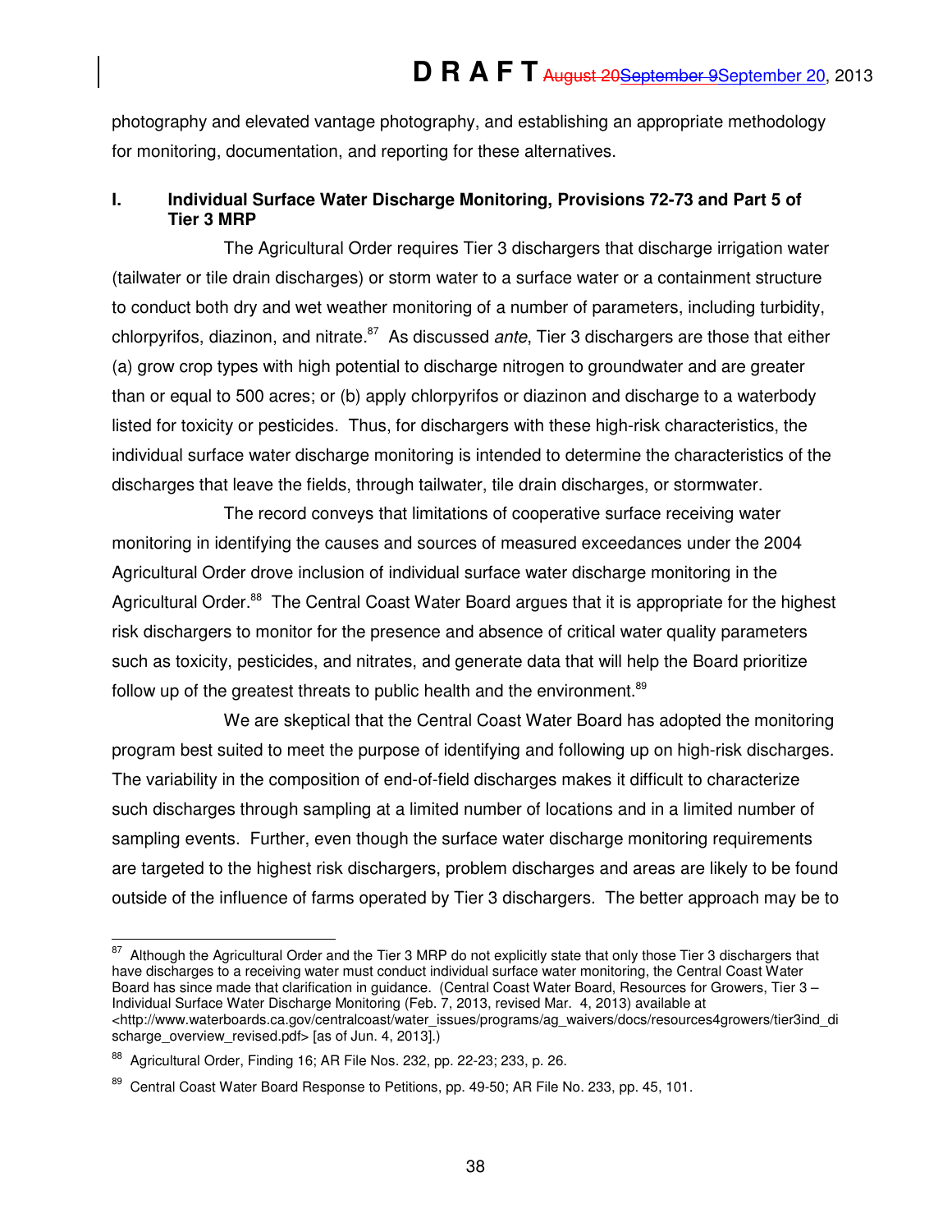photography and elevated vantage photography, and establishing an appropriate methodology for monitoring, documentation, and reporting for these alternatives.

### I. Individual Surface Water Discharge Monitoring, Provisions 72-73 and Part 5 of Tier 3 MRP

The Agricultural Order requires Tier 3 dischargers that discharge irrigation water (tailwater or tile drain discharges) or storm water to a surface water or a containment structure to conduct both dry and wet weather monitoring of a number of parameters, including turbidity, chlorpyrifos, diazinon, and nitrate.[87] As discussed *ante*, Tier 3 dischargers are those that either (a) grow crop types with high potential to discharge nitrogen to groundwater and are greater than or equal to 500 acres; or (b) apply chlorpyrifos or diazinon and discharge to a waterbody listed for toxicity or pesticides. Thus, for dischargers with these high-risk characteristics, the individual surface water discharge monitoring is intended to determine the characteristics of the discharges that leave the fields, through tailwater, tile drain discharges, or stormwater.

The record conveys that limitations of cooperative surface receiving water monitoring in identifying the causes and sources of measured exceedances under the 2004 Agricultural Order drove inclusion of individual surface water discharge monitoring in the Agricultural Order.[88] The Central Coast Water Board argues that it is appropriate for the highest risk dischargers to monitor for the presence and absence of critical water quality parameters such as toxicity, pesticides, and nitrates, and generate data that will help the Board prioritize follow up of the greatest threats to public health and the environment.[89]

We are skeptical that the Central Coast Water Board has adopted the monitoring program best suited to meet the purpose of identifying and following up on high-risk discharges. The variability in the composition of end-of-field discharges makes it difficult to characterize such discharges through sampling at a limited number of locations and in a limited number of sampling events. Further, even though the surface water discharge monitoring requirements are targeted to the highest risk dischargers, problem discharges and areas are likely to be found outside of the influence of farms operated by Tier 3 dischargers. The better approach may be to

---

[87] Although the Agricultural Order and the Tier 3 MRP do not explicitly state that only those Tier 3 dischargers that have discharges to a receiving water must conduct individual surface water monitoring, the Central Coast Water Board has since made that clarification in guidance. (Central Coast Water Board, Resources for Growers, Tier 3 – Individual Surface Water Discharge Monitoring (Feb. 7, 2013, revised Mar. 4, 2013) available at <http://www.waterboards.ca.gov/centralcoast/water_issues/programs/ag_waivers/docs/resources4growers/tier3ind_discharge_overview_revised.pdf> [as of Jun. 4, 2013].)

[88] Agricultural Order, Finding 16; AR File Nos. 232, pp. 22-23; 233, p. 26.

[89] Central Coast Water Board Response to Petitions, pp. 49-50; AR File No. 233, pp. 45, 101.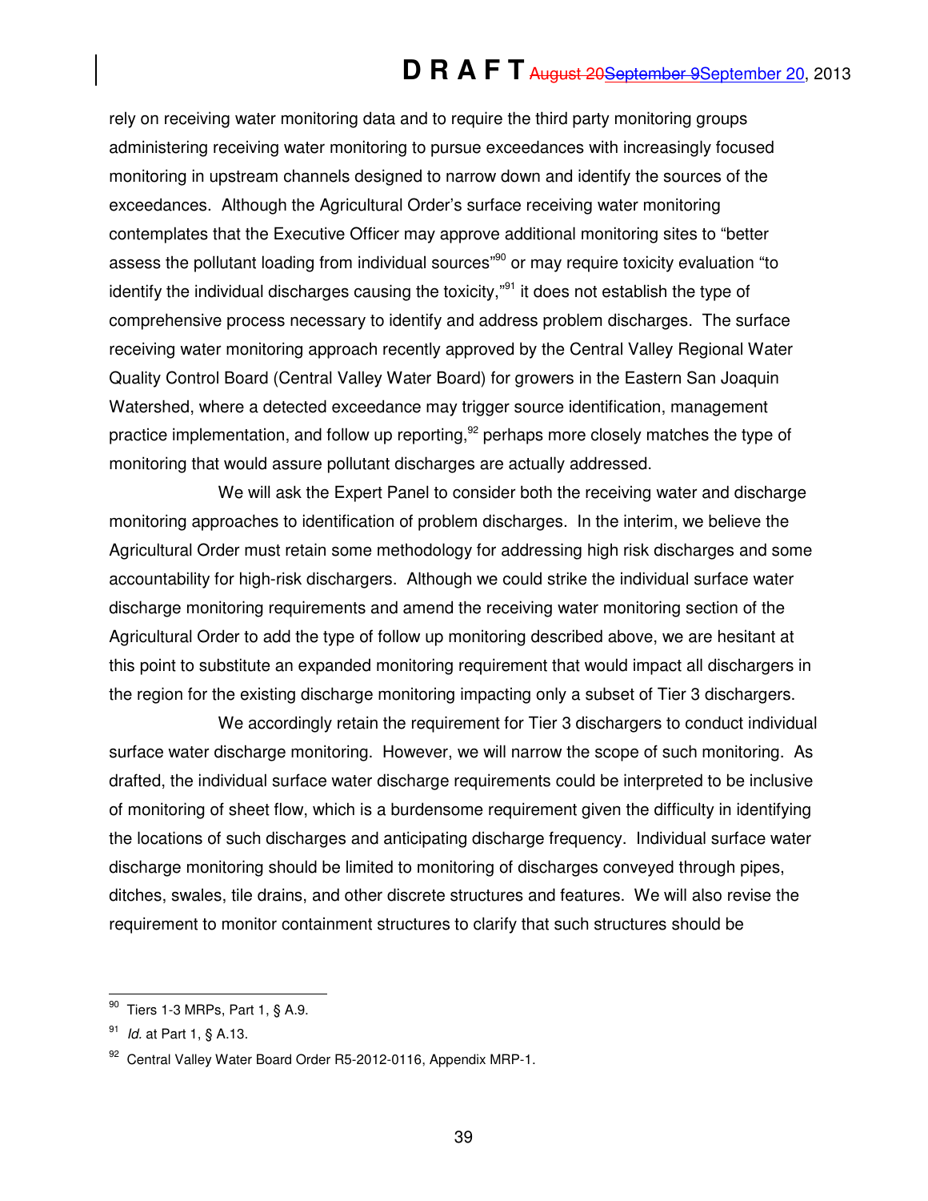rely on receiving water monitoring data and to require the third party monitoring groups administering receiving water monitoring to pursue exceedances with increasingly focused monitoring in upstream channels designed to narrow down and identify the sources of the exceedances. Although the Agricultural Order's surface receiving water monitoring contemplates that the Executive Officer may approve additional monitoring sites to "better assess the pollutant loading from individual sources"[90] or may require toxicity evaluation "to identify the individual discharges causing the toxicity,"[91] it does not establish the type of comprehensive process necessary to identify and address problem discharges. The surface receiving water monitoring approach recently approved by the Central Valley Regional Water Quality Control Board (Central Valley Water Board) for growers in the Eastern San Joaquin Watershed, where a detected exceedance may trigger source identification, management practice implementation, and follow up reporting,[92] perhaps more closely matches the type of monitoring that would assure pollutant discharges are actually addressed.

We will ask the Expert Panel to consider both the receiving water and discharge monitoring approaches to identification of problem discharges. In the interim, we believe the Agricultural Order must retain some methodology for addressing high risk discharges and some accountability for high-risk dischargers. Although we could strike the individual surface water discharge monitoring requirements and amend the receiving water monitoring section of the Agricultural Order to add the type of follow up monitoring described above, we are hesitant at this point to substitute an expanded monitoring requirement that would impact all dischargers in the region for the existing discharge monitoring impacting only a subset of Tier 3 dischargers.

We accordingly retain the requirement for Tier 3 dischargers to conduct individual surface water discharge monitoring. However, we will narrow the scope of such monitoring. As drafted, the individual surface water discharge requirements could be interpreted to be inclusive of monitoring of sheet flow, which is a burdensome requirement given the difficulty in identifying the locations of such discharges and anticipating discharge frequency. Individual surface water discharge monitoring should be limited to monitoring of discharges conveyed through pipes, ditches, swales, tile drains, and other discrete structures and features. We will also revise the requirement to monitor containment structures to clarify that such structures should be

---

[90] Tiers 1-3 MRPs, Part 1, § A.9.

[91] *Id.* at Part 1, § A.13.

[92] Central Valley Water Board Order R5-2012-0116, Appendix MRP-1.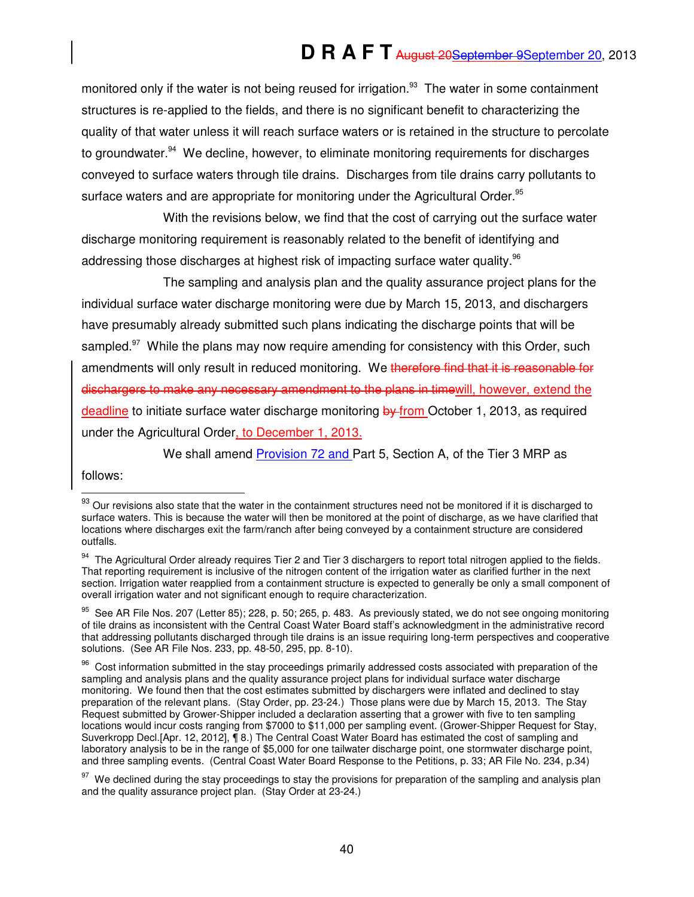monitored only if the water is not being reused for irrigation.[93] The water in some containment structures is re-applied to the fields, and there is no significant benefit to characterizing the quality of that water unless it will reach surface waters or is retained in the structure to percolate to groundwater.[94] We decline, however, to eliminate monitoring requirements for discharges conveyed to surface waters through tile drains. Discharges from tile drains carry pollutants to surface waters and are appropriate for monitoring under the Agricultural Order.[95]

With the revisions below, we find that the cost of carrying out the surface water discharge monitoring requirement is reasonably related to the benefit of identifying and addressing those discharges at highest risk of impacting surface water quality.[96]

The sampling and analysis plan and the quality assurance project plans for the individual surface water discharge monitoring were due by March 15, 2013, and dischargers have presumably already submitted such plans indicating the discharge points that will be sampled.[97] While the plans may now require amending for consistency with this Order, such amendments will only result in reduced monitoring. We ~~therefore find that it is reasonable for dischargers to make any necessary amendment to the plans in time~~will, however, extend the deadline to initiate surface water discharge monitoring ~~by~~ from October 1, 2013, as required under the Agricultural Order, to December 1, 2013.

We shall amend Provision 72 and Part 5, Section A, of the Tier 3 MRP as follows:

---

[93] Our revisions also state that the water in the containment structures need not be monitored if it is discharged to surface waters. This is because the water will then be monitored at the point of discharge, as we have clarified that locations where discharges exit the farm/ranch after being conveyed by a containment structure are considered outfalls.

[94] The Agricultural Order already requires Tier 2 and Tier 3 dischargers to report total nitrogen applied to the fields. That reporting requirement is inclusive of the nitrogen content of the irrigation water as clarified further in the next section. Irrigation water reapplied from a containment structure is expected to generally be only a small component of overall irrigation water and not significant enough to require characterization.

[95] See AR File Nos. 207 (Letter 85); 228, p. 50; 265, p. 483. As previously stated, we do not see ongoing monitoring of tile drains as inconsistent with the Central Coast Water Board staff's acknowledgment in the administrative record that addressing pollutants discharged through tile drains is an issue requiring long-term perspectives and cooperative solutions. (See AR File Nos. 233, pp. 48-50, 295, pp. 8-10).

[96] Cost information submitted in the stay proceedings primarily addressed costs associated with preparation of the sampling and analysis plans and the quality assurance project plans for individual surface water discharge monitoring. We found then that the cost estimates submitted by dischargers were inflated and declined to stay preparation of the relevant plans. (Stay Order, pp. 23-24.) Those plans were due by March 15, 2013. The Stay Request submitted by Grower-Shipper included a declaration asserting that a grower with five to ten sampling locations would incur costs ranging from $7000 to $11,000 per sampling event. (Grower-Shipper Request for Stay, Suverkropp Decl.[Apr. 12, 2012], ¶ 8.) The Central Coast Water Board has estimated the cost of sampling and laboratory analysis to be in the range of $5,000 for one tailwater discharge point, one stormwater discharge point, and three sampling events. (Central Coast Water Board Response to the Petitions, p. 33; AR File No. 234, p.34)

[97] We declined during the stay proceedings to stay the provisions for preparation of the sampling and analysis plan and the quality assurance project plan. (Stay Order at 23-24.)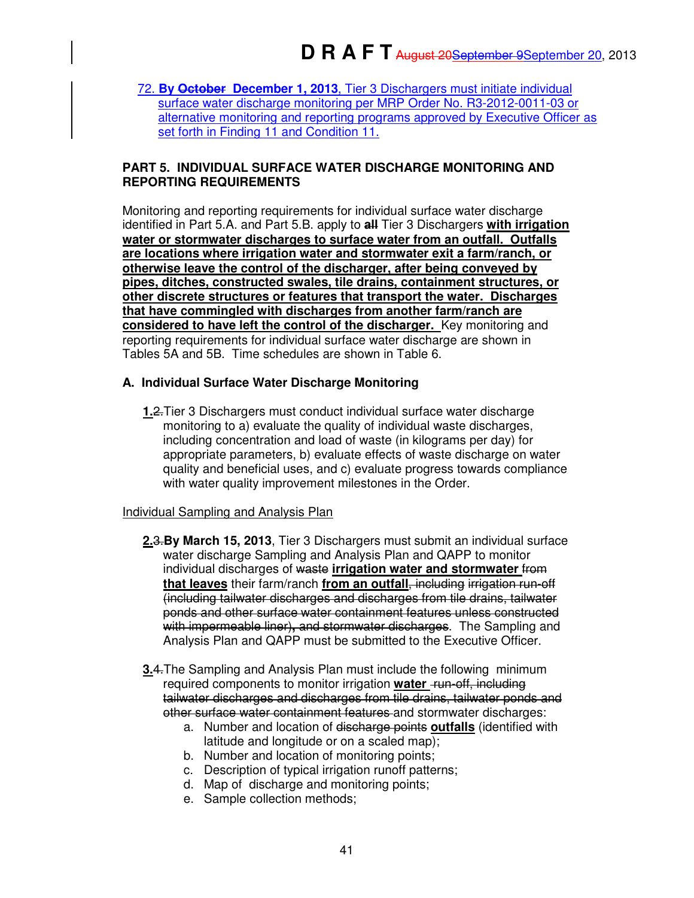72. **By ~~October~~ December 1, 2013**, Tier 3 Dischargers must initiate individual surface water discharge monitoring per MRP Order No. R3-2012-0011-03 or alternative monitoring and reporting programs approved by Executive Officer as set forth in Finding 11 and Condition 11.

## PART 5. INDIVIDUAL SURFACE WATER DISCHARGE MONITORING AND REPORTING REQUIREMENTS

Monitoring and reporting requirements for individual surface water discharge identified in Part 5.A. and Part 5.B. apply to ~~**all**~~ Tier 3 Dischargers **with irrigation water or stormwater discharges to surface water from an outfall. Outfalls are locations where irrigation water and stormwater exit a farm/ranch, or otherwise leave the control of the discharger, after being conveyed by pipes, ditches, constructed swales, tile drains, containment structures, or other discrete structures or features that transport the water. Discharges that have commingled with discharges from another farm/ranch are considered to have left the control of the discharger.** Key monitoring and reporting requirements for individual surface water discharge are shown in Tables 5A and 5B. Time schedules are shown in Table 6.

### A. Individual Surface Water Discharge Monitoring

**1.**~~2.~~ Tier 3 Dischargers must conduct individual surface water discharge monitoring to a) evaluate the quality of individual waste discharges, including concentration and load of waste (in kilograms per day) for appropriate parameters, b) evaluate effects of waste discharge on water quality and beneficial uses, and c) evaluate progress towards compliance with water quality improvement milestones in the Order.

Individual Sampling and Analysis Plan

**2.**~~3.~~ **By March 15, 2013**, Tier 3 Dischargers must submit an individual surface water discharge Sampling and Analysis Plan and QAPP to monitor individual discharges of ~~waste~~ **irrigation water and stormwater** ~~from~~ **that leaves** their farm/ranch **from an outfall**~~, including irrigation run-off (including tailwater discharges and discharges from tile drains, tailwater ponds and other surface water containment features unless constructed with impermeable liner), and stormwater discharges~~. The Sampling and Analysis Plan and QAPP must be submitted to the Executive Officer.

**3.**~~4.~~ The Sampling and Analysis Plan must include the following minimum required components to monitor irrigation **water** ~~run-off, including tailwater discharges and discharges from tile drains, tailwater ponds and other surface water containment features~~ and stormwater discharges:

a. Number and location of ~~discharge points~~ **outfalls** (identified with latitude and longitude or on a scaled map);
b. Number and location of monitoring points;
c. Description of typical irrigation runoff patterns;
d. Map of discharge and monitoring points;
e. Sample collection methods;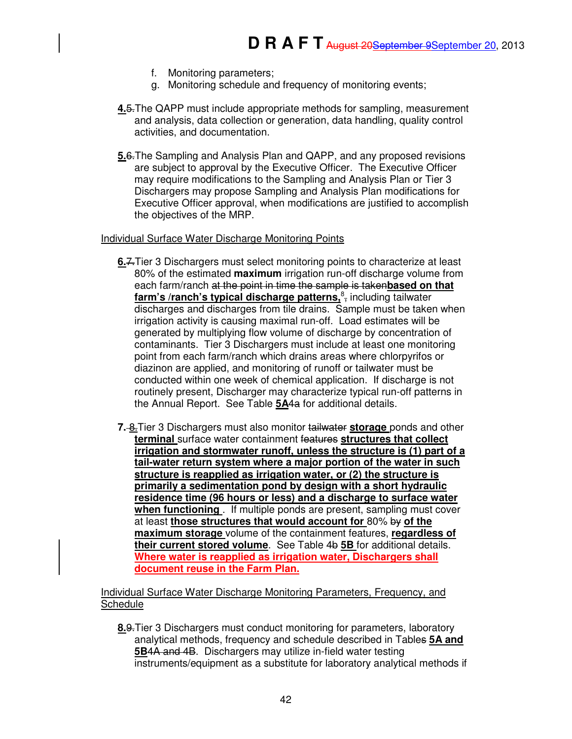f. Monitoring parameters;
g. Monitoring schedule and frequency of monitoring events;

**4.**~~5.~~The QAPP must include appropriate methods for sampling, measurement and analysis, data collection or generation, data handling, quality control activities, and documentation.

**5.**~~6.~~The Sampling and Analysis Plan and QAPP, and any proposed revisions are subject to approval by the Executive Officer. The Executive Officer may require modifications to the Sampling and Analysis Plan or Tier 3 Dischargers may propose Sampling and Analysis Plan modifications for Executive Officer approval, when modifications are justified to accomplish the objectives of the MRP.

Individual Surface Water Discharge Monitoring Points

**6.**~~7.~~Tier 3 Dischargers must select monitoring points to characterize at least 80% of the estimated **maximum** irrigation run-off discharge volume from each farm/ranch ~~at the point in time the sample is taken~~**based on that farm's /ranch's typical discharge patterns,**[8]~~,~~ including tailwater discharges and discharges from tile drains. Sample must be taken when irrigation activity is causing maximal run-off. Load estimates will be generated by multiplying flow volume of discharge by concentration of contaminants. Tier 3 Dischargers must include at least one monitoring point from each farm/ranch which drains areas where chlorpyrifos or diazinon are applied, and monitoring of runoff or tailwater must be conducted within one week of chemical application. If discharge is not routinely present, Discharger may characterize typical run-off patterns in the Annual Report. See Table **5A**~~4a~~ for additional details.

**7.** ~~8.~~Tier 3 Dischargers must also monitor ~~tailwater~~ **storage** ponds and other **terminal** surface water containment ~~features~~ **structures that collect irrigation and stormwater runoff, unless the structure is (1) part of a tail-water return system where a major portion of the water in such structure is reapplied as irrigation water, or (2) the structure is primarily a sedimentation pond by design with a short hydraulic residence time (96 hours or less) and a discharge to surface water when functioning** . If multiple ponds are present, sampling must cover at least **those structures that would account for** 80% ~~by~~ **of the maximum storage** volume of the containment features, **regardless of their current stored volume**. See Table ~~4b~~ **5B** for additional details. **Where water is reapplied as irrigation water, Dischargers shall document reuse in the Farm Plan.**

Individual Surface Water Discharge Monitoring Parameters, Frequency, and Schedule

**8.**~~9.~~Tier 3 Dischargers must conduct monitoring for parameters, laboratory analytical methods, frequency and schedule described in Tables ~~s~~ **5A and 5B**~~4A and 4B~~. Dischargers may utilize in-field water testing instruments/equipment as a substitute for laboratory analytical methods if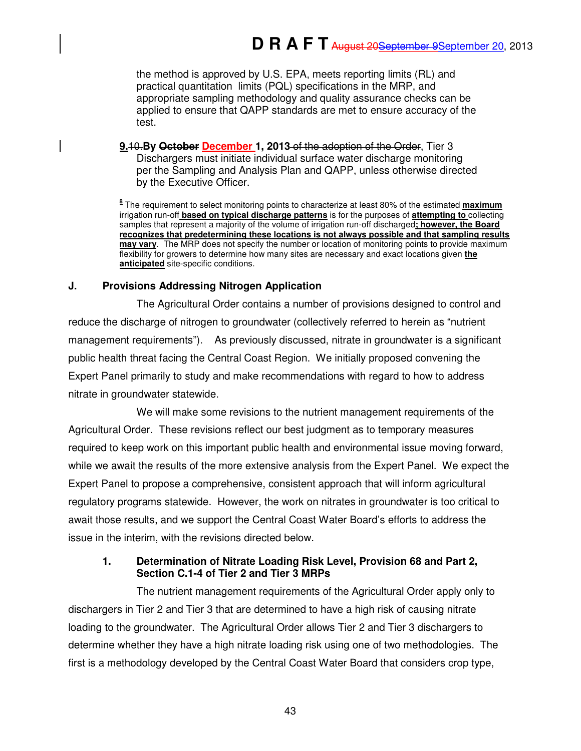the method is approved by U.S. EPA, meets reporting limits (RL) and practical quantitation limits (PQL) specifications in the MRP, and appropriate sampling methodology and quality assurance checks can be applied to ensure that QAPP standards are met to ensure accuracy of the test.

9. ~~10.~~ **By ~~October~~ December 1, 2013** ~~of the adoption of the Order~~, Tier 3 Dischargers must initiate individual surface water discharge monitoring per the Sampling and Analysis Plan and QAPP, unless otherwise directed by the Executive Officer.

[8] The requirement to select monitoring points to characterize at least 80% of the estimated **maximum** irrigation run-off **based on typical discharge patterns** is for the purposes of **attempting to** collecting samples that represent a majority of the volume of irrigation run-off discharged**; however, the Board recognizes that predetermining these locations is not always possible and that sampling results may vary**. The MRP does not specify the number or location of monitoring points to provide maximum flexibility for growers to determine how many sites are necessary and exact locations given **the anticipated** site-specific conditions.

### J. Provisions Addressing Nitrogen Application

The Agricultural Order contains a number of provisions designed to control and reduce the discharge of nitrogen to groundwater (collectively referred to herein as "nutrient management requirements"). As previously discussed, nitrate in groundwater is a significant public health threat facing the Central Coast Region. We initially proposed convening the Expert Panel primarily to study and make recommendations with regard to how to address nitrate in groundwater statewide.

We will make some revisions to the nutrient management requirements of the Agricultural Order. These revisions reflect our best judgment as to temporary measures required to keep work on this important public health and environmental issue moving forward, while we await the results of the more extensive analysis from the Expert Panel. We expect the Expert Panel to propose a comprehensive, consistent approach that will inform agricultural regulatory programs statewide. However, the work on nitrates in groundwater is too critical to await those results, and we support the Central Coast Water Board's efforts to address the issue in the interim, with the revisions directed below.

#### 1. Determination of Nitrate Loading Risk Level, Provision 68 and Part 2, Section C.1-4 of Tier 2 and Tier 3 MRPs

The nutrient management requirements of the Agricultural Order apply only to dischargers in Tier 2 and Tier 3 that are determined to have a high risk of causing nitrate loading to the groundwater. The Agricultural Order allows Tier 2 and Tier 3 dischargers to determine whether they have a high nitrate loading risk using one of two methodologies. The first is a methodology developed by the Central Coast Water Board that considers crop type,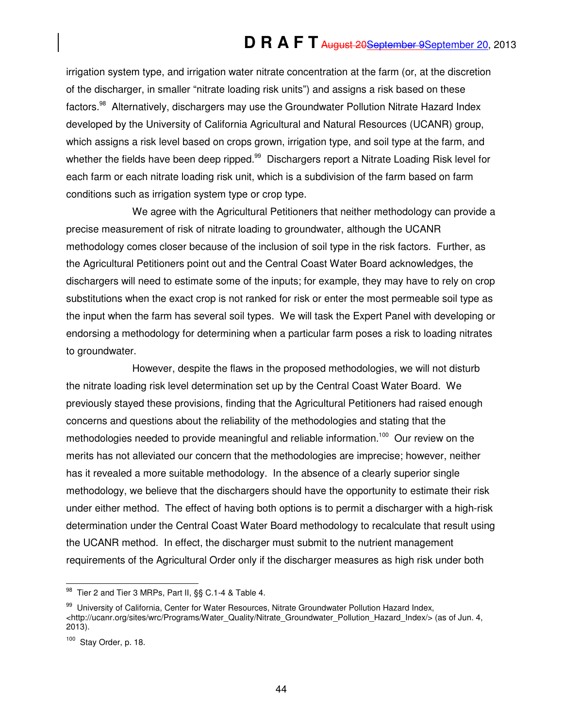irrigation system type, and irrigation water nitrate concentration at the farm (or, at the discretion of the discharger, in smaller "nitrate loading risk units") and assigns a risk based on these factors.[98] Alternatively, dischargers may use the Groundwater Pollution Nitrate Hazard Index developed by the University of California Agricultural and Natural Resources (UCANR) group, which assigns a risk level based on crops grown, irrigation type, and soil type at the farm, and whether the fields have been deep ripped.[99] Dischargers report a Nitrate Loading Risk level for each farm or each nitrate loading risk unit, which is a subdivision of the farm based on farm conditions such as irrigation system type or crop type.

We agree with the Agricultural Petitioners that neither methodology can provide a precise measurement of risk of nitrate loading to groundwater, although the UCANR methodology comes closer because of the inclusion of soil type in the risk factors. Further, as the Agricultural Petitioners point out and the Central Coast Water Board acknowledges, the dischargers will need to estimate some of the inputs; for example, they may have to rely on crop substitutions when the exact crop is not ranked for risk or enter the most permeable soil type as the input when the farm has several soil types. We will task the Expert Panel with developing or endorsing a methodology for determining when a particular farm poses a risk to loading nitrates to groundwater.

However, despite the flaws in the proposed methodologies, we will not disturb the nitrate loading risk level determination set up by the Central Coast Water Board. We previously stayed these provisions, finding that the Agricultural Petitioners had raised enough concerns and questions about the reliability of the methodologies and stating that the methodologies needed to provide meaningful and reliable information.[100] Our review on the merits has not alleviated our concern that the methodologies are imprecise; however, neither has it revealed a more suitable methodology. In the absence of a clearly superior single methodology, we believe that the dischargers should have the opportunity to estimate their risk under either method. The effect of having both options is to permit a discharger with a high-risk determination under the Central Coast Water Board methodology to recalculate that result using the UCANR method. In effect, the discharger must submit to the nutrient management requirements of the Agricultural Order only if the discharger measures as high risk under both

---

[98] Tier 2 and Tier 3 MRPs, Part II, §§ C.1-4 & Table 4.

[99] University of California, Center for Water Resources, Nitrate Groundwater Pollution Hazard Index, <http://ucanr.org/sites/wrc/Programs/Water_Quality/Nitrate_Groundwater_Pollution_Hazard_Index/> (as of Jun. 4, 2013).

[100] Stay Order, p. 18.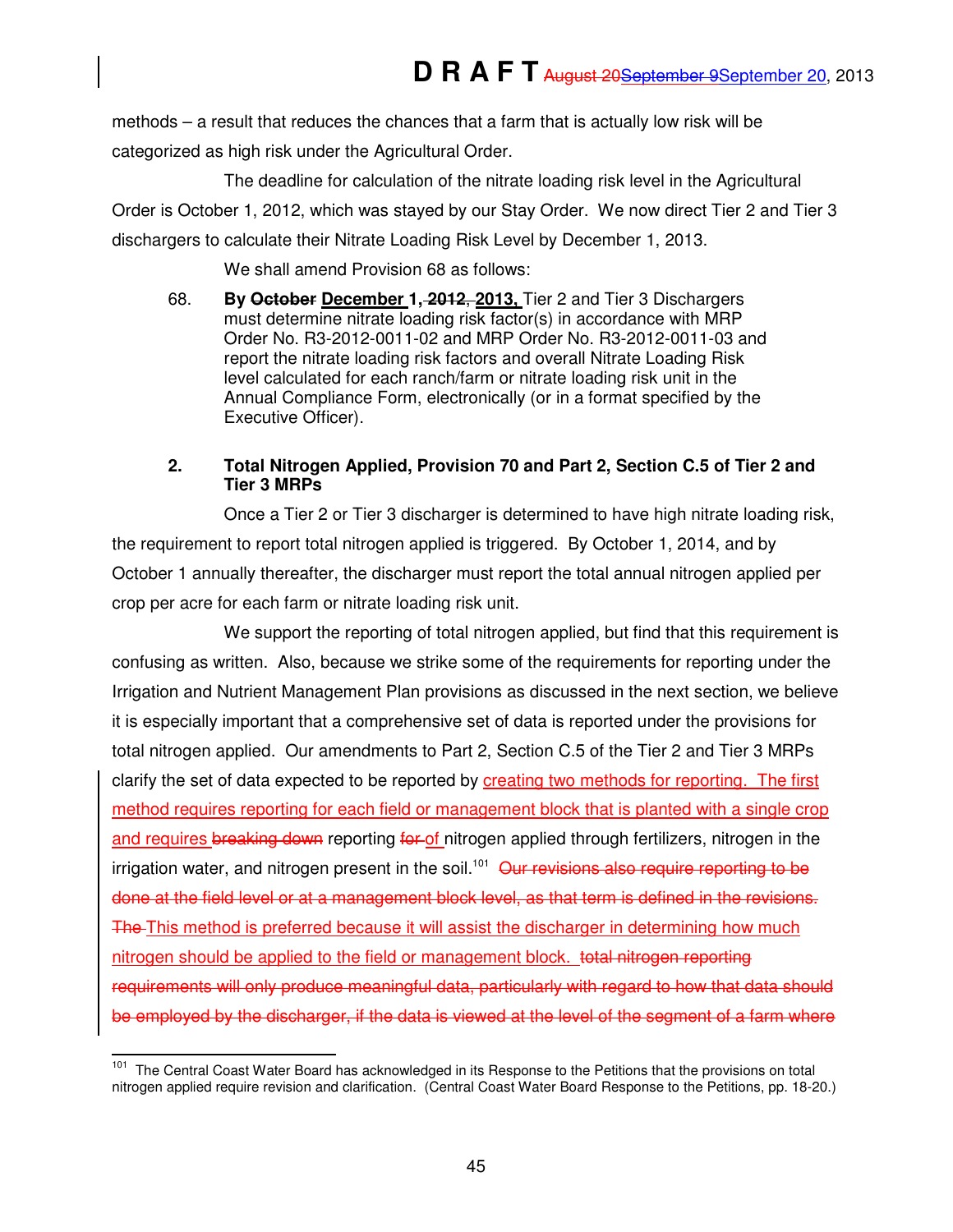methods – a result that reduces the chances that a farm that is actually low risk will be categorized as high risk under the Agricultural Order.

The deadline for calculation of the nitrate loading risk level in the Agricultural Order is October 1, 2012, which was stayed by our Stay Order. We now direct Tier 2 and Tier 3 dischargers to calculate their Nitrate Loading Risk Level by December 1, 2013.

We shall amend Provision 68 as follows:

68. **By ~~October~~ <u>December</u> 1, ~~2012~~, <u>2013,</u>** Tier 2 and Tier 3 Dischargers must determine nitrate loading risk factor(s) in accordance with MRP Order No. R3-2012-0011-02 and MRP Order No. R3-2012-0011-03 and report the nitrate loading risk factors and overall Nitrate Loading Risk level calculated for each ranch/farm or nitrate loading risk unit in the Annual Compliance Form, electronically (or in a format specified by the Executive Officer).

### 2. Total Nitrogen Applied, Provision 70 and Part 2, Section C.5 of Tier 2 and Tier 3 MRPs

Once a Tier 2 or Tier 3 discharger is determined to have high nitrate loading risk, the requirement to report total nitrogen applied is triggered. By October 1, 2014, and by October 1 annually thereafter, the discharger must report the total annual nitrogen applied per crop per acre for each farm or nitrate loading risk unit.

We support the reporting of total nitrogen applied, but find that this requirement is confusing as written. Also, because we strike some of the requirements for reporting under the Irrigation and Nutrient Management Plan provisions as discussed in the next section, we believe it is especially important that a comprehensive set of data is reported under the provisions for total nitrogen applied. Our amendments to Part 2, Section C.5 of the Tier 2 and Tier 3 MRPs clarify the set of data expected to be reported by <u>creating two methods for reporting. The first method requires reporting for each field or management block that is planted with a single crop and requires</u> ~~breaking down~~ reporting ~~for~~ <u>of</u> nitrogen applied through fertilizers, nitrogen in the irrigation water, and nitrogen present in the soil.[101] ~~Our revisions also require reporting to be done at the field level or at a management block level, as that term is defined in the revisions. The~~ <u>This method is preferred because it will assist the discharger in determining how much nitrogen should be applied to the field or management block.</u> ~~total nitrogen reporting requirements will only produce meaningful data, particularly with regard to how that data should be employed by the discharger, if the data is viewed at the level of the segment of a farm where~~

---

[101] The Central Coast Water Board has acknowledged in its Response to the Petitions that the provisions on total nitrogen applied require revision and clarification. (Central Coast Water Board Response to the Petitions, pp. 18-20.)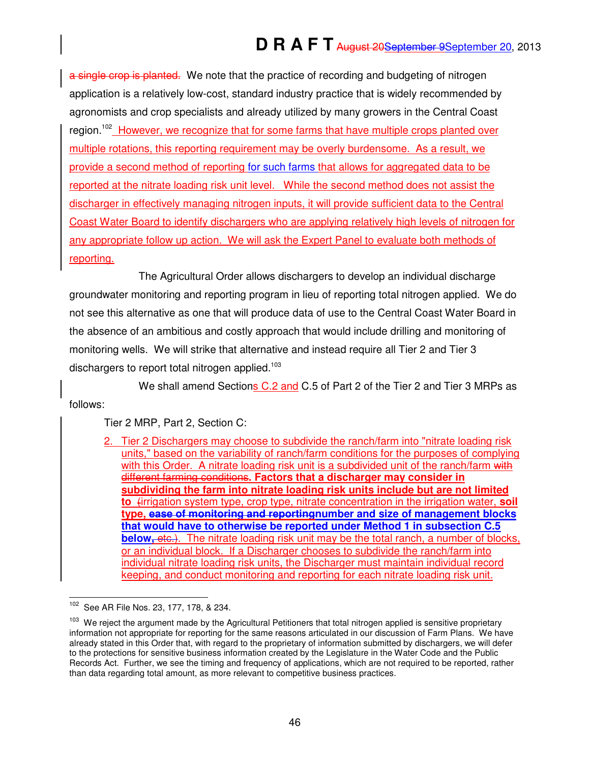a single crop is planted. We note that the practice of recording and budgeting of nitrogen application is a relatively low-cost, standard industry practice that is widely recommended by agronomists and crop specialists and already utilized by many growers in the Central Coast region.[102] However, we recognize that for some farms that have multiple crops planted over multiple rotations, this reporting requirement may be overly burdensome. As a result, we provide a second method of reporting for such farms that allows for aggregated data to be reported at the nitrate loading risk unit level. While the second method does not assist the discharger in effectively managing nitrogen inputs, it will provide sufficient data to the Central Coast Water Board to identify dischargers who are applying relatively high levels of nitrogen for any appropriate follow up action. We will ask the Expert Panel to evaluate both methods of reporting.

The Agricultural Order allows dischargers to develop an individual discharge groundwater monitoring and reporting program in lieu of reporting total nitrogen applied. We do not see this alternative as one that will produce data of use to the Central Coast Water Board in the absence of an ambitious and costly approach that would include drilling and monitoring of monitoring wells. We will strike that alternative and instead require all Tier 2 and Tier 3 dischargers to report total nitrogen applied.[103]

We shall amend Sections C.2 and C.5 of Part 2 of the Tier 2 and Tier 3 MRPs as follows:

Tier 2 MRP, Part 2, Section C:

2. Tier 2 Dischargers may choose to subdivide the ranch/farm into "nitrate loading risk units," based on the variability of ranch/farm conditions for the purposes of complying with this Order. A nitrate loading risk unit is a subdivided unit of the ranch/farm with different farming conditions. **Factors that a discharger may consider in subdividing the farm into nitrate loading risk units include but are not limited to** (irrigation system type, crop type, nitrate concentration in the irrigation water, **soil type, ease of monitoring and reportingnumber and size of management blocks that would have to otherwise be reported under Method 1 in subsection C.5 below,** etc.). The nitrate loading risk unit may be the total ranch, a number of blocks, or an individual block. If a Discharger chooses to subdivide the ranch/farm into individual nitrate loading risk units, the Discharger must maintain individual record keeping, and conduct monitoring and reporting for each nitrate loading risk unit.

---

[102] See AR File Nos. 23, 177, 178, & 234.

[103] We reject the argument made by the Agricultural Petitioners that total nitrogen applied is sensitive proprietary information not appropriate for reporting for the same reasons articulated in our discussion of Farm Plans. We have already stated in this Order that, with regard to the proprietary of information submitted by dischargers, we will defer to the protections for sensitive business information created by the Legislature in the Water Code and the Public Records Act. Further, we see the timing and frequency of applications, which are not required to be reported, rather than data regarding total amount, as more relevant to competitive business practices.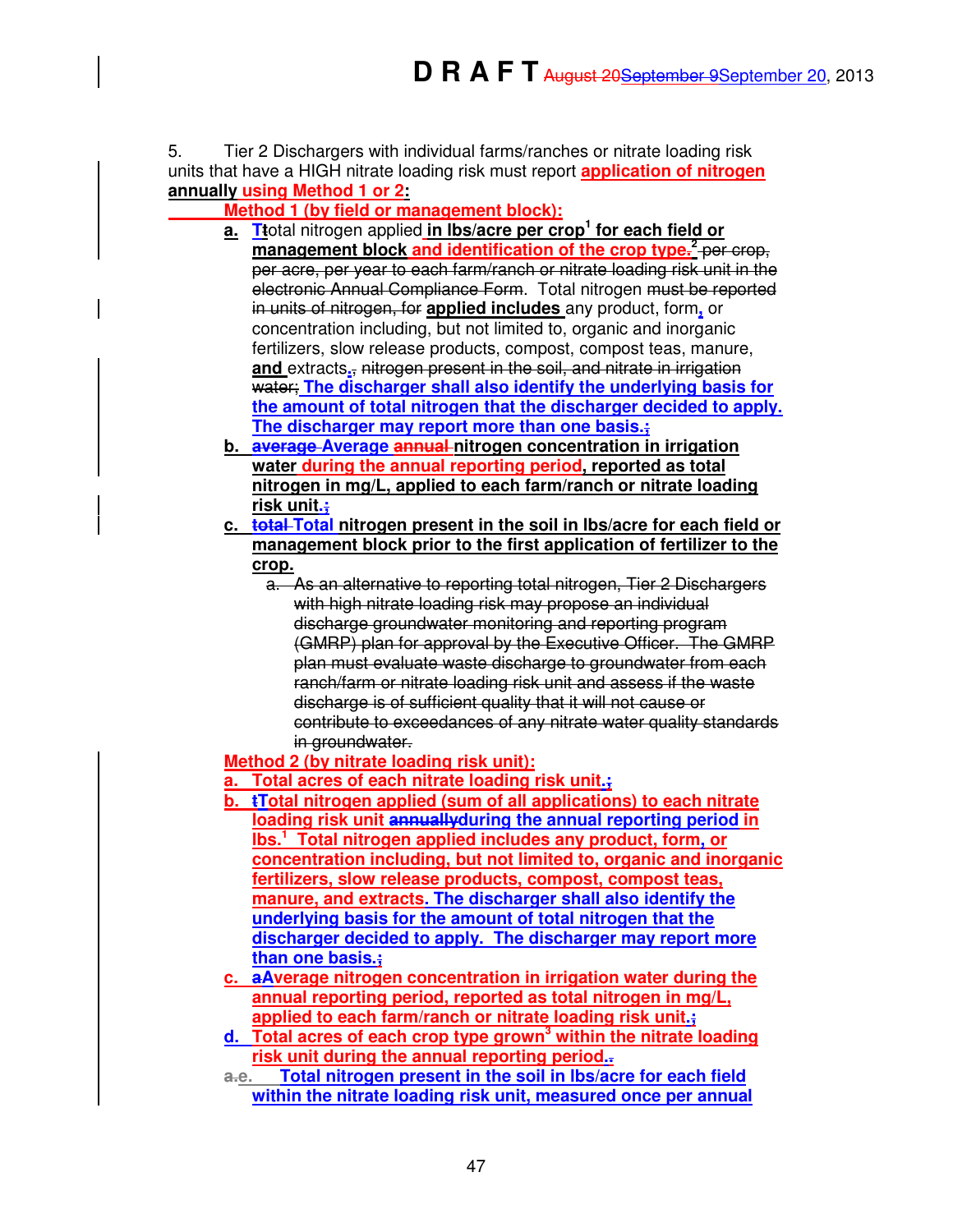5. Tier 2 Dischargers with individual farms/ranches or nitrate loading risk units that have a HIGH nitrate loading risk must report **application of nitrogen annually using Method 1 or 2:**

**Method 1 (by field or management block):**

**a.** T~~t~~otal nitrogen applied **in lbs/acre per crop**[1] **for each field or management block and identification of the crop type~~.~~**[2] ~~per crop, per acre, per year to each farm/ranch or nitrate loading risk unit in the electronic Annual Compliance Form~~. Total nitrogen ~~must be reported in units of nitrogen, for~~ **applied includes** any product, form**,** or concentration including, but not limited to, organic and inorganic fertilizers, slow release products, compost, compost teas, manure, **and** extracts**.**~~,~~ ~~nitrogen present in the soil, and nitrate in irrigation water;~~ **The discharger shall also identify the underlying basis for the amount of total nitrogen that the discharger decided to apply. The discharger may report more than one basis.**~~;~~

**b.** ~~**average**~~ **Average** ~~**annual**~~ **nitrogen concentration in irrigation water during the annual reporting period, reported as total nitrogen in mg/L, applied to each farm/ranch or nitrate loading risk unit.**~~;~~

**c.** ~~**total**~~ **Total nitrogen present in the soil in lbs/acre for each field or management block prior to the first application of fertilizer to the crop.**

~~a. As an alternative to reporting total nitrogen, Tier 2 Dischargers with high nitrate loading risk may propose an individual discharge groundwater monitoring and reporting program (GMRP) plan for approval by the Executive Officer. The GMRP plan must evaluate waste discharge to groundwater from each ranch/farm or nitrate loading risk unit and assess if the waste discharge is of sufficient quality that it will not cause or contribute to exceedances of any nitrate water quality standards in groundwater.~~

**Method 2 (by nitrate loading risk unit):**

**a. Total acres of each nitrate loading risk unit.**~~;~~

**b.** ~~**t**~~**Total nitrogen applied (sum of all applications) to each nitrate loading risk unit** ~~**annually**~~**during the annual reporting period in lbs.**[1] **Total nitrogen applied includes any product, form, or concentration including, but not limited to, organic and inorganic fertilizers, slow release products, compost, compost teas, manure, and extracts. The discharger shall also identify the underlying basis for the amount of total nitrogen that the discharger decided to apply. The discharger may report more than one basis.**~~;~~

**c.** ~~**a**~~**Average nitrogen concentration in irrigation water during the annual reporting period, reported as total nitrogen in mg/L, applied to each farm/ranch or nitrate loading risk unit.**~~;~~

**d. Total acres of each crop type grown**[3] **within the nitrate loading risk unit during the annual reporting period.**~~.~~

~~a.~~**e. Total nitrogen present in the soil in lbs/acre for each field within the nitrate loading risk unit, measured once per annual**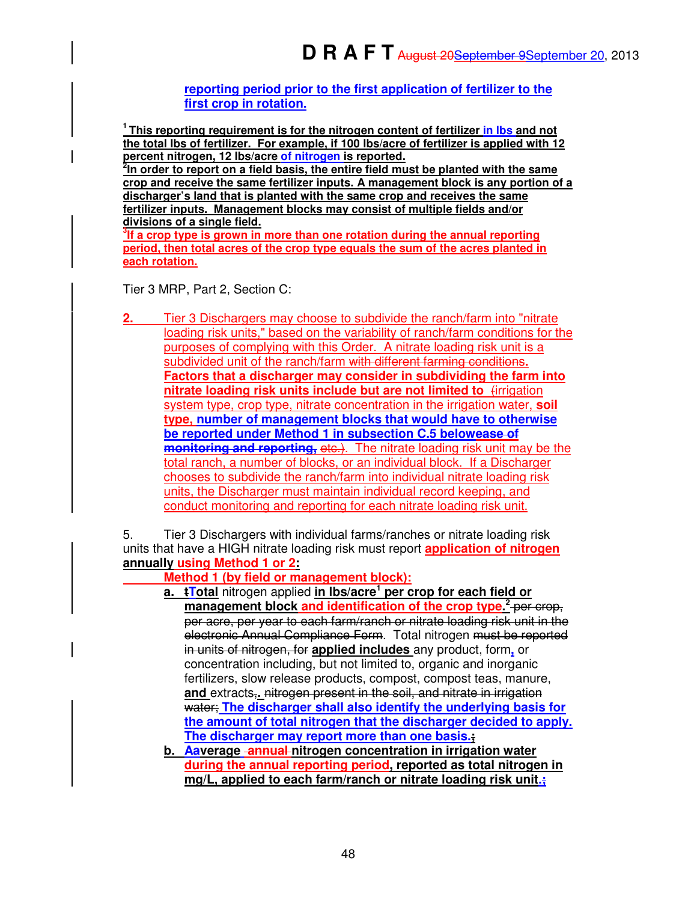reporting period prior to the first application of fertilizer to the first crop in rotation.

[1] This reporting requirement is for the nitrogen content of fertilizer in lbs and not the total lbs of fertilizer. For example, if 100 lbs/acre of fertilizer is applied with 12 percent nitrogen, 12 lbs/acre of nitrogen is reported.
[2] In order to report on a field basis, the entire field must be planted with the same crop and receive the same fertilizer inputs. A management block is any portion of a discharger's land that is planted with the same crop and receives the same fertilizer inputs. Management blocks may consist of multiple fields and/or divisions of a single field.
[3] If a crop type is grown in more than one rotation during the annual reporting period, then total acres of the crop type equals the sum of the acres planted in each rotation.

Tier 3 MRP, Part 2, Section C:

**2.** Tier 3 Dischargers may choose to subdivide the ranch/farm into "nitrate loading risk units," based on the variability of ranch/farm conditions for the purposes of complying with this Order. A nitrate loading risk unit is a subdivided unit of the ranch/farm ~~with different farming conditions~~**.** **Factors that a discharger may consider in subdividing the farm into nitrate loading risk units include but are not limited to** ~~(~~irrigation system type, crop type, nitrate concentration in the irrigation water, **soil type, number of management blocks that would have to otherwise be reported under Method 1 in subsection C.5 below~~ease of monitoring and reporting~~,** ~~etc.)~~. The nitrate loading risk unit may be the total ranch, a number of blocks, or an individual block. If a Discharger chooses to subdivide the ranch/farm into individual nitrate loading risk units, the Discharger must maintain individual record keeping, and conduct monitoring and reporting for each nitrate loading risk unit.

5. Tier 3 Dischargers with individual farms/ranches or nitrate loading risk units that have a HIGH nitrate loading risk must report **application of nitrogen annually using Method 1 or 2:**

**Method 1 (by field or management block):**

a. ~~t~~**Total** nitrogen applied **in lbs/acre[1] per crop for each field or management block and identification of the crop type.[2]** ~~per crop, per acre, per year to each farm/ranch or nitrate loading risk unit in the electronic Annual Compliance Form~~. Total nitrogen ~~must be reported in units of nitrogen, for~~ **applied includes** any product, form**,** or concentration including, but not limited to, organic and inorganic fertilizers, slow release products, compost, compost teas, manure, **and** extracts~~,~~**.** ~~nitrogen present in the soil, and nitrate in irrigation water;~~ **The discharger shall also identify the underlying basis for the amount of total nitrogen that the discharger decided to apply. The discharger may report more than one basis.**~~;~~

b. ~~A~~**Average** ~~annual~~ **nitrogen concentration in irrigation water during the annual reporting period, reported as total nitrogen in mg/L, applied to each farm/ranch or nitrate loading risk unit.**~~;~~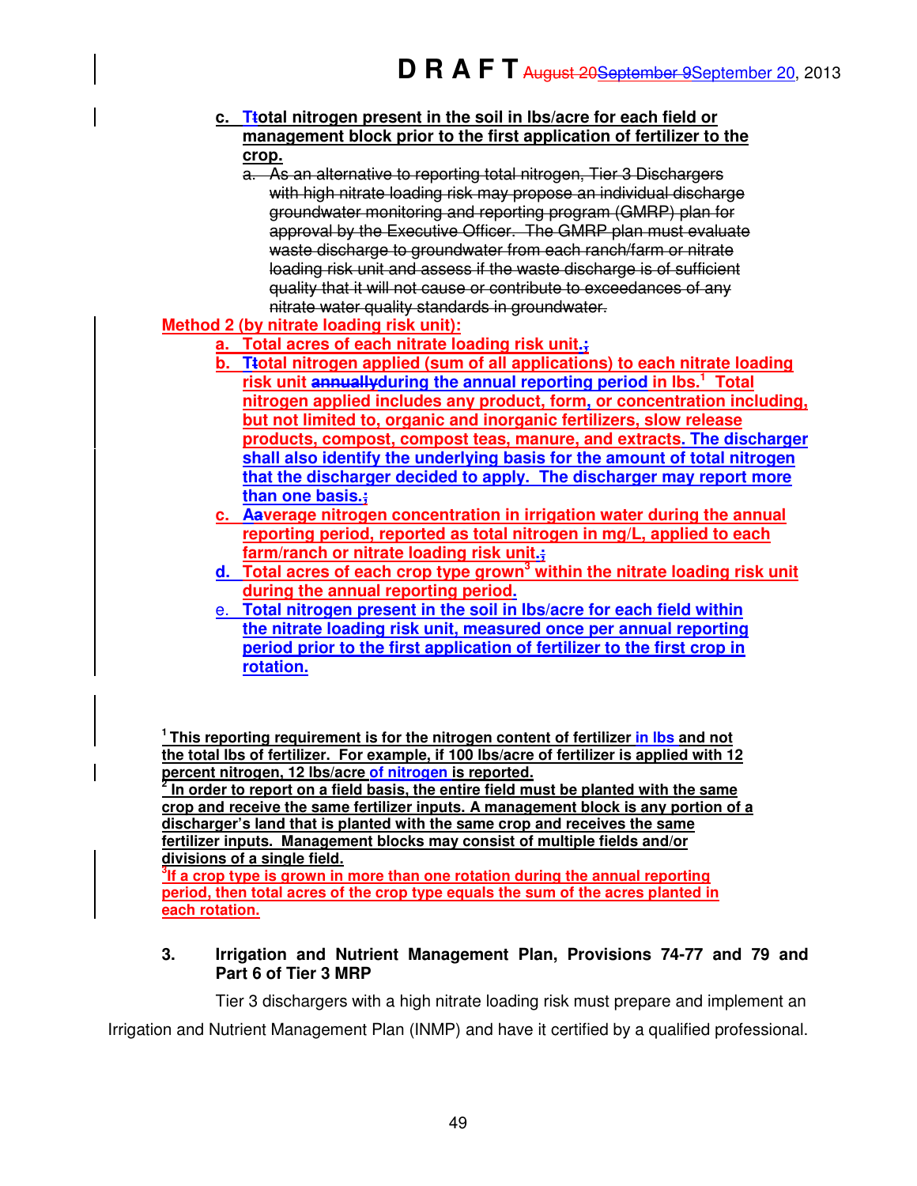c. Total nitrogen present in the soil in lbs/acre for each field or management block prior to the first application of fertilizer to the crop.

~~a. As an alternative to reporting total nitrogen, Tier 3 Dischargers with high nitrate loading risk may propose an individual discharge groundwater monitoring and reporting program (GMRP) plan for approval by the Executive Officer. The GMRP plan must evaluate waste discharge to groundwater from each ranch/farm or nitrate loading risk unit and assess if the waste discharge is of sufficient quality that it will not cause or contribute to exceedances of any nitrate water quality standards in groundwater.~~

**Method 2 (by nitrate loading risk unit):**

a. **Total acres of each nitrate loading risk unit.**

b. **Total nitrogen applied (sum of all applications) to each nitrate loading risk unit during the annual reporting period in lbs.[1] Total nitrogen applied includes any product, form, or concentration including, but not limited to, organic and inorganic fertilizers, slow release products, compost, compost teas, manure, and extracts. The discharger shall also identify the underlying basis for the amount of total nitrogen that the discharger decided to apply. The discharger may report more than one basis.**

c. **Average nitrogen concentration in irrigation water during the annual reporting period, reported as total nitrogen in mg/L, applied to each farm/ranch or nitrate loading risk unit.**

d. **Total acres of each crop type grown[3] within the nitrate loading risk unit during the annual reporting period.**

e. **Total nitrogen present in the soil in lbs/acre for each field within the nitrate loading risk unit, measured once per annual reporting period prior to the first application of fertilizer to the first crop in rotation.**

[1] **This reporting requirement is for the nitrogen content of fertilizer in lbs and not the total lbs of fertilizer. For example, if 100 lbs/acre of fertilizer is applied with 12 percent nitrogen, 12 lbs/acre of nitrogen is reported.**

[2] **In order to report on a field basis, the entire field must be planted with the same crop and receive the same fertilizer inputs. A management block is any portion of a discharger's land that is planted with the same crop and receives the same fertilizer inputs. Management blocks may consist of multiple fields and/or divisions of a single field.**

[3] **If a crop type is grown in more than one rotation during the annual reporting period, then total acres of the crop type equals the sum of the acres planted in each rotation.**

**3. Irrigation and Nutrient Management Plan, Provisions 74-77 and 79 and Part 6 of Tier 3 MRP**

Tier 3 dischargers with a high nitrate loading risk must prepare and implement an Irrigation and Nutrient Management Plan (INMP) and have it certified by a qualified professional.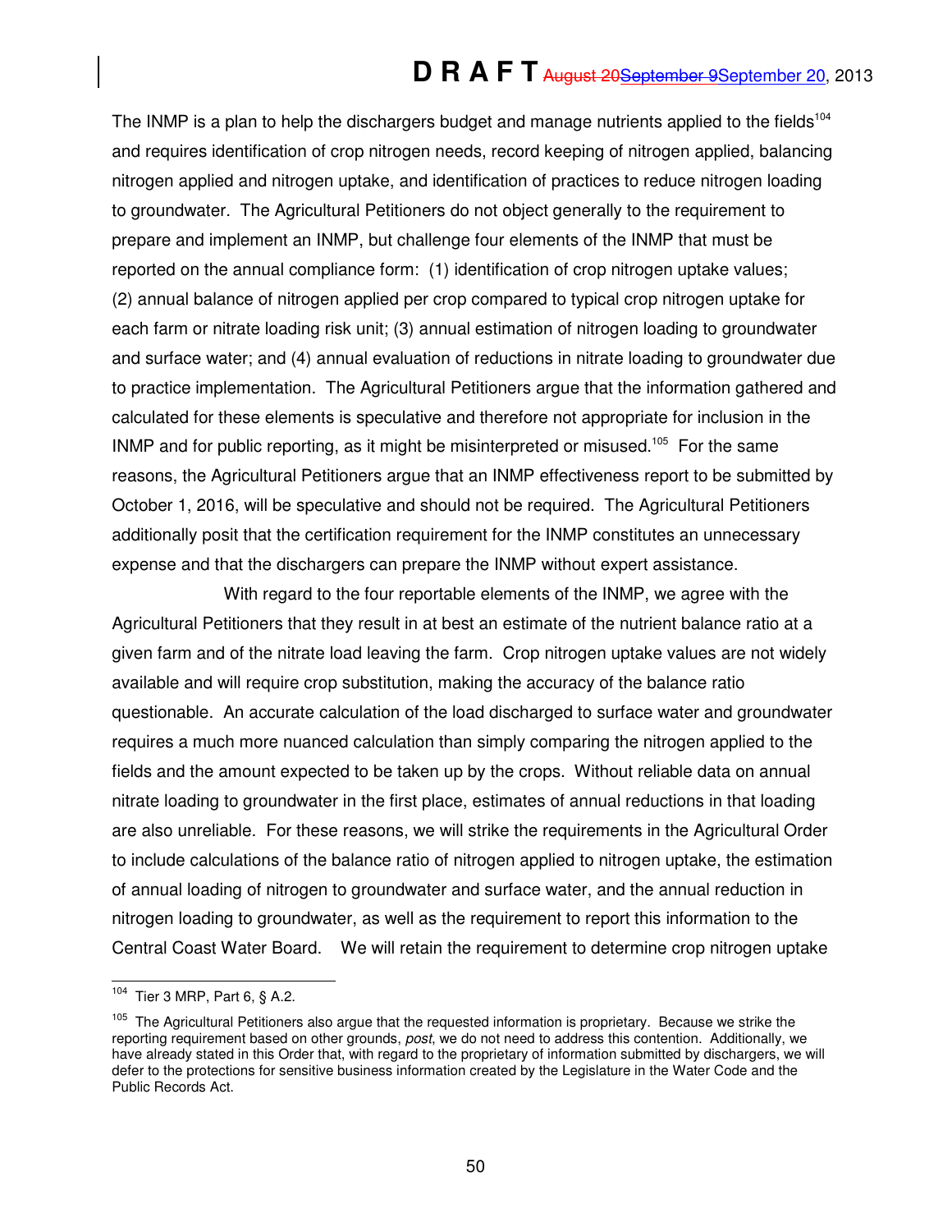The INMP is a plan to help the dischargers budget and manage nutrients applied to the fields[104] and requires identification of crop nitrogen needs, record keeping of nitrogen applied, balancing nitrogen applied and nitrogen uptake, and identification of practices to reduce nitrogen loading to groundwater. The Agricultural Petitioners do not object generally to the requirement to prepare and implement an INMP, but challenge four elements of the INMP that must be reported on the annual compliance form: (1) identification of crop nitrogen uptake values; (2) annual balance of nitrogen applied per crop compared to typical crop nitrogen uptake for each farm or nitrate loading risk unit; (3) annual estimation of nitrogen loading to groundwater and surface water; and (4) annual evaluation of reductions in nitrate loading to groundwater due to practice implementation. The Agricultural Petitioners argue that the information gathered and calculated for these elements is speculative and therefore not appropriate for inclusion in the INMP and for public reporting, as it might be misinterpreted or misused.[105] For the same reasons, the Agricultural Petitioners argue that an INMP effectiveness report to be submitted by October 1, 2016, will be speculative and should not be required. The Agricultural Petitioners additionally posit that the certification requirement for the INMP constitutes an unnecessary expense and that the dischargers can prepare the INMP without expert assistance.

With regard to the four reportable elements of the INMP, we agree with the Agricultural Petitioners that they result in at best an estimate of the nutrient balance ratio at a given farm and of the nitrate load leaving the farm. Crop nitrogen uptake values are not widely available and will require crop substitution, making the accuracy of the balance ratio questionable. An accurate calculation of the load discharged to surface water and groundwater requires a much more nuanced calculation than simply comparing the nitrogen applied to the fields and the amount expected to be taken up by the crops. Without reliable data on annual nitrate loading to groundwater in the first place, estimates of annual reductions in that loading are also unreliable. For these reasons, we will strike the requirements in the Agricultural Order to include calculations of the balance ratio of nitrogen applied to nitrogen uptake, the estimation of annual loading of nitrogen to groundwater and surface water, and the annual reduction in nitrogen loading to groundwater, as well as the requirement to report this information to the Central Coast Water Board. We will retain the requirement to determine crop nitrogen uptake

---

[104] Tier 3 MRP, Part 6, § A.2.

[105] The Agricultural Petitioners also argue that the requested information is proprietary. Because we strike the reporting requirement based on other grounds, *post*, we do not need to address this contention. Additionally, we have already stated in this Order that, with regard to the proprietary of information submitted by dischargers, we will defer to the protections for sensitive business information created by the Legislature in the Water Code and the Public Records Act.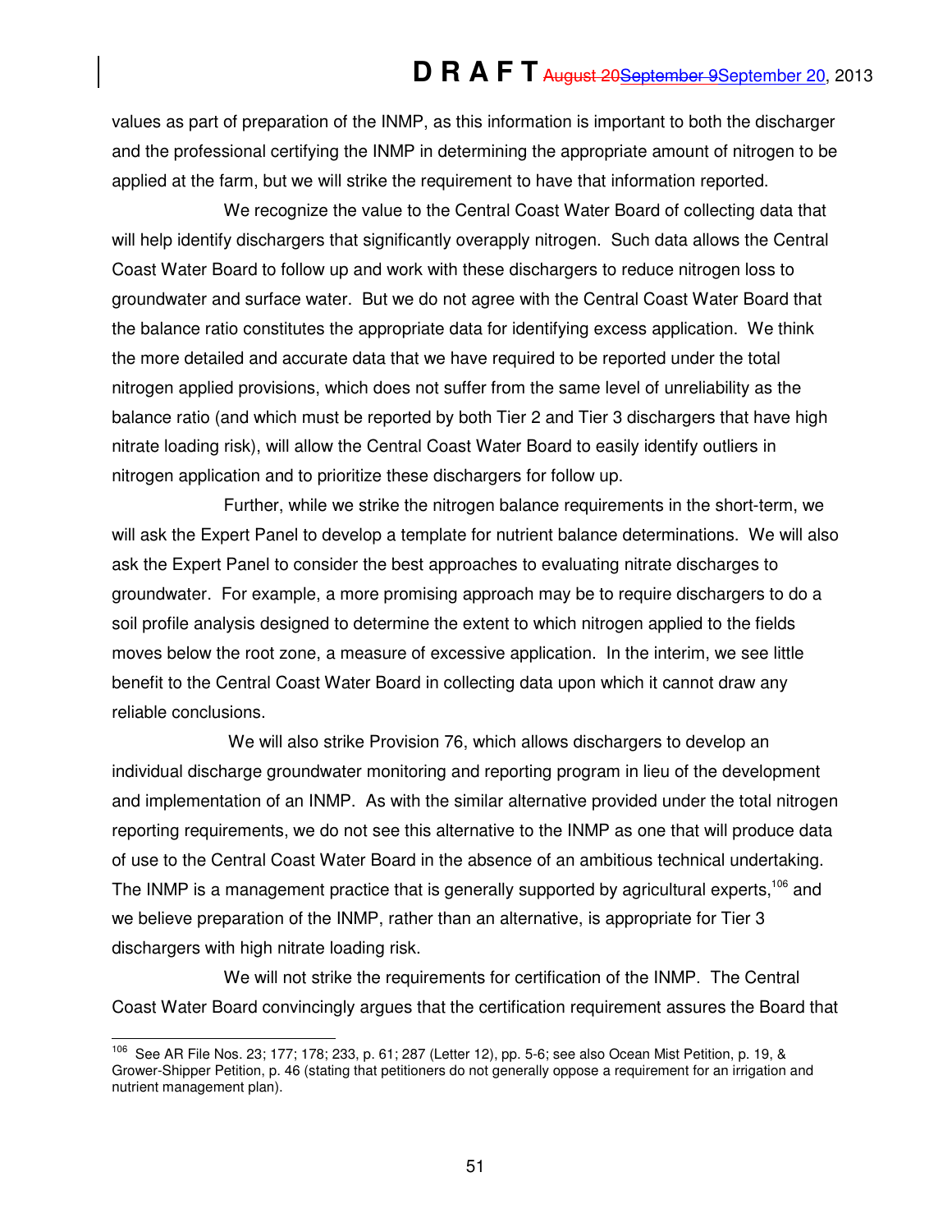values as part of preparation of the INMP, as this information is important to both the discharger and the professional certifying the INMP in determining the appropriate amount of nitrogen to be applied at the farm, but we will strike the requirement to have that information reported.

We recognize the value to the Central Coast Water Board of collecting data that will help identify dischargers that significantly overapply nitrogen. Such data allows the Central Coast Water Board to follow up and work with these dischargers to reduce nitrogen loss to groundwater and surface water. But we do not agree with the Central Coast Water Board that the balance ratio constitutes the appropriate data for identifying excess application. We think the more detailed and accurate data that we have required to be reported under the total nitrogen applied provisions, which does not suffer from the same level of unreliability as the balance ratio (and which must be reported by both Tier 2 and Tier 3 dischargers that have high nitrate loading risk), will allow the Central Coast Water Board to easily identify outliers in nitrogen application and to prioritize these dischargers for follow up.

Further, while we strike the nitrogen balance requirements in the short-term, we will ask the Expert Panel to develop a template for nutrient balance determinations. We will also ask the Expert Panel to consider the best approaches to evaluating nitrate discharges to groundwater. For example, a more promising approach may be to require dischargers to do a soil profile analysis designed to determine the extent to which nitrogen applied to the fields moves below the root zone, a measure of excessive application. In the interim, we see little benefit to the Central Coast Water Board in collecting data upon which it cannot draw any reliable conclusions.

We will also strike Provision 76, which allows dischargers to develop an individual discharge groundwater monitoring and reporting program in lieu of the development and implementation of an INMP. As with the similar alternative provided under the total nitrogen reporting requirements, we do not see this alternative to the INMP as one that will produce data of use to the Central Coast Water Board in the absence of an ambitious technical undertaking. The INMP is a management practice that is generally supported by agricultural experts,[106] and we believe preparation of the INMP, rather than an alternative, is appropriate for Tier 3 dischargers with high nitrate loading risk.

We will not strike the requirements for certification of the INMP. The Central Coast Water Board convincingly argues that the certification requirement assures the Board that

---

[106] See AR File Nos. 23; 177; 178; 233, p. 61; 287 (Letter 12), pp. 5-6; see also Ocean Mist Petition, p. 19, & Grower-Shipper Petition, p. 46 (stating that petitioners do not generally oppose a requirement for an irrigation and nutrient management plan).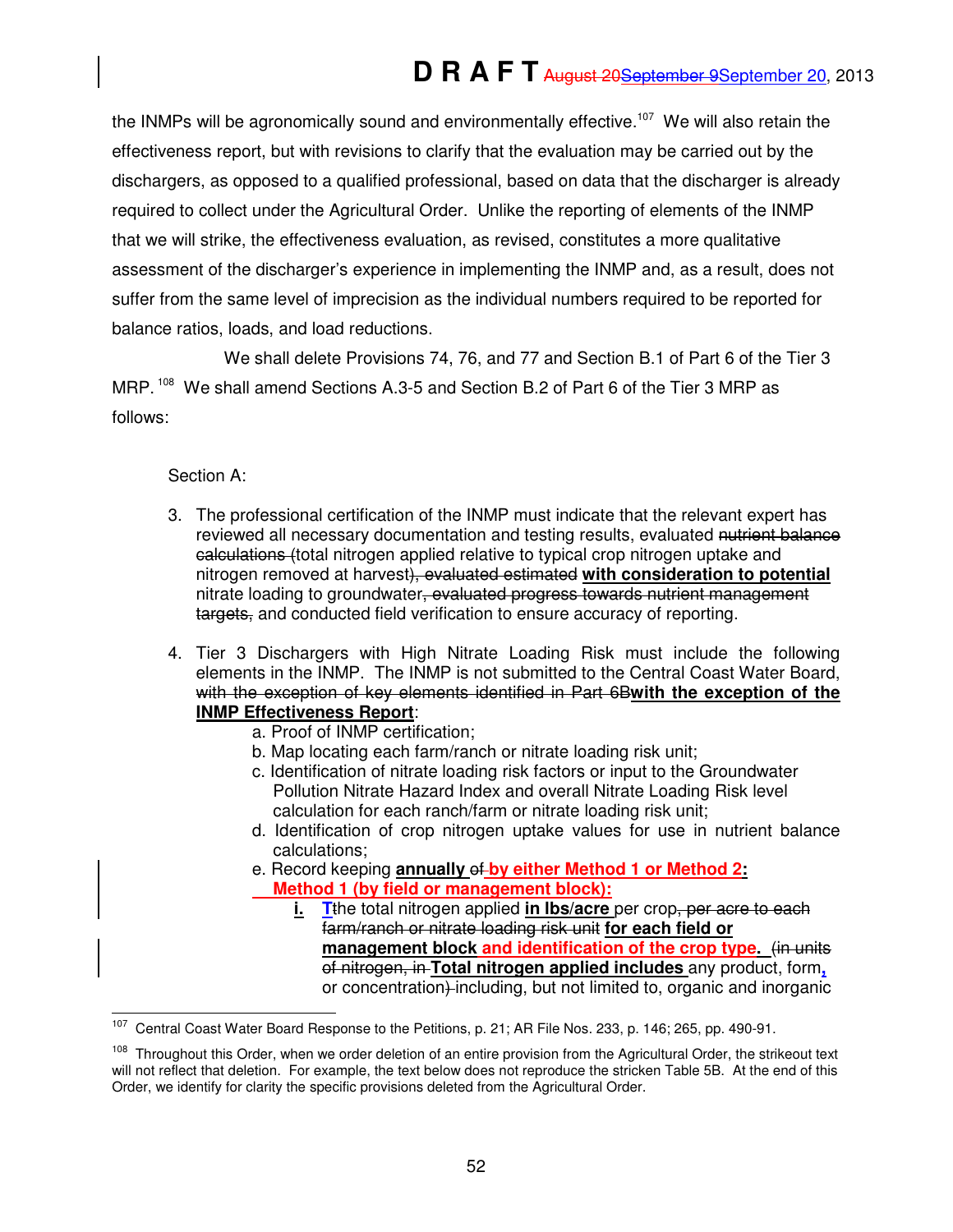the INMPs will be agronomically sound and environmentally effective.[107] We will also retain the effectiveness report, but with revisions to clarify that the evaluation may be carried out by the dischargers, as opposed to a qualified professional, based on data that the discharger is already required to collect under the Agricultural Order. Unlike the reporting of elements of the INMP that we will strike, the effectiveness evaluation, as revised, constitutes a more qualitative assessment of the discharger's experience in implementing the INMP and, as a result, does not suffer from the same level of imprecision as the individual numbers required to be reported for balance ratios, loads, and load reductions.

We shall delete Provisions 74, 76, and 77 and Section B.1 of Part 6 of the Tier 3 MRP.[108] We shall amend Sections A.3-5 and Section B.2 of Part 6 of the Tier 3 MRP as follows:

Section A:

3. The professional certification of the INMP must indicate that the relevant expert has reviewed all necessary documentation and testing results, evaluated ~~nutrient balance calculations (~~total nitrogen applied relative to typical crop nitrogen uptake and nitrogen removed at harvest~~), evaluated estimated~~ **with consideration to potential** nitrate loading to groundwater~~, evaluated progress towards nutrient management targets,~~ and conducted field verification to ensure accuracy of reporting.

4. Tier 3 Dischargers with High Nitrate Loading Risk must include the following elements in the INMP. The INMP is not submitted to the Central Coast Water Board, ~~with the exception of key elements identified in Part 6B~~**with the exception of the INMP Effectiveness Report**:
   - a. Proof of INMP certification;
   - b. Map locating each farm/ranch or nitrate loading risk unit;
   - c. Identification of nitrate loading risk factors or input to the Groundwater Pollution Nitrate Hazard Index and overall Nitrate Loading Risk level calculation for each ranch/farm or nitrate loading risk unit;
   - d. Identification of crop nitrogen uptake values for use in nutrient balance calculations;
   - e. Record keeping **annually** ~~of~~ **by either Method 1 or Method 2:**
     **Method 1 (by field or management block):**
     - **i.** **T**~~t~~he total nitrogen applied **in lbs/acre** per crop~~, per acre to each farm/ranch or nitrate loading risk unit~~ **for each field or management block and identification of the crop type.** ~~(in units of nitrogen, in~~ **Total nitrogen applied includes** any product, form**,** or concentration~~)~~ including, but not limited to, organic and inorganic

---

[107] Central Coast Water Board Response to the Petitions, p. 21; AR File Nos. 233, p. 146; 265, pp. 490-91.

[108] Throughout this Order, when we order deletion of an entire provision from the Agricultural Order, the strikeout text will not reflect that deletion. For example, the text below does not reproduce the stricken Table 5B. At the end of this Order, we identify for clarity the specific provisions deleted from the Agricultural Order.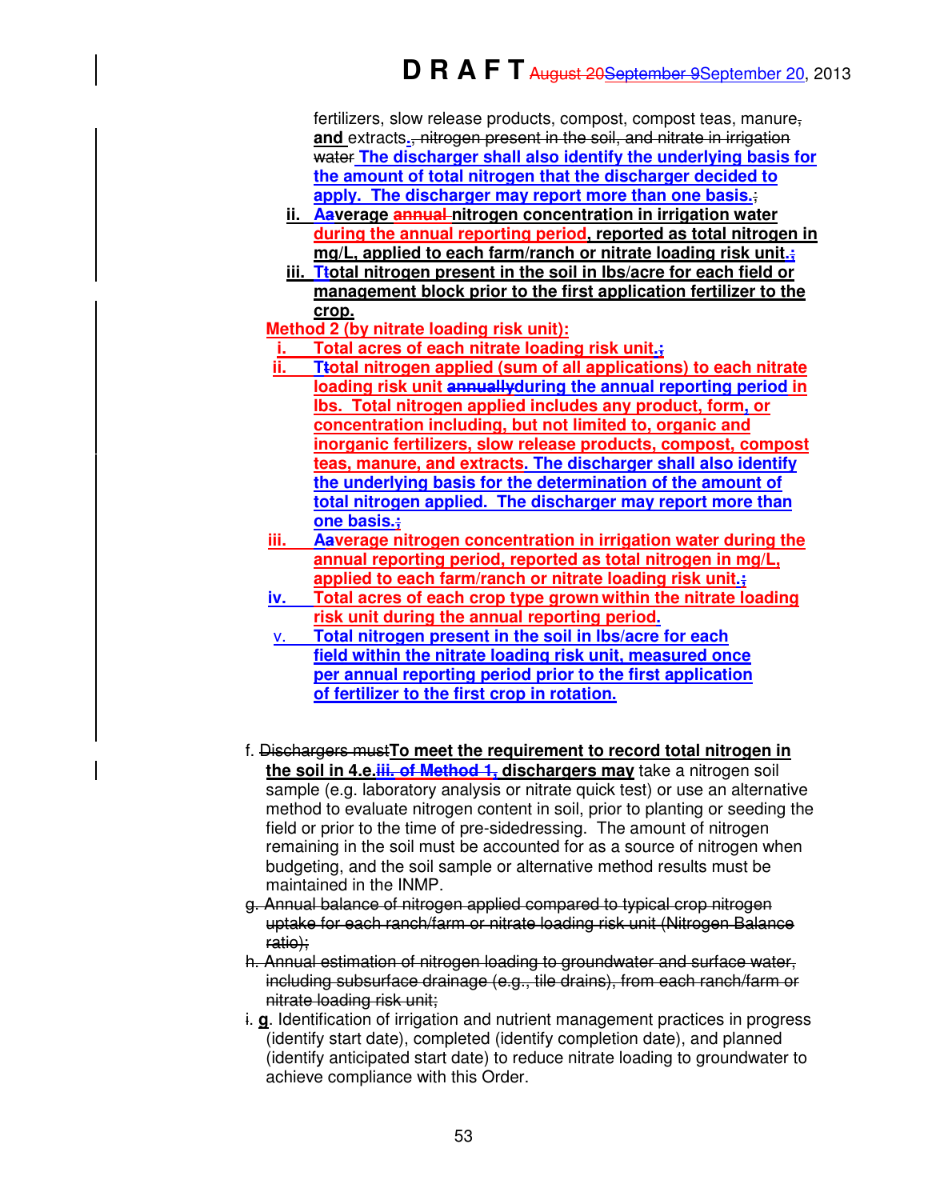fertilizers, slow release products, compost, compost teas, manure~~,~~ **and** extracts**.**~~, nitrogen present in the soil, and nitrate in irrigation water~~ **The discharger shall also identify the underlying basis for the amount of total nitrogen that the discharger decided to apply. The discharger may report more than one basis.**~~;~~

- **ii.** **A~~a~~verage ~~annual~~ nitrogen concentration in irrigation water during the annual reporting period, reported as total nitrogen in mg/L, applied to each farm/ranch or nitrate loading risk unit.**~~;~~
- **iii.** **T~~t~~otal nitrogen present in the soil in lbs/acre for each field or management block prior to the first application fertilizer to the crop.**

**Method 2 (by nitrate loading risk unit):**

- **i.** **Total acres of each nitrate loading risk unit.**~~;~~
- **ii.** **T~~t~~otal nitrogen applied (sum of all applications) to each nitrate loading risk unit ~~annually~~during the annual reporting period in lbs. Total nitrogen applied includes any product, form, or concentration including, but not limited to, organic and inorganic fertilizers, slow release products, compost, compost teas, manure, and extracts. The discharger shall also identify the underlying basis for the determination of the amount of total nitrogen applied. The discharger may report more than one basis.**~~;~~
- **iii.** **A~~a~~verage nitrogen concentration in irrigation water during the annual reporting period, reported as total nitrogen in mg/L, applied to each farm/ranch or nitrate loading risk unit.**~~;~~
- **iv.** **Total acres of each crop type grown within the nitrate loading risk unit during the annual reporting period.**
- v. **Total nitrogen present in the soil in lbs/acre for each field within the nitrate loading risk unit, measured once per annual reporting period prior to the first application of fertilizer to the first crop in rotation.**

f. ~~Dischargers must~~**To meet the requirement to record total nitrogen in the soil in 4.e.~~iii. of Method 1,~~ dischargers may** take a nitrogen soil sample (e.g. laboratory analysis or nitrate quick test) or use an alternative method to evaluate nitrogen content in soil, prior to planting or seeding the field or prior to the time of pre-sidedressing. The amount of nitrogen remaining in the soil must be accounted for as a source of nitrogen when budgeting, and the soil sample or alternative method results must be maintained in the INMP.

~~g. Annual balance of nitrogen applied compared to typical crop nitrogen uptake for each ranch/farm or nitrate loading risk unit (Nitrogen Balance ratio);~~

~~h. Annual estimation of nitrogen loading to groundwater and surface water, including subsurface drainage (e.g., tile drains), from each ranch/farm or nitrate loading risk unit;~~

~~i.~~ **g**. Identification of irrigation and nutrient management practices in progress (identify start date), completed (identify completion date), and planned (identify anticipated start date) to reduce nitrate loading to groundwater to achieve compliance with this Order.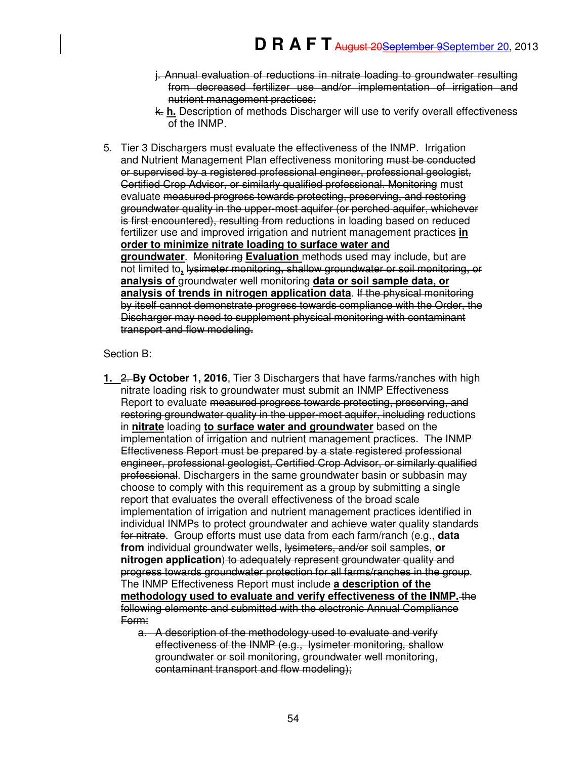~~j. Annual evaluation of reductions in nitrate loading to groundwater resulting from decreased fertilizer use and/or implementation of irrigation and nutrient management practices;~~

~~k.~~ **h.** Description of methods Discharger will use to verify overall effectiveness of the INMP.

5. Tier 3 Dischargers must evaluate the effectiveness of the INMP. Irrigation and Nutrient Management Plan effectiveness monitoring ~~must be conducted or supervised by a registered professional engineer, professional geologist, Certified Crop Advisor, or similarly qualified professional. Monitoring~~ must evaluate ~~measured progress towards protecting, preserving, and restoring groundwater quality in the upper-most aquifer (or perched aquifer, whichever is first encountered), resulting from~~ reductions in loading based on reduced fertilizer use and improved irrigation and nutrient management practices **in order to minimize nitrate loading to surface water and groundwater**. ~~Monitoring~~ **Evaluation** methods used may include, but are not limited to**,** ~~lysimeter monitoring, shallow groundwater or soil monitoring, or~~ **analysis of** groundwater well monitoring **data or soil sample data, or analysis of trends in nitrogen application data**. ~~If the physical monitoring by itself cannot demonstrate progress towards compliance with the Order, the Discharger may need to supplement physical monitoring with contaminant transport and flow modeling.~~

Section B:

**1.** ~~2.~~ **By October 1, 2016**, Tier 3 Dischargers that have farms/ranches with high nitrate loading risk to groundwater must submit an INMP Effectiveness Report to evaluate ~~measured progress towards protecting, preserving, and restoring groundwater quality in the upper-most aquifer, including~~ reductions in **nitrate** loading **to surface water and groundwater** based on the implementation of irrigation and nutrient management practices. ~~The INMP Effectiveness Report must be prepared by a state registered professional engineer, professional geologist, Certified Crop Advisor, or similarly qualified professional~~. Dischargers in the same groundwater basin or subbasin may choose to comply with this requirement as a group by submitting a single report that evaluates the overall effectiveness of the broad scale implementation of irrigation and nutrient management practices identified in individual INMPs to protect groundwater ~~and achieve water quality standards for nitrate~~. Group efforts must use data from each farm/ranch (e.g., **data from** individual groundwater wells, ~~lysimeters, and/or~~ soil samples, **or nitrogen application**) ~~to adequately represent groundwater quality and progress towards groundwater protection for all farms/ranches in the group~~. The INMP Effectiveness Report must include **a description of the methodology used to evaluate and verify effectiveness of the INMP.** ~~the following elements and submitted with the electronic Annual Compliance Form:~~

~~a. A description of the methodology used to evaluate and verify effectiveness of the INMP (e.g., lysimeter monitoring, shallow groundwater or soil monitoring, groundwater well monitoring, contaminant transport and flow modeling);~~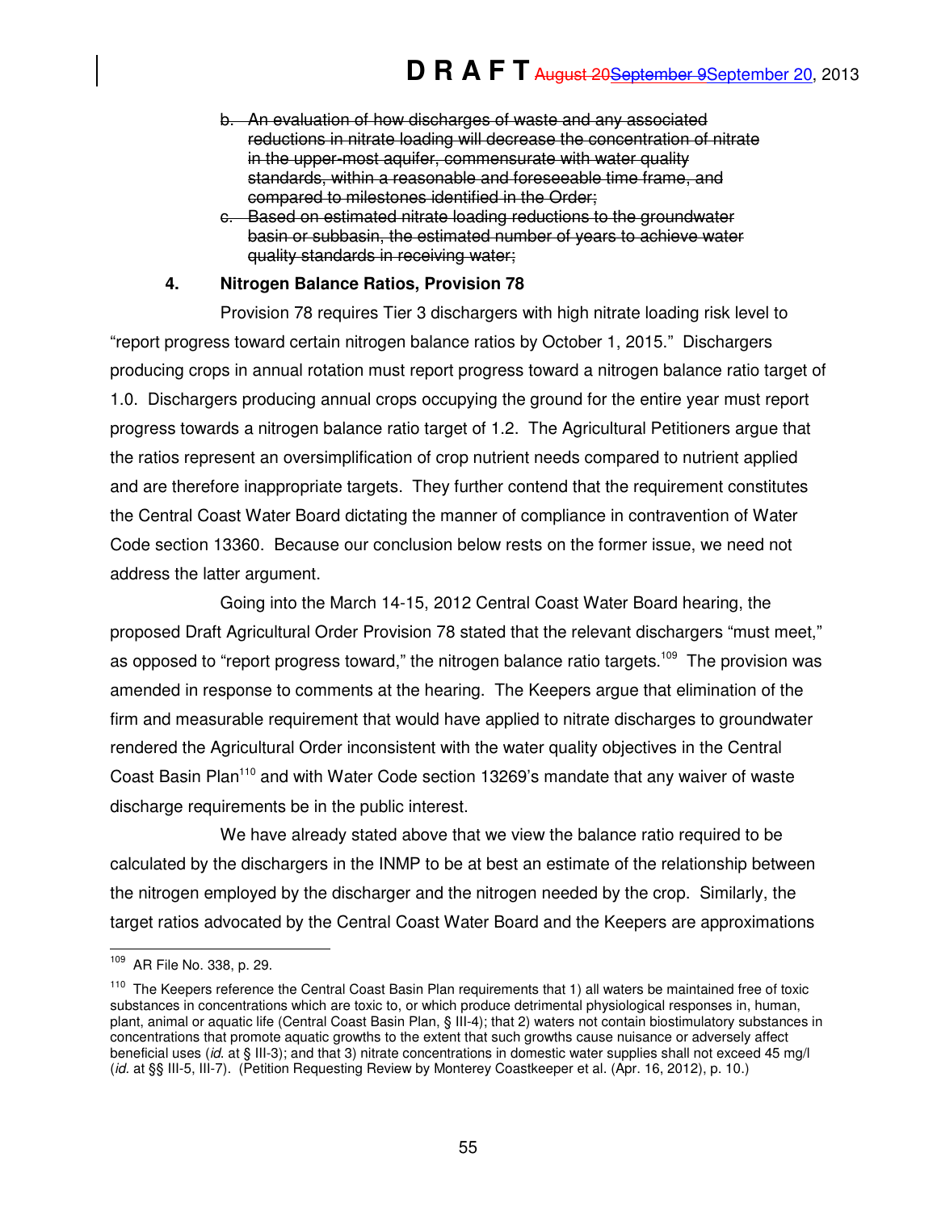~~b. An evaluation of how discharges of waste and any associated reductions in nitrate loading will decrease the concentration of nitrate in the upper-most aquifer, commensurate with water quality standards, within a reasonable and foreseeable time frame, and compared to milestones identified in the Order;~~

~~c. Based on estimated nitrate loading reductions to the groundwater basin or subbasin, the estimated number of years to achieve water quality standards in receiving water;~~

### 4. Nitrogen Balance Ratios, Provision 78

Provision 78 requires Tier 3 dischargers with high nitrate loading risk level to "report progress toward certain nitrogen balance ratios by October 1, 2015." Dischargers producing crops in annual rotation must report progress toward a nitrogen balance ratio target of 1.0. Dischargers producing annual crops occupying the ground for the entire year must report progress towards a nitrogen balance ratio target of 1.2. The Agricultural Petitioners argue that the ratios represent an oversimplification of crop nutrient needs compared to nutrient applied and are therefore inappropriate targets. They further contend that the requirement constitutes the Central Coast Water Board dictating the manner of compliance in contravention of Water Code section 13360. Because our conclusion below rests on the former issue, we need not address the latter argument.

Going into the March 14-15, 2012 Central Coast Water Board hearing, the proposed Draft Agricultural Order Provision 78 stated that the relevant dischargers "must meet," as opposed to "report progress toward," the nitrogen balance ratio targets.[109] The provision was amended in response to comments at the hearing. The Keepers argue that elimination of the firm and measurable requirement that would have applied to nitrate discharges to groundwater rendered the Agricultural Order inconsistent with the water quality objectives in the Central Coast Basin Plan[110] and with Water Code section 13269's mandate that any waiver of waste discharge requirements be in the public interest.

We have already stated above that we view the balance ratio required to be calculated by the dischargers in the INMP to be at best an estimate of the relationship between the nitrogen employed by the discharger and the nitrogen needed by the crop. Similarly, the target ratios advocated by the Central Coast Water Board and the Keepers are approximations

---

[109] AR File No. 338, p. 29.

[110] The Keepers reference the Central Coast Basin Plan requirements that 1) all waters be maintained free of toxic substances in concentrations which are toxic to, or which produce detrimental physiological responses in, human, plant, animal or aquatic life (Central Coast Basin Plan, § III-4); that 2) waters not contain biostimulatory substances in concentrations that promote aquatic growths to the extent that such growths cause nuisance or adversely affect beneficial uses (*id.* at § III-3); and that 3) nitrate concentrations in domestic water supplies shall not exceed 45 mg/l (*id.* at §§ III-5, III-7). (Petition Requesting Review by Monterey Coastkeeper et al. (Apr. 16, 2012), p. 10.)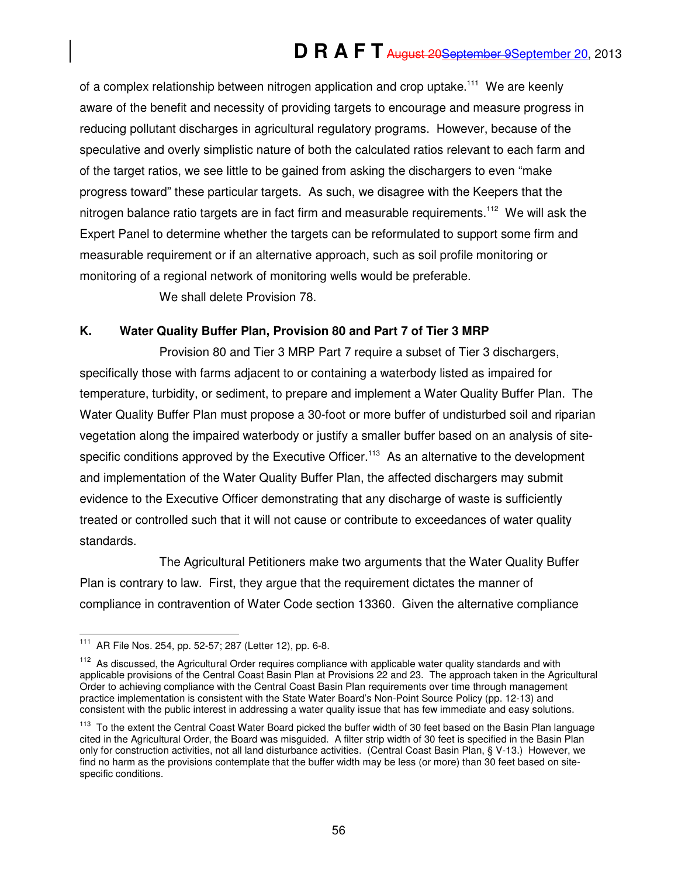of a complex relationship between nitrogen application and crop uptake.[111] We are keenly aware of the benefit and necessity of providing targets to encourage and measure progress in reducing pollutant discharges in agricultural regulatory programs. However, because of the speculative and overly simplistic nature of both the calculated ratios relevant to each farm and of the target ratios, we see little to be gained from asking the dischargers to even "make progress toward" these particular targets. As such, we disagree with the Keepers that the nitrogen balance ratio targets are in fact firm and measurable requirements.[112] We will ask the Expert Panel to determine whether the targets can be reformulated to support some firm and measurable requirement or if an alternative approach, such as soil profile monitoring or monitoring of a regional network of monitoring wells would be preferable.

We shall delete Provision 78.

### K. Water Quality Buffer Plan, Provision 80 and Part 7 of Tier 3 MRP

Provision 80 and Tier 3 MRP Part 7 require a subset of Tier 3 dischargers, specifically those with farms adjacent to or containing a waterbody listed as impaired for temperature, turbidity, or sediment, to prepare and implement a Water Quality Buffer Plan. The Water Quality Buffer Plan must propose a 30-foot or more buffer of undisturbed soil and riparian vegetation along the impaired waterbody or justify a smaller buffer based on an analysis of site-specific conditions approved by the Executive Officer.[113] As an alternative to the development and implementation of the Water Quality Buffer Plan, the affected dischargers may submit evidence to the Executive Officer demonstrating that any discharge of waste is sufficiently treated or controlled such that it will not cause or contribute to exceedances of water quality standards.

The Agricultural Petitioners make two arguments that the Water Quality Buffer Plan is contrary to law. First, they argue that the requirement dictates the manner of compliance in contravention of Water Code section 13360. Given the alternative compliance

---

[111] AR File Nos. 254, pp. 52-57; 287 (Letter 12), pp. 6-8.

[112] As discussed, the Agricultural Order requires compliance with applicable water quality standards and with applicable provisions of the Central Coast Basin Plan at Provisions 22 and 23. The approach taken in the Agricultural Order to achieving compliance with the Central Coast Basin Plan requirements over time through management practice implementation is consistent with the State Water Board's Non-Point Source Policy (pp. 12-13) and consistent with the public interest in addressing a water quality issue that has few immediate and easy solutions.

[113] To the extent the Central Coast Water Board picked the buffer width of 30 feet based on the Basin Plan language cited in the Agricultural Order, the Board was misguided. A filter strip width of 30 feet is specified in the Basin Plan only for construction activities, not all land disturbance activities. (Central Coast Basin Plan, § V-13.) However, we find no harm as the provisions contemplate that the buffer width may be less (or more) than 30 feet based on site-specific conditions.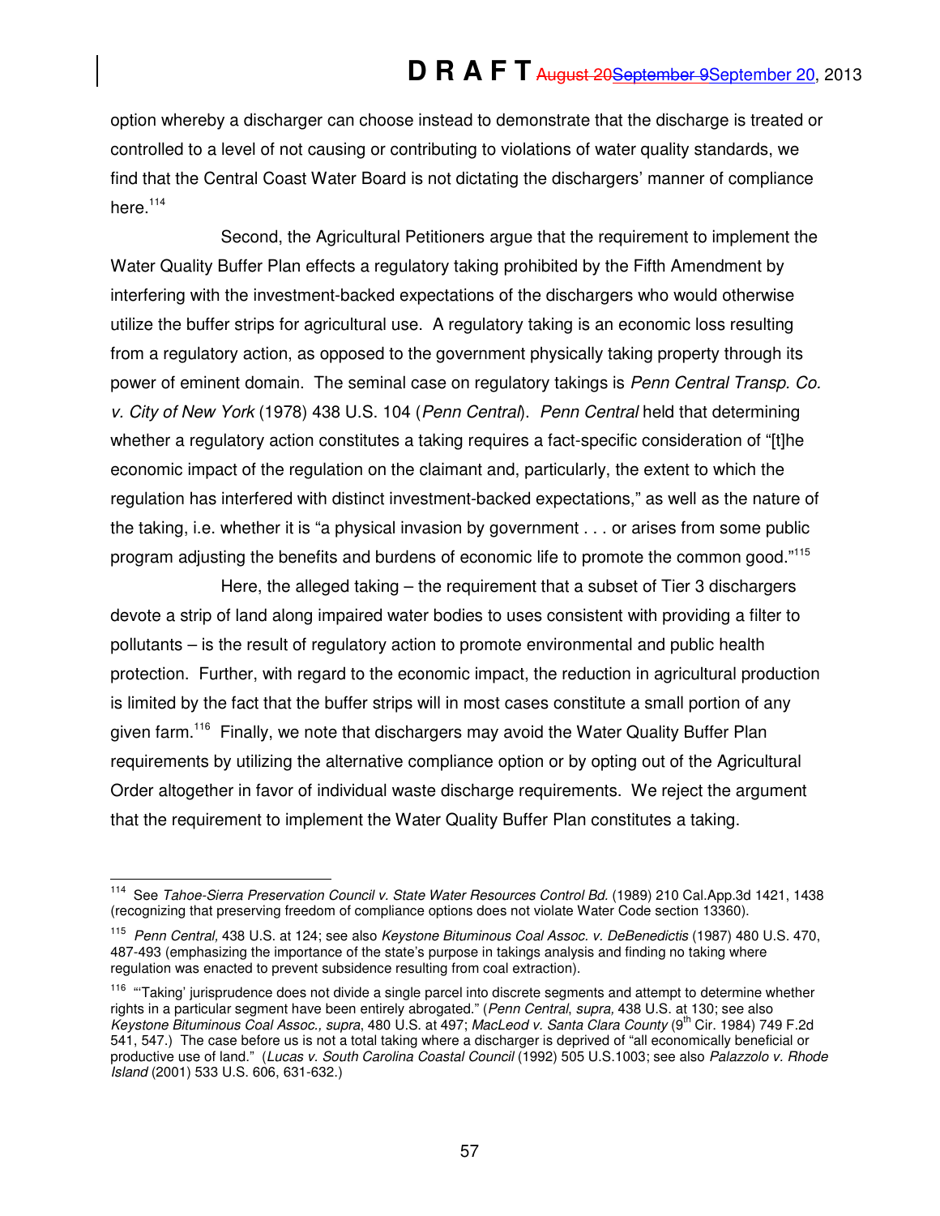option whereby a discharger can choose instead to demonstrate that the discharge is treated or controlled to a level of not causing or contributing to violations of water quality standards, we find that the Central Coast Water Board is not dictating the dischargers' manner of compliance here.[114]

Second, the Agricultural Petitioners argue that the requirement to implement the Water Quality Buffer Plan effects a regulatory taking prohibited by the Fifth Amendment by interfering with the investment-backed expectations of the dischargers who would otherwise utilize the buffer strips for agricultural use. A regulatory taking is an economic loss resulting from a regulatory action, as opposed to the government physically taking property through its power of eminent domain. The seminal case on regulatory takings is *Penn Central Transp. Co. v. City of New York* (1978) 438 U.S. 104 (*Penn Central*). *Penn Central* held that determining whether a regulatory action constitutes a taking requires a fact-specific consideration of "[t]he economic impact of the regulation on the claimant and, particularly, the extent to which the regulation has interfered with distinct investment-backed expectations," as well as the nature of the taking, i.e. whether it is "a physical invasion by government . . . or arises from some public program adjusting the benefits and burdens of economic life to promote the common good."[115]

Here, the alleged taking – the requirement that a subset of Tier 3 dischargers devote a strip of land along impaired water bodies to uses consistent with providing a filter to pollutants – is the result of regulatory action to promote environmental and public health protection. Further, with regard to the economic impact, the reduction in agricultural production is limited by the fact that the buffer strips will in most cases constitute a small portion of any given farm.[116] Finally, we note that dischargers may avoid the Water Quality Buffer Plan requirements by utilizing the alternative compliance option or by opting out of the Agricultural Order altogether in favor of individual waste discharge requirements. We reject the argument that the requirement to implement the Water Quality Buffer Plan constitutes a taking.

---

[114] See *Tahoe-Sierra Preservation Council v. State Water Resources Control Bd.* (1989) 210 Cal.App.3d 1421, 1438 (recognizing that preserving freedom of compliance options does not violate Water Code section 13360).

[115] *Penn Central*, 438 U.S. at 124; see also *Keystone Bituminous Coal Assoc. v. DeBenedictis* (1987) 480 U.S. 470, 487-493 (emphasizing the importance of the state's purpose in takings analysis and finding no taking where regulation was enacted to prevent subsidence resulting from coal extraction).

[116] "'Taking' jurisprudence does not divide a single parcel into discrete segments and attempt to determine whether rights in a particular segment have been entirely abrogated." (*Penn Central*, *supra,* 438 U.S. at 130; see also *Keystone Bituminous Coal Assoc., supra*, 480 U.S. at 497; *MacLeod v. Santa Clara County* (9th Cir. 1984) 749 F.2d 541, 547.) The case before us is not a total taking where a discharger is deprived of "all economically beneficial or productive use of land." (*Lucas v. South Carolina Coastal Council* (1992) 505 U.S.1003; see also *Palazzolo v. Rhode Island* (2001) 533 U.S. 606, 631-632.)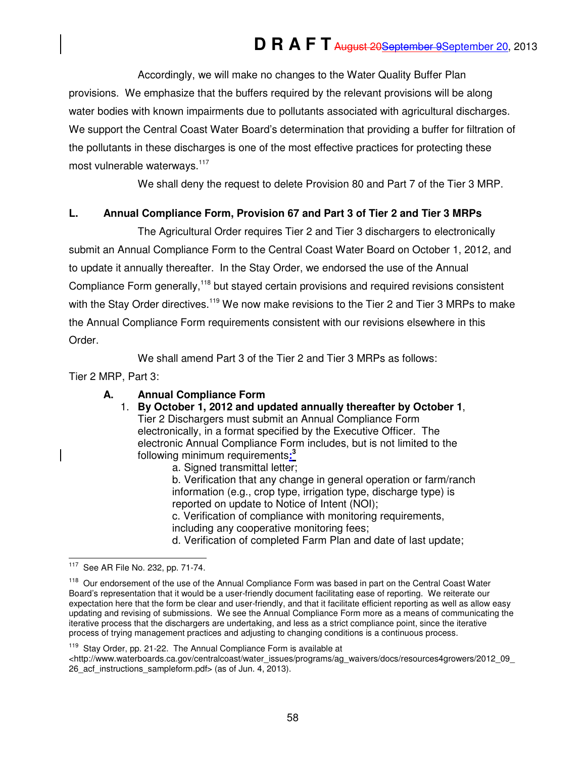Accordingly, we will make no changes to the Water Quality Buffer Plan provisions. We emphasize that the buffers required by the relevant provisions will be along water bodies with known impairments due to pollutants associated with agricultural discharges. We support the Central Coast Water Board's determination that providing a buffer for filtration of the pollutants in these discharges is one of the most effective practices for protecting these most vulnerable waterways.[117]

We shall deny the request to delete Provision 80 and Part 7 of the Tier 3 MRP.

## L. Annual Compliance Form, Provision 67 and Part 3 of Tier 2 and Tier 3 MRPs

The Agricultural Order requires Tier 2 and Tier 3 dischargers to electronically submit an Annual Compliance Form to the Central Coast Water Board on October 1, 2012, and to update it annually thereafter. In the Stay Order, we endorsed the use of the Annual Compliance Form generally,[118] but stayed certain provisions and required revisions consistent with the Stay Order directives.[119] We now make revisions to the Tier 2 and Tier 3 MRPs to make the Annual Compliance Form requirements consistent with our revisions elsewhere in this Order.

We shall amend Part 3 of the Tier 2 and Tier 3 MRPs as follows:

Tier 2 MRP, Part 3:

**A. Annual Compliance Form**

1. **By October 1, 2012 and updated annually thereafter by October 1**, Tier 2 Dischargers must submit an Annual Compliance Form electronically, in a format specified by the Executive Officer. The electronic Annual Compliance Form includes, but is not limited to the following minimum requirements:[3]
   - a. Signed transmittal letter;
   - b. Verification that any change in general operation or farm/ranch information (e.g., crop type, irrigation type, discharge type) is reported on update to Notice of Intent (NOI);
   - c. Verification of compliance with monitoring requirements, including any cooperative monitoring fees;
   - d. Verification of completed Farm Plan and date of last update;

---

[117] See AR File No. 232, pp. 71-74.

[118] Our endorsement of the use of the Annual Compliance Form was based in part on the Central Coast Water Board's representation that it would be a user-friendly document facilitating ease of reporting. We reiterate our expectation here that the form be clear and user-friendly, and that it facilitate efficient reporting as well as allow easy updating and revising of submissions. We see the Annual Compliance Form more as a means of communicating the iterative process that the dischargers are undertaking, and less as a strict compliance point, since the iterative process of trying management practices and adjusting to changing conditions is a continuous process.

[119] Stay Order, pp. 21-22. The Annual Compliance Form is available at <http://www.waterboards.ca.gov/centralcoast/water_issues/programs/ag_waivers/docs/resources4growers/2012_09_26_acf_instructions_sampleform.pdf> (as of Jun. 4, 2013).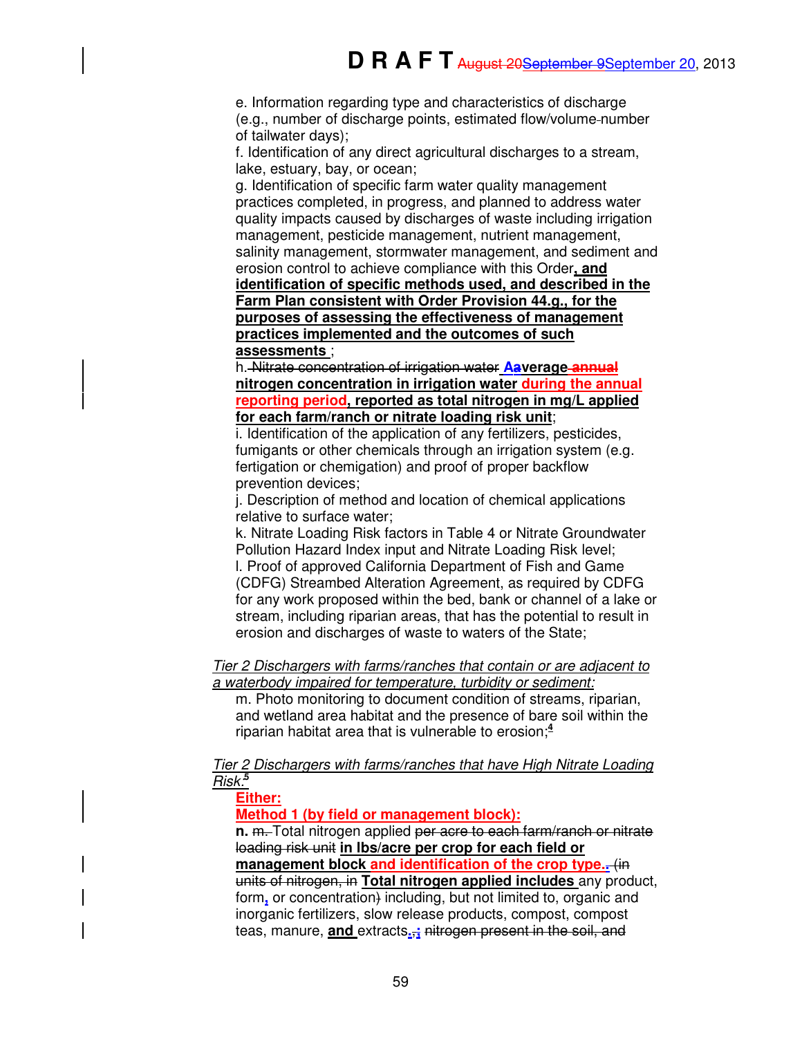e. Information regarding type and characteristics of discharge (e.g., number of discharge points, estimated flow/volume~~-~~number of tailwater days);

f. Identification of any direct agricultural discharges to a stream, lake, estuary, bay, or ocean;

g. Identification of specific farm water quality management practices completed, in progress, and planned to address water quality impacts caused by discharges of waste including irrigation management, pesticide management, nutrient management, salinity management, stormwater management, and sediment and erosion control to achieve compliance with this Order**, and identification of specific methods used, and described in the Farm Plan consistent with Order Provision 44.g., for the purposes of assessing the effectiveness of management practices implemented and the outcomes of such assessments** ;

h. ~~Nitrate concentration of irrigation water~~ **A~~a~~verage ~~annual~~ nitrogen concentration in irrigation water during the annual reporting period, reported as total nitrogen in mg/L applied for each farm/ranch or nitrate loading risk unit**;

i. Identification of the application of any fertilizers, pesticides, fumigants or other chemicals through an irrigation system (e.g. fertigation or chemigation) and proof of proper backflow prevention devices;

j. Description of method and location of chemical applications relative to surface water;

k. Nitrate Loading Risk factors in Table 4 or Nitrate Groundwater Pollution Hazard Index input and Nitrate Loading Risk level;

l. Proof of approved California Department of Fish and Game (CDFG) Streambed Alteration Agreement, as required by CDFG for any work proposed within the bed, bank or channel of a lake or stream, including riparian areas, that has the potential to result in erosion and discharges of waste to waters of the State;

*Tier 2 Dischargers with farms/ranches that contain or are adjacent to a waterbody impaired for temperature, turbidity or sediment:*

m. Photo monitoring to document condition of streams, riparian, and wetland area habitat and the presence of bare soil within the riparian habitat area that is vulnerable to erosion;[4]

*Tier 2 Dischargers with farms/ranches that have High Nitrate Loading Risk:*[5]

**Either:**

**Method 1 (by field or management block):**

**n.** ~~m.~~ Total nitrogen applied ~~per acre to each farm/ranch or nitrate loading risk unit~~ **in lbs/acre per crop for each field or management block and identification of the crop type.~~.~~** ~~(in units of nitrogen, in~~ **Total nitrogen applied includes** any product, form**,** or concentration~~)~~ including, but not limited to, organic and inorganic fertilizers, slow release products, compost, compost teas, manure, **and** extracts**.**~~.;~~ ~~nitrogen present in the soil, and~~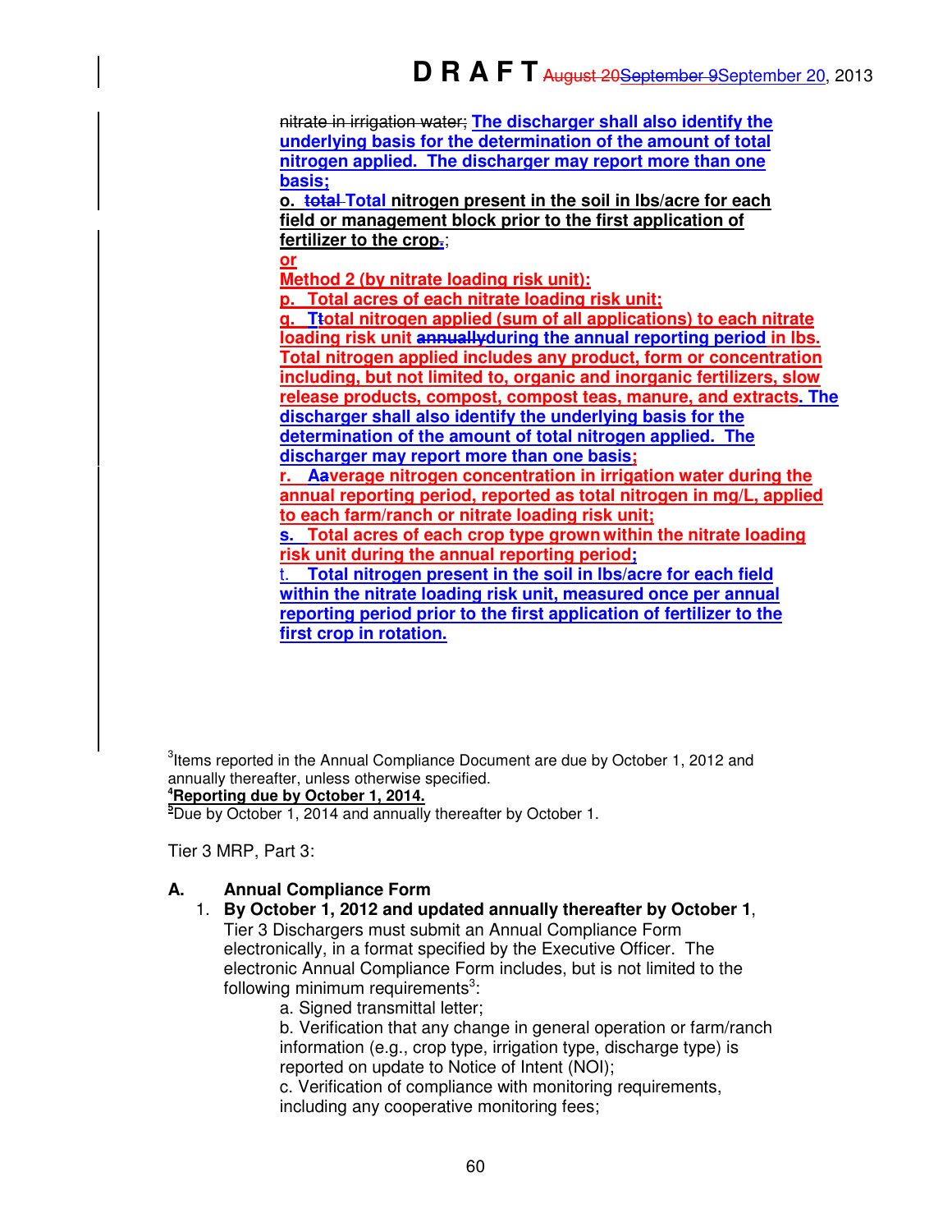nitrate in irrigation water; **The discharger shall also identify the underlying basis for the determination of the amount of total nitrogen applied. The discharger may report more than one basis;**

**o. total Total nitrogen present in the soil in lbs/acre for each field or management block prior to the first application of fertilizer to the crop.;**

**or**

**Method 2 (by nitrate loading risk unit):**

**p. Total acres of each nitrate loading risk unit;**

**q. Ttotal nitrogen applied (sum of all applications) to each nitrate loading risk unit annuallyduring the annual reporting period in lbs. Total nitrogen applied includes any product, form or concentration including, but not limited to, organic and inorganic fertilizers, slow release products, compost, compost teas, manure, and extracts. The discharger shall also identify the underlying basis for the determination of the amount of total nitrogen applied. The discharger may report more than one basis;**

**r. Aaverage nitrogen concentration in irrigation water during the annual reporting period, reported as total nitrogen in mg/L, applied to each farm/ranch or nitrate loading risk unit;**

**s. Total acres of each crop type grown within the nitrate loading risk unit during the annual reporting period;**

**t. Total nitrogen present in the soil in lbs/acre for each field within the nitrate loading risk unit, measured once per annual reporting period prior to the first application of fertilizer to the first crop in rotation.**

[3]Items reported in the Annual Compliance Document are due by October 1, 2012 and annually thereafter, unless otherwise specified.

**[4]Reporting due by October 1, 2014.**

[5]Due by October 1, 2014 and annually thereafter by October 1.

Tier 3 MRP, Part 3:

**A. Annual Compliance Form**

1. **By October 1, 2012 and updated annually thereafter by October 1**, Tier 3 Dischargers must submit an Annual Compliance Form electronically, in a format specified by the Executive Officer. The electronic Annual Compliance Form includes, but is not limited to the following minimum requirements[3]:

   a. Signed transmittal letter;

   b. Verification that any change in general operation or farm/ranch information (e.g., crop type, irrigation type, discharge type) is reported on update to Notice of Intent (NOI);

   c. Verification of compliance with monitoring requirements, including any cooperative monitoring fees;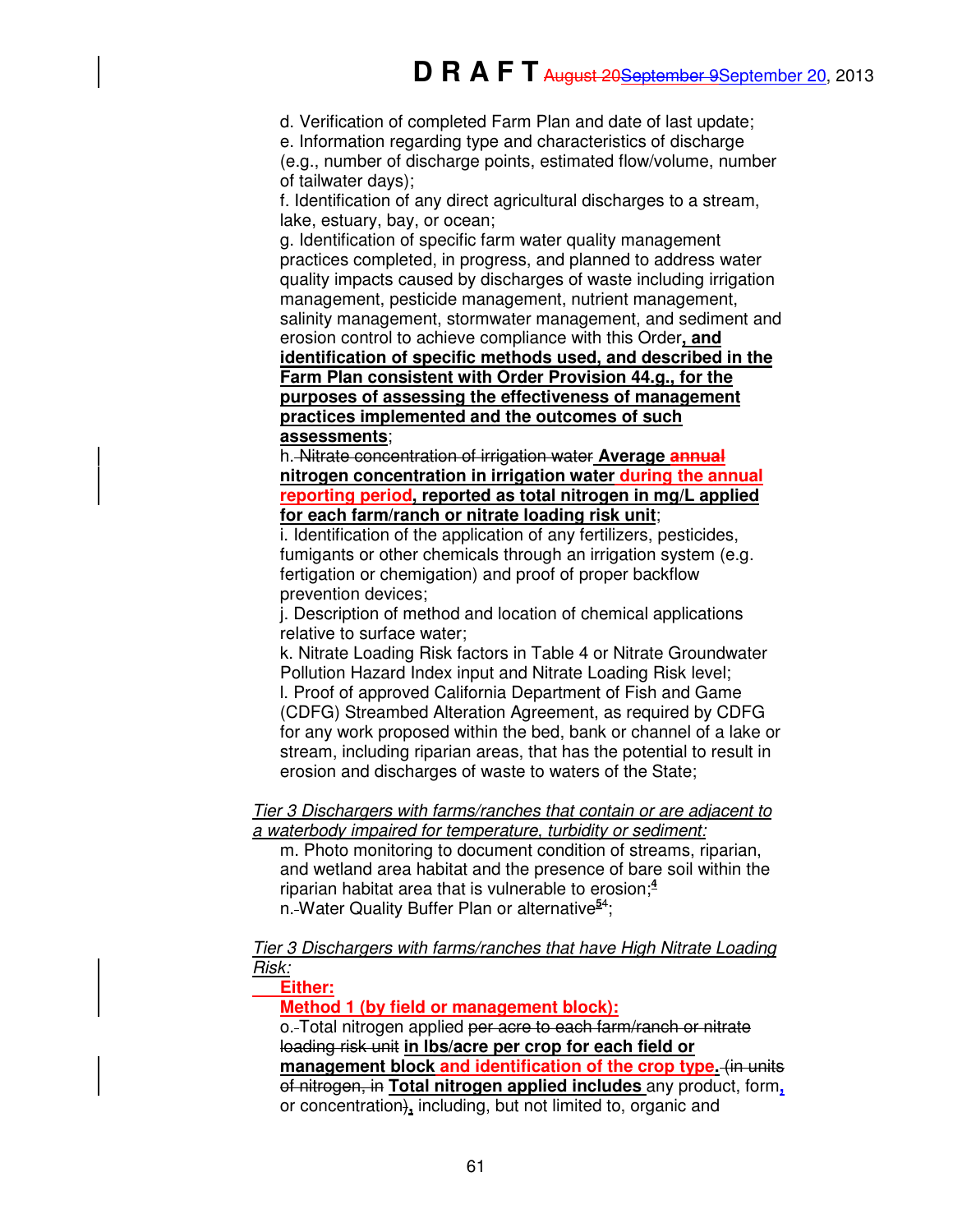d. Verification of completed Farm Plan and date of last update;

e. Information regarding type and characteristics of discharge (e.g., number of discharge points, estimated flow/volume, number of tailwater days);

f. Identification of any direct agricultural discharges to a stream, lake, estuary, bay, or ocean;

g. Identification of specific farm water quality management practices completed, in progress, and planned to address water quality impacts caused by discharges of waste including irrigation management, pesticide management, nutrient management, salinity management, stormwater management, and sediment and erosion control to achieve compliance with this Order**, and identification of specific methods used, and described in the Farm Plan consistent with Order Provision 44.g., for the purposes of assessing the effectiveness of management practices implemented and the outcomes of such assessments**;

h. ~~Nitrate concentration of irrigation water~~ **Average ~~annual~~ nitrogen concentration in irrigation water during the annual reporting period, reported as total nitrogen in mg/L applied for each farm/ranch or nitrate loading risk unit**;

i. Identification of the application of any fertilizers, pesticides, fumigants or other chemicals through an irrigation system (e.g. fertigation or chemigation) and proof of proper backflow prevention devices;

j. Description of method and location of chemical applications relative to surface water;

k. Nitrate Loading Risk factors in Table 4 or Nitrate Groundwater Pollution Hazard Index input and Nitrate Loading Risk level;

l. Proof of approved California Department of Fish and Game (CDFG) Streambed Alteration Agreement, as required by CDFG for any work proposed within the bed, bank or channel of a lake or stream, including riparian areas, that has the potential to result in erosion and discharges of waste to waters of the State;

*Tier 3 Dischargers with farms/ranches that contain or are adjacent to a waterbody impaired for temperature, turbidity or sediment:*

m. Photo monitoring to document condition of streams, riparian, and wetland area habitat and the presence of bare soil within the riparian habitat area that is vulnerable to erosion;[4]

n. Water Quality Buffer Plan or alternative[~~5~~4];

*Tier 3 Dischargers with farms/ranches that have High Nitrate Loading Risk:*

**Either:**

**Method 1 (by field or management block):**

o. Total nitrogen applied ~~per acre to each farm/ranch or nitrate loading risk unit~~ **in lbs/acre per crop for each field or management block and identification of the crop type.** ~~(in units of nitrogen, in~~ **Total nitrogen applied includes** any product, form**,** or concentration~~)~~**,** including, but not limited to, organic and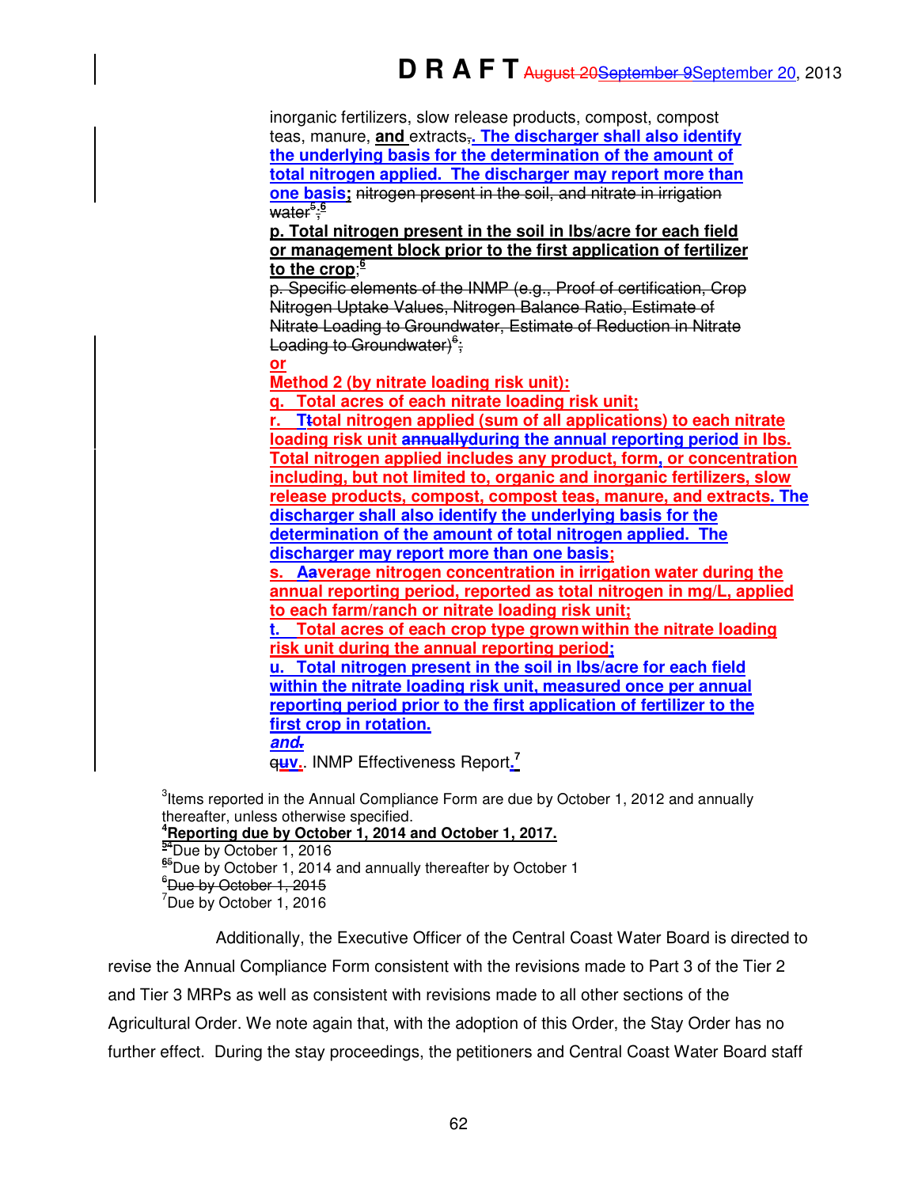inorganic fertilizers, slow release products, compost, compost teas, manure, **and** extracts,. **The discharger shall also identify the underlying basis for the determination of the amount of total nitrogen applied. The discharger may report more than one basis;** ~~nitrogen present in the soil, and nitrate in irrigation water[5];~~[6]

**p. Total nitrogen present in the soil in lbs/acre for each field or management block prior to the first application of fertilizer to the crop;**[6]

~~p. Specific elements of the INMP (e.g., Proof of certification, Crop Nitrogen Uptake Values, Nitrogen Balance Ratio, Estimate of Nitrate Loading to Groundwater, Estimate of Reduction in Nitrate Loading to Groundwater)[6];~~

**or**

**Method 2 (by nitrate loading risk unit):**

**q. Total acres of each nitrate loading risk unit;**

**r. Total nitrogen applied (sum of all applications) to each nitrate loading risk unit ~~annually~~during the annual reporting period in lbs. Total nitrogen applied includes any product, form, or concentration including, but not limited to, organic and inorganic fertilizers, slow release products, compost, compost teas, manure, and extracts. The discharger shall also identify the underlying basis for the determination of the amount of total nitrogen applied. The discharger may report more than one basis;**

**s. Average nitrogen concentration in irrigation water during the annual reporting period, reported as total nitrogen in mg/L, applied to each farm/ranch or nitrate loading risk unit;**

**t. Total acres of each crop type grown within the nitrate loading risk unit during the annual reporting period;**

**u. Total nitrogen present in the soil in lbs/acre for each field within the nitrate loading risk unit, measured once per annual reporting period prior to the first application of fertilizer to the first crop in rotation.**

***and.***

~~q~~uv.. INMP Effectiveness Report.[7]

[3]Items reported in the Annual Compliance Form are due by October 1, 2012 and annually thereafter, unless otherwise specified.
**[4]Reporting due by October 1, 2014 and October 1, 2017.**
[54]Due by October 1, 2016
[65]Due by October 1, 2014 and annually thereafter by October 1
~~[6]Due by October 1, 2015~~
[7]Due by October 1, 2016

Additionally, the Executive Officer of the Central Coast Water Board is directed to revise the Annual Compliance Form consistent with the revisions made to Part 3 of the Tier 2 and Tier 3 MRPs as well as consistent with revisions made to all other sections of the Agricultural Order. We note again that, with the adoption of this Order, the Stay Order has no further effect. During the stay proceedings, the petitioners and Central Coast Water Board staff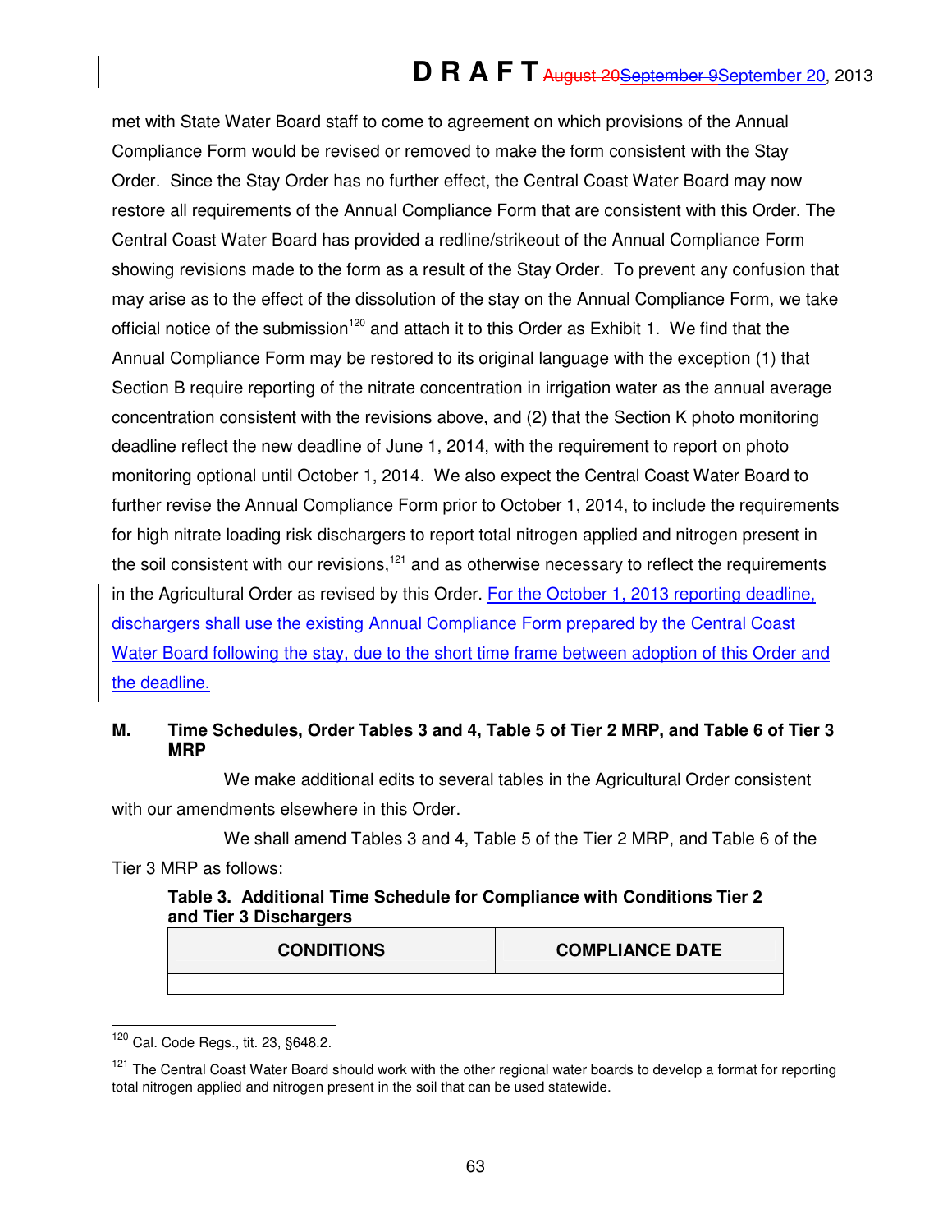met with State Water Board staff to come to agreement on which provisions of the Annual Compliance Form would be revised or removed to make the form consistent with the Stay Order. Since the Stay Order has no further effect, the Central Coast Water Board may now restore all requirements of the Annual Compliance Form that are consistent with this Order. The Central Coast Water Board has provided a redline/strikeout of the Annual Compliance Form showing revisions made to the form as a result of the Stay Order. To prevent any confusion that may arise as to the effect of the dissolution of the stay on the Annual Compliance Form, we take official notice of the submission[120] and attach it to this Order as Exhibit 1. We find that the Annual Compliance Form may be restored to its original language with the exception (1) that Section B require reporting of the nitrate concentration in irrigation water as the annual average concentration consistent with the revisions above, and (2) that the Section K photo monitoring deadline reflect the new deadline of June 1, 2014, with the requirement to report on photo monitoring optional until October 1, 2014. We also expect the Central Coast Water Board to further revise the Annual Compliance Form prior to October 1, 2014, to include the requirements for high nitrate loading risk dischargers to report total nitrogen applied and nitrogen present in the soil consistent with our revisions,[121] and as otherwise necessary to reflect the requirements in the Agricultural Order as revised by this Order. For the October 1, 2013 reporting deadline, dischargers shall use the existing Annual Compliance Form prepared by the Central Coast Water Board following the stay, due to the short time frame between adoption of this Order and the deadline.

## M. Time Schedules, Order Tables 3 and 4, Table 5 of Tier 2 MRP, and Table 6 of Tier 3 MRP

We make additional edits to several tables in the Agricultural Order consistent with our amendments elsewhere in this Order.

We shall amend Tables 3 and 4, Table 5 of the Tier 2 MRP, and Table 6 of the Tier 3 MRP as follows:

**Table 3. Additional Time Schedule for Compliance with Conditions Tier 2 and Tier 3 Dischargers**

| CONDITIONS | COMPLIANCE DATE |
|---|---|
| | |

[120] Cal. Code Regs., tit. 23, §648.2.

[121] The Central Coast Water Board should work with the other regional water boards to develop a format for reporting total nitrogen applied and nitrogen present in the soil that can be used statewide.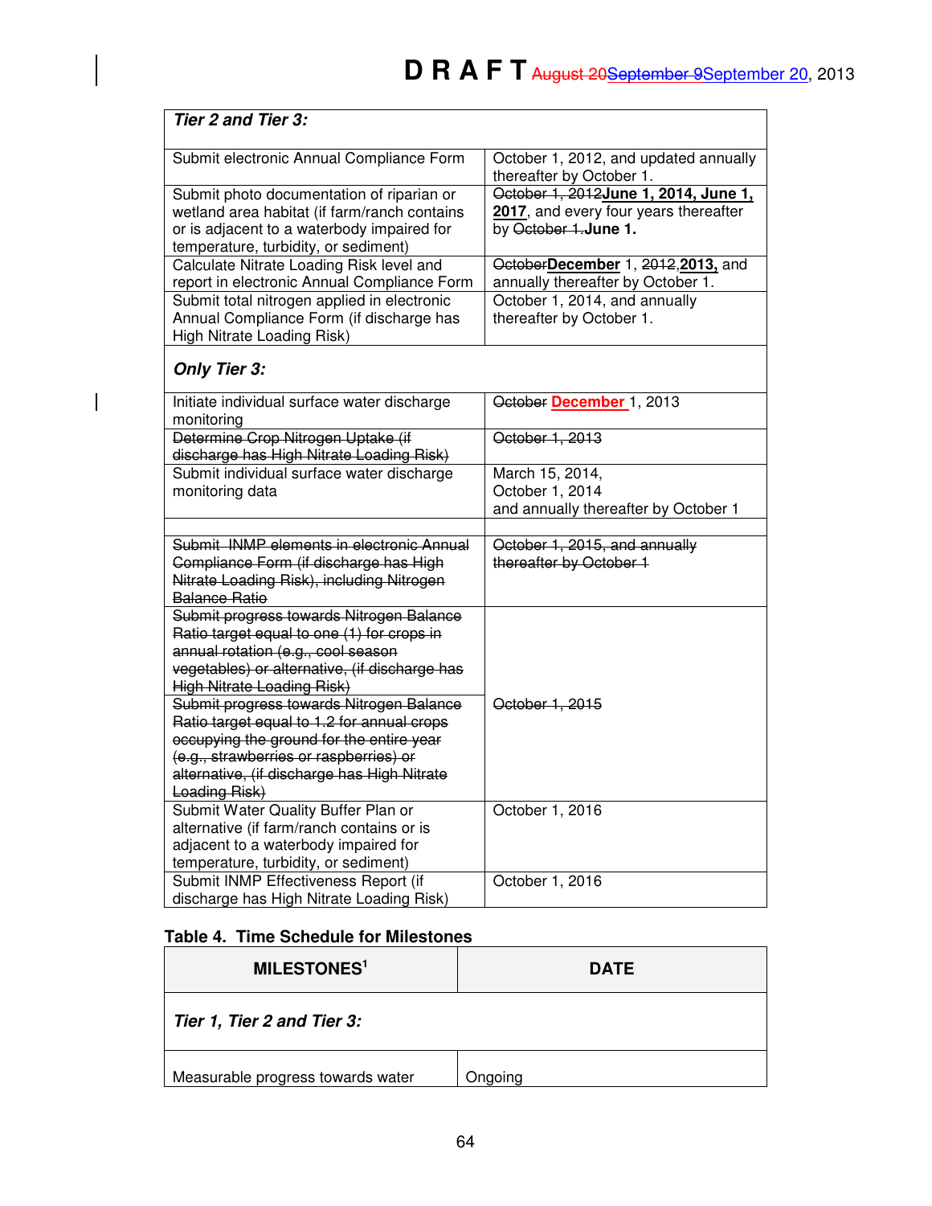| | |
|---|---|
| ***Tier 2 and Tier 3:*** | |
| Submit electronic Annual Compliance Form | October 1, 2012, and updated annually thereafter by October 1. |
| Submit photo documentation of riparian or wetland area habitat (if farm/ranch contains or is adjacent to a waterbody impaired for temperature, turbidity, or sediment) | ~~October 1, 2012~~**June 1, 2014, June 1, 2017**, and every four years thereafter by ~~October 1.~~**June 1.** |
| Calculate Nitrate Loading Risk level and report in electronic Annual Compliance Form | ~~October~~**December** 1, ~~2012,~~**2013,** and annually thereafter by October 1. |
| Submit total nitrogen applied in electronic Annual Compliance Form (if discharge has High Nitrate Loading Risk) | October 1, 2014, and annually thereafter by October 1. |
| ***Only Tier 3:*** | |
| Initiate individual surface water discharge monitoring | ~~October~~ **December** 1, 2013 |
| ~~Determine Crop Nitrogen Uptake (if discharge has High Nitrate Loading Risk)~~ | ~~October 1, 2013~~ |
| Submit individual surface water discharge monitoring data | March 15, 2014, October 1, 2014 and annually thereafter by October 1 |
| | |
| ~~Submit INMP elements in electronic Annual Compliance Form (if discharge has High Nitrate Loading Risk), including Nitrogen Balance Ratio~~ | ~~October 1, 2015, and annually thereafter by October 1~~ |
| ~~Submit progress towards Nitrogen Balance Ratio target equal to one (1) for crops in annual rotation (e.g., cool season vegetables) or alternative, (if discharge has High Nitrate Loading Risk)~~ | ~~October 1, 2015~~ |
| ~~Submit progress towards Nitrogen Balance Ratio target equal to 1.2 for annual crops occupying the ground for the entire year (e.g., strawberries or raspberries) or alternative, (if discharge has High Nitrate Loading Risk)~~ | |
| Submit Water Quality Buffer Plan or alternative (if farm/ranch contains or is adjacent to a waterbody impaired for temperature, turbidity, or sediment) | October 1, 2016 |
| Submit INMP Effectiveness Report (if discharge has High Nitrate Loading Risk) | October 1, 2016 |

**Table 4. Time Schedule for Milestones**

| MILESTONES[1] | DATE |
|---|---|
| ***Tier 1, Tier 2 and Tier 3:*** | |
| Measurable progress towards water | Ongoing |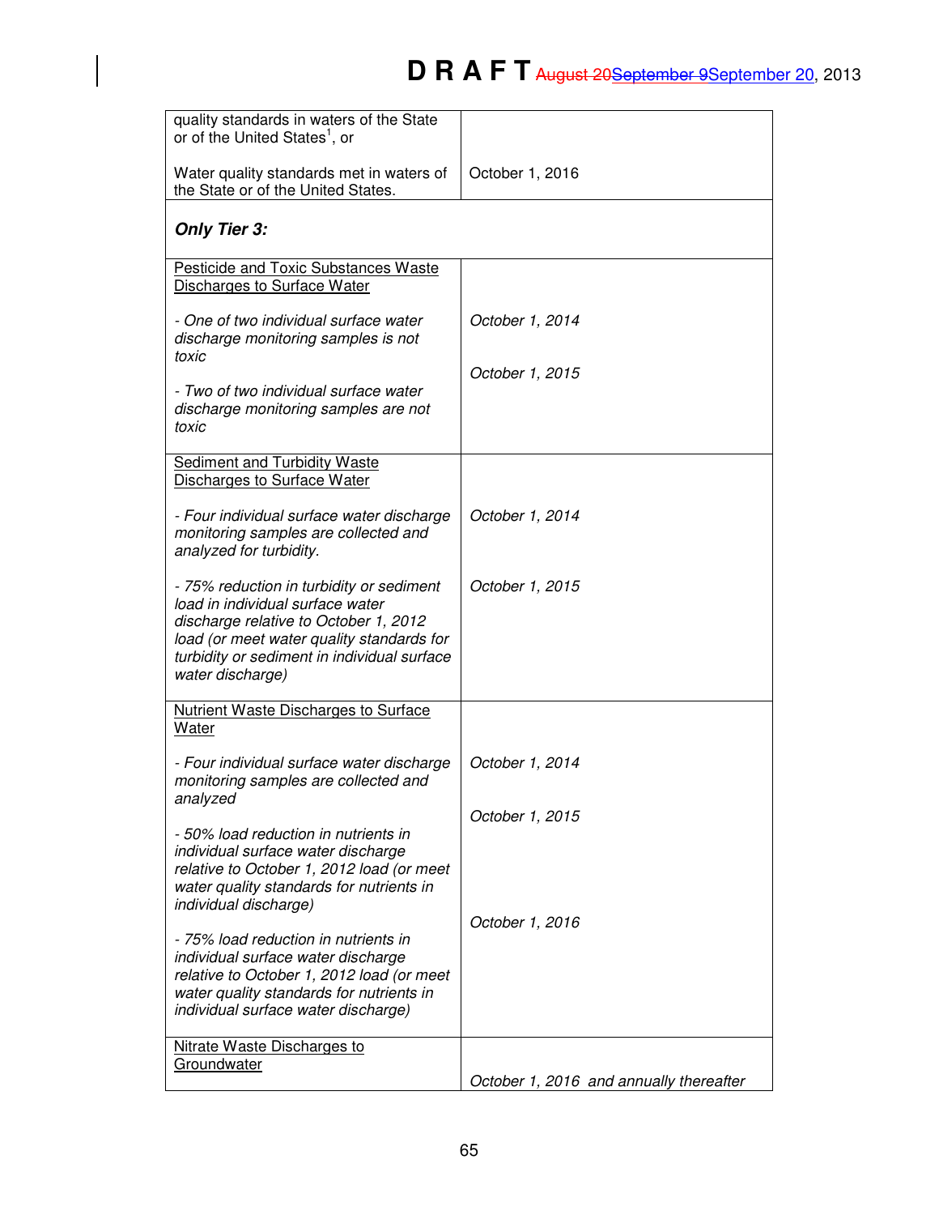| | |
|---|---|
| quality standards in waters of the State or of the United States[1], or<br><br>Water quality standards met in waters of the State or of the United States. | <br><br>October 1, 2016 |
| ***Only Tier 3:*** | |
| Pesticide and Toxic Substances Waste Discharges to Surface Water<br><br>*- One of two individual surface water discharge monitoring samples is not toxic*<br><br>*- Two of two individual surface water discharge monitoring samples are not toxic* | <br><br>*October 1, 2014*<br><br>*October 1, 2015* |
| Sediment and Turbidity Waste Discharges to Surface Water<br><br>*- Four individual surface water discharge monitoring samples are collected and analyzed for turbidity.*<br><br>*- 75% reduction in turbidity or sediment load in individual surface water discharge relative to October 1, 2012 load (or meet water quality standards for turbidity or sediment in individual surface water discharge)* | <br><br>*October 1, 2014*<br><br>*October 1, 2015* |
| Nutrient Waste Discharges to Surface Water<br><br>*- Four individual surface water discharge monitoring samples are collected and analyzed*<br><br>*- 50% load reduction in nutrients in individual surface water discharge relative to October 1, 2012 load (or meet water quality standards for nutrients in individual discharge)*<br><br>*- 75% load reduction in nutrients in individual surface water discharge relative to October 1, 2012 load (or meet water quality standards for nutrients in individual surface water discharge)* | <br><br>*October 1, 2014*<br><br>*October 1, 2015*<br><br>*October 1, 2016* |
| Nitrate Waste Discharges to Groundwater | *October 1, 2016 and annually thereafter* |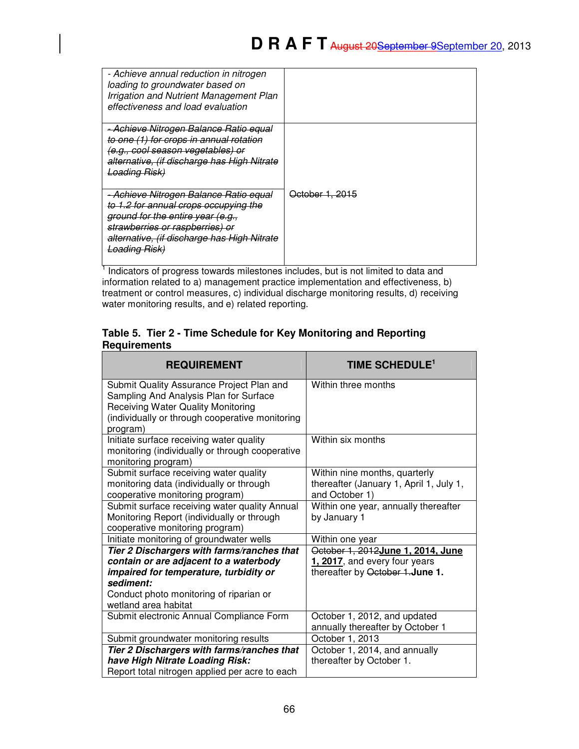| | |
|---|---|
| *- Achieve annual reduction in nitrogen loading to groundwater based on Irrigation and Nutrient Management Plan effectiveness and load evaluation* | |
| ~~*- Achieve Nitrogen Balance Ratio equal to one (1) for crops in annual rotation (e.g., cool season vegetables) or alternative, (if discharge has High Nitrate Loading Risk)*~~ | |
| ~~*- Achieve Nitrogen Balance Ratio equal to 1.2 for annual crops occupying the ground for the entire year (e.g., strawberries or raspberries) or alternative, (if discharge has High Nitrate Loading Risk)*~~ | ~~October 1, 2015~~ |

[1] Indicators of progress towards milestones includes, but is not limited to data and information related to a) management practice implementation and effectiveness, b) treatment or control measures, c) individual discharge monitoring results, d) receiving water monitoring results, and e) related reporting.

**Table 5. Tier 2 - Time Schedule for Key Monitoring and Reporting Requirements**

| REQUIREMENT | TIME SCHEDULE[1] |
|---|---|
| Submit Quality Assurance Project Plan and Sampling And Analysis Plan for Surface Receiving Water Quality Monitoring (individually or through cooperative monitoring program) | Within three months |
| Initiate surface receiving water quality monitoring (individually or through cooperative monitoring program) | Within six months |
| Submit surface receiving water quality monitoring data (individually or through cooperative monitoring program) | Within nine months, quarterly thereafter (January 1, April 1, July 1, and October 1) |
| Submit surface receiving water quality Annual Monitoring Report (individually or through cooperative monitoring program) | Within one year, annually thereafter by January 1 |
| Initiate monitoring of groundwater wells | Within one year |
| ***Tier 2 Dischargers with farms/ranches that contain or are adjacent to a waterbody impaired for temperature, turbidity or sediment:*** Conduct photo monitoring of riparian or wetland area habitat | ~~October 1, 2012~~**June 1, 2014, June 1, 2017**, and every four years thereafter by ~~October 1.~~**June 1.** |
| Submit electronic Annual Compliance Form | October 1, 2012, and updated annually thereafter by October 1 |
| Submit groundwater monitoring results | October 1, 2013 |
| ***Tier 2 Dischargers with farms/ranches that have High Nitrate Loading Risk:*** Report total nitrogen applied per acre to each | October 1, 2014, and annually thereafter by October 1. |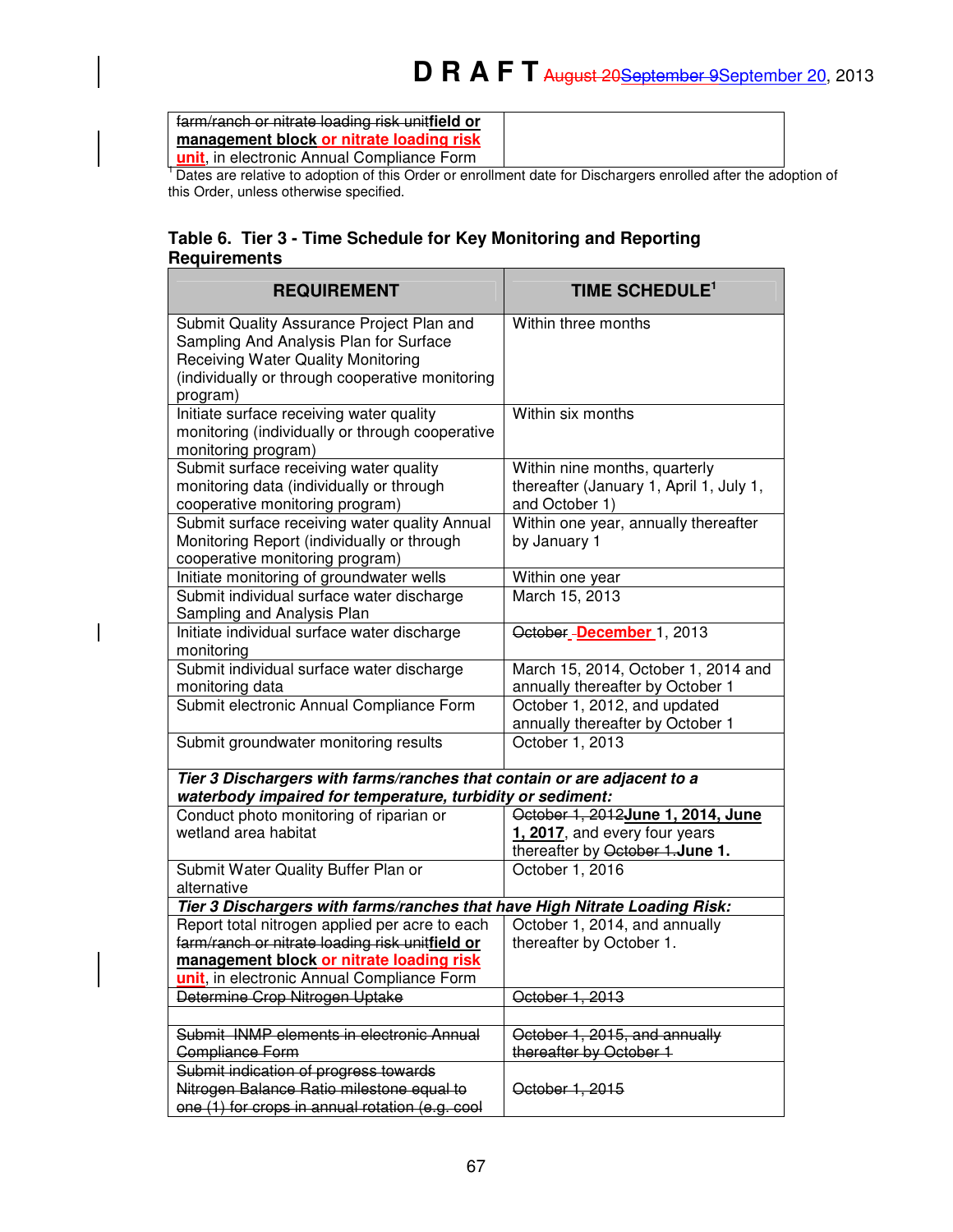| | |
|---|---|
| ~~farm/ranch or nitrate loading risk unit~~**field or management block or nitrate loading risk unit**, in electronic Annual Compliance Form | |

[1] Dates are relative to adoption of this Order or enrollment date for Dischargers enrolled after the adoption of this Order, unless otherwise specified.

### Table 6. Tier 3 - Time Schedule for Key Monitoring and Reporting Requirements

| REQUIREMENT | TIME SCHEDULE[1] |
|---|---|
| Submit Quality Assurance Project Plan and Sampling And Analysis Plan for Surface Receiving Water Quality Monitoring (individually or through cooperative monitoring program) | Within three months |
| Initiate surface receiving water quality monitoring (individually or through cooperative monitoring program) | Within six months |
| Submit surface receiving water quality monitoring data (individually or through cooperative monitoring program) | Within nine months, quarterly thereafter (January 1, April 1, July 1, and October 1) |
| Submit surface receiving water quality Annual Monitoring Report (individually or through cooperative monitoring program) | Within one year, annually thereafter by January 1 |
| Initiate monitoring of groundwater wells | Within one year |
| Submit individual surface water discharge Sampling and Analysis Plan | March 15, 2013 |
| Initiate individual surface water discharge monitoring | ~~October~~ **December** 1, 2013 |
| Submit individual surface water discharge monitoring data | March 15, 2014, October 1, 2014 and annually thereafter by October 1 |
| Submit electronic Annual Compliance Form | October 1, 2012, and updated annually thereafter by October 1 |
| Submit groundwater monitoring results | October 1, 2013 |
| ***Tier 3 Dischargers with farms/ranches that contain or are adjacent to a waterbody impaired for temperature, turbidity or sediment:*** | |
| Conduct photo monitoring of riparian or wetland area habitat | ~~October 1, 2012~~**June 1, 2014, June 1, 2017**, and every four years thereafter by ~~October 1~~.**June 1.** |
| Submit Water Quality Buffer Plan or alternative | October 1, 2016 |
| ***Tier 3 Dischargers with farms/ranches that have High Nitrate Loading Risk:*** | |
| Report total nitrogen applied per acre to each ~~farm/ranch or nitrate loading risk unit~~**field or management block or nitrate loading risk unit**, in electronic Annual Compliance Form | October 1, 2014, and annually thereafter by October 1. |
| ~~Determine Crop Nitrogen Uptake~~ | ~~October 1, 2013~~ |
| | |
| ~~Submit INMP elements in electronic Annual Compliance Form~~ | ~~October 1, 2015, and annually thereafter by October 1~~ |
| ~~Submit indication of progress towards Nitrogen Balance Ratio milestone equal to one (1) for crops in annual rotation (e.g. cool~~ | ~~October 1, 2015~~ |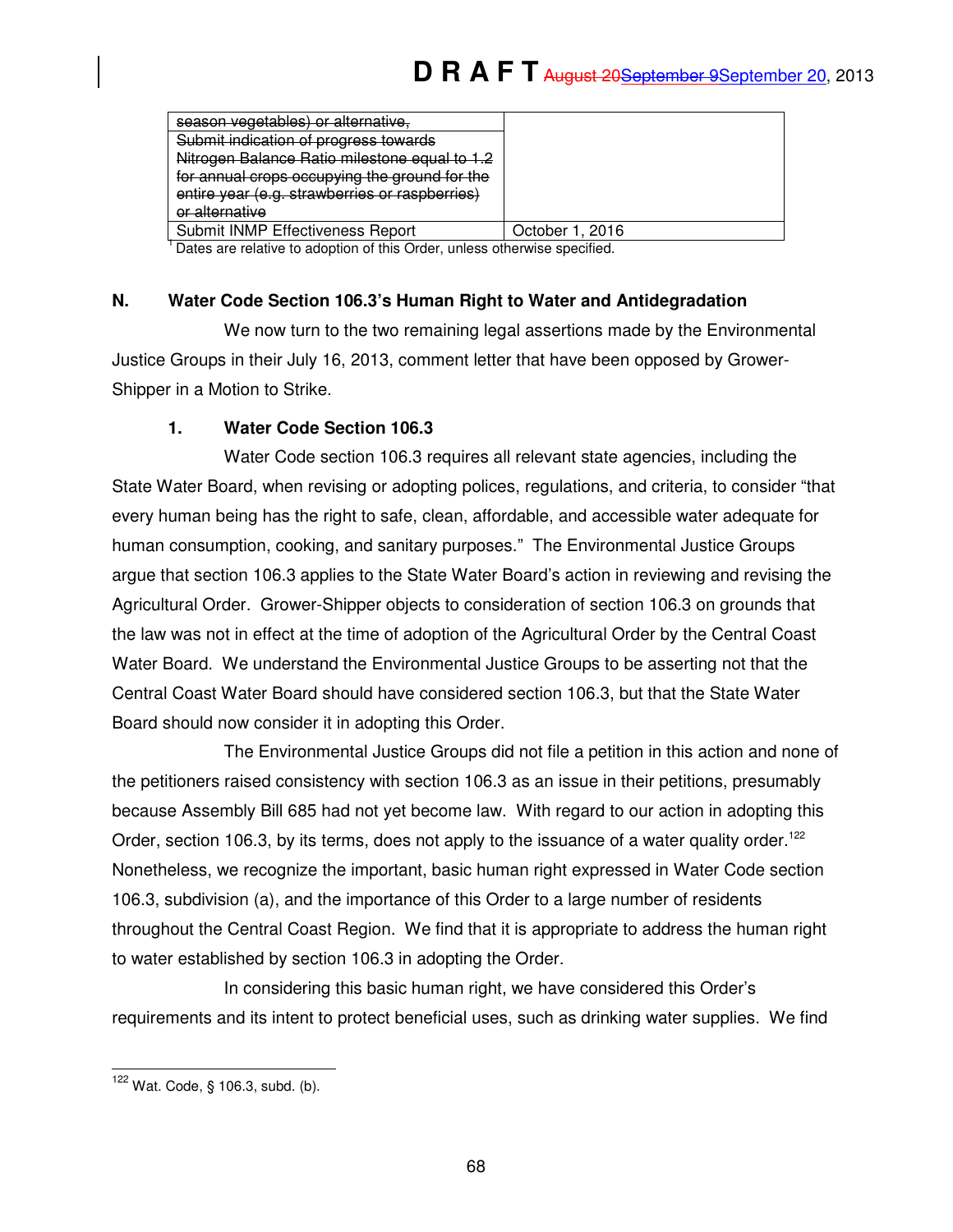| | |
|---|---|
| ~~season vegetables) or alternative,~~ | |
| ~~Submit indication of progress towards Nitrogen Balance Ratio milestone equal to 1.2 for annual crops occupying the ground for the entire year (e.g. strawberries or raspberries) or alternative~~ | |
| Submit INMP Effectiveness Report | October 1, 2016 |

[1] Dates are relative to adoption of this Order, unless otherwise specified.

## N. Water Code Section 106.3's Human Right to Water and Antidegradation

We now turn to the two remaining legal assertions made by the Environmental Justice Groups in their July 16, 2013, comment letter that have been opposed by Grower-Shipper in a Motion to Strike.

### 1. Water Code Section 106.3

Water Code section 106.3 requires all relevant state agencies, including the State Water Board, when revising or adopting polices, regulations, and criteria, to consider "that every human being has the right to safe, clean, affordable, and accessible water adequate for human consumption, cooking, and sanitary purposes." The Environmental Justice Groups argue that section 106.3 applies to the State Water Board's action in reviewing and revising the Agricultural Order. Grower-Shipper objects to consideration of section 106.3 on grounds that the law was not in effect at the time of adoption of the Agricultural Order by the Central Coast Water Board. We understand the Environmental Justice Groups to be asserting not that the Central Coast Water Board should have considered section 106.3, but that the State Water Board should now consider it in adopting this Order.

The Environmental Justice Groups did not file a petition in this action and none of the petitioners raised consistency with section 106.3 as an issue in their petitions, presumably because Assembly Bill 685 had not yet become law. With regard to our action in adopting this Order, section 106.3, by its terms, does not apply to the issuance of a water quality order.[122] Nonetheless, we recognize the important, basic human right expressed in Water Code section 106.3, subdivision (a), and the importance of this Order to a large number of residents throughout the Central Coast Region. We find that it is appropriate to address the human right to water established by section 106.3 in adopting the Order.

In considering this basic human right, we have considered this Order's requirements and its intent to protect beneficial uses, such as drinking water supplies. We find

[122] Wat. Code, § 106.3, subd. (b).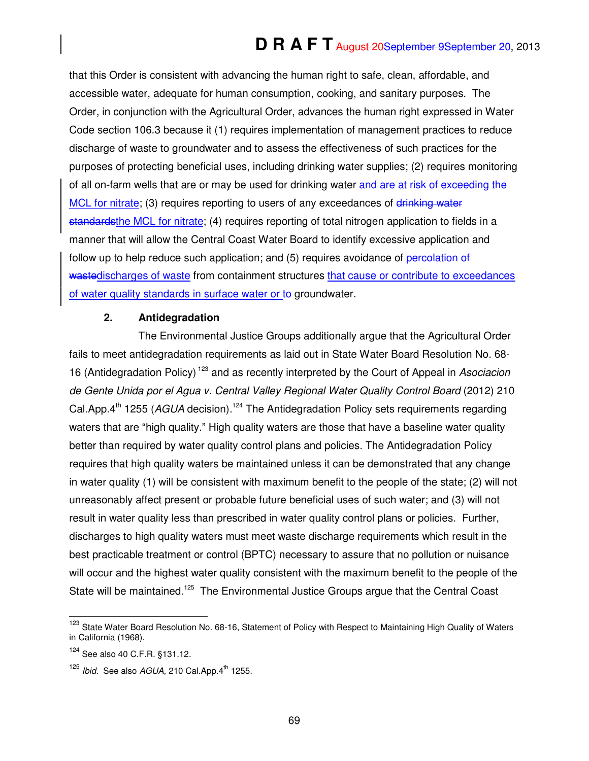that this Order is consistent with advancing the human right to safe, clean, affordable, and accessible water, adequate for human consumption, cooking, and sanitary purposes. The Order, in conjunction with the Agricultural Order, advances the human right expressed in Water Code section 106.3 because it (1) requires implementation of management practices to reduce discharge of waste to groundwater and to assess the effectiveness of such practices for the purposes of protecting beneficial uses, including drinking water supplies; (2) requires monitoring of all on-farm wells that are or may be used for drinking water and are at risk of exceeding the MCL for nitrate; (3) requires reporting to users of any exceedances of ~~drinking water standards~~the MCL for nitrate; (4) requires reporting of total nitrogen application to fields in a manner that will allow the Central Coast Water Board to identify excessive application and follow up to help reduce such application; and (5) requires avoidance of ~~percolation of waste~~discharges of waste from containment structures that cause or contribute to exceedances of water quality standards in surface water or ~~to~~ groundwater.

### 2. Antidegradation

The Environmental Justice Groups additionally argue that the Agricultural Order fails to meet antidegradation requirements as laid out in State Water Board Resolution No. 68-16 (Antidegradation Policy) [123] and as recently interpreted by the Court of Appeal in *Asociacion de Gente Unida por el Agua v. Central Valley Regional Water Quality Control Board* (2012) 210 Cal.App.4th 1255 (*AGUA* decision).[124] The Antidegradation Policy sets requirements regarding waters that are "high quality." High quality waters are those that have a baseline water quality better than required by water quality control plans and policies. The Antidegradation Policy requires that high quality waters be maintained unless it can be demonstrated that any change in water quality (1) will be consistent with maximum benefit to the people of the state; (2) will not unreasonably affect present or probable future beneficial uses of such water; and (3) will not result in water quality less than prescribed in water quality control plans or policies. Further, discharges to high quality waters must meet waste discharge requirements which result in the best practicable treatment or control (BPTC) necessary to assure that no pollution or nuisance will occur and the highest water quality consistent with the maximum benefit to the people of the State will be maintained.[125] The Environmental Justice Groups argue that the Central Coast

---

[123] State Water Board Resolution No. 68-16, Statement of Policy with Respect to Maintaining High Quality of Waters in California (1968).

[124] See also 40 C.F.R. §131.12.

[125] *Ibid*. See also *AGUA*, 210 Cal.App.4th 1255.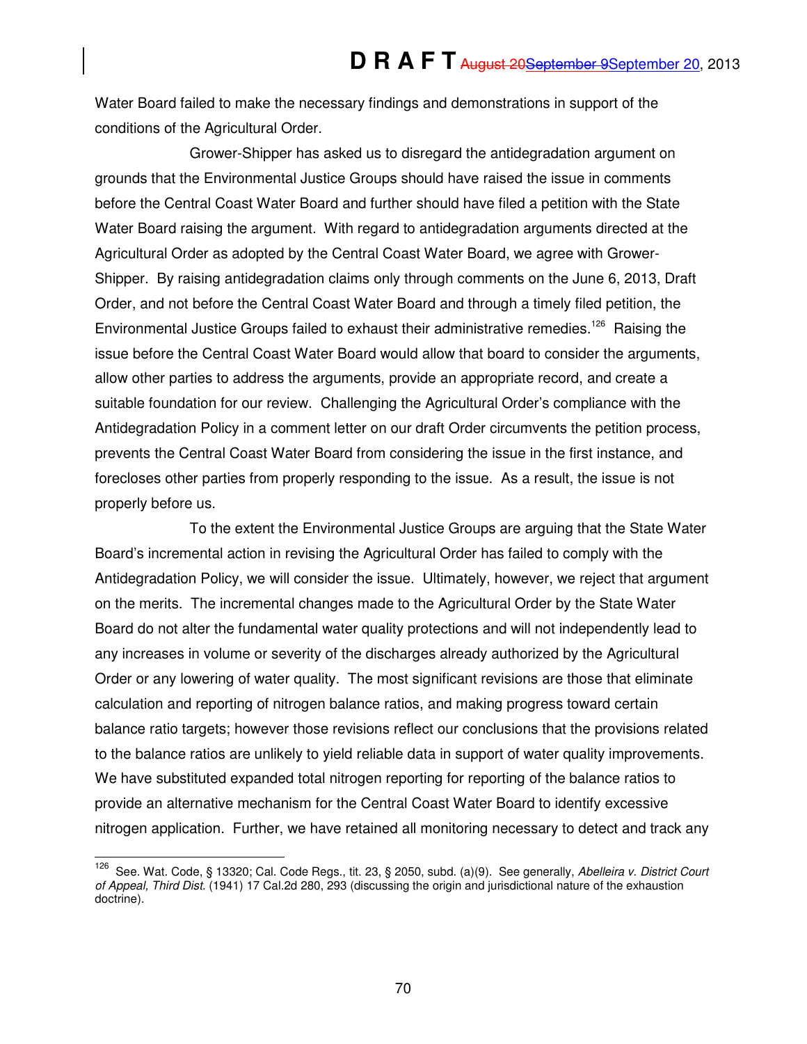Water Board failed to make the necessary findings and demonstrations in support of the conditions of the Agricultural Order.

Grower-Shipper has asked us to disregard the antidegradation argument on grounds that the Environmental Justice Groups should have raised the issue in comments before the Central Coast Water Board and further should have filed a petition with the State Water Board raising the argument. With regard to antidegradation arguments directed at the Agricultural Order as adopted by the Central Coast Water Board, we agree with Grower-Shipper. By raising antidegradation claims only through comments on the June 6, 2013, Draft Order, and not before the Central Coast Water Board and through a timely filed petition, the Environmental Justice Groups failed to exhaust their administrative remedies.[126] Raising the issue before the Central Coast Water Board would allow that board to consider the arguments, allow other parties to address the arguments, provide an appropriate record, and create a suitable foundation for our review. Challenging the Agricultural Order's compliance with the Antidegradation Policy in a comment letter on our draft Order circumvents the petition process, prevents the Central Coast Water Board from considering the issue in the first instance, and forecloses other parties from properly responding to the issue. As a result, the issue is not properly before us.

To the extent the Environmental Justice Groups are arguing that the State Water Board's incremental action in revising the Agricultural Order has failed to comply with the Antidegradation Policy, we will consider the issue. Ultimately, however, we reject that argument on the merits. The incremental changes made to the Agricultural Order by the State Water Board do not alter the fundamental water quality protections and will not independently lead to any increases in volume or severity of the discharges already authorized by the Agricultural Order or any lowering of water quality. The most significant revisions are those that eliminate calculation and reporting of nitrogen balance ratios, and making progress toward certain balance ratio targets; however those revisions reflect our conclusions that the provisions related to the balance ratios are unlikely to yield reliable data in support of water quality improvements. We have substituted expanded total nitrogen reporting for reporting of the balance ratios to provide an alternative mechanism for the Central Coast Water Board to identify excessive nitrogen application. Further, we have retained all monitoring necessary to detect and track any

---

[126] See. Wat. Code, § 13320; Cal. Code Regs., tit. 23, § 2050, subd. (a)(9). See generally, *Abelleira v. District Court of Appeal, Third Dist.* (1941) 17 Cal.2d 280, 293 (discussing the origin and jurisdictional nature of the exhaustion doctrine).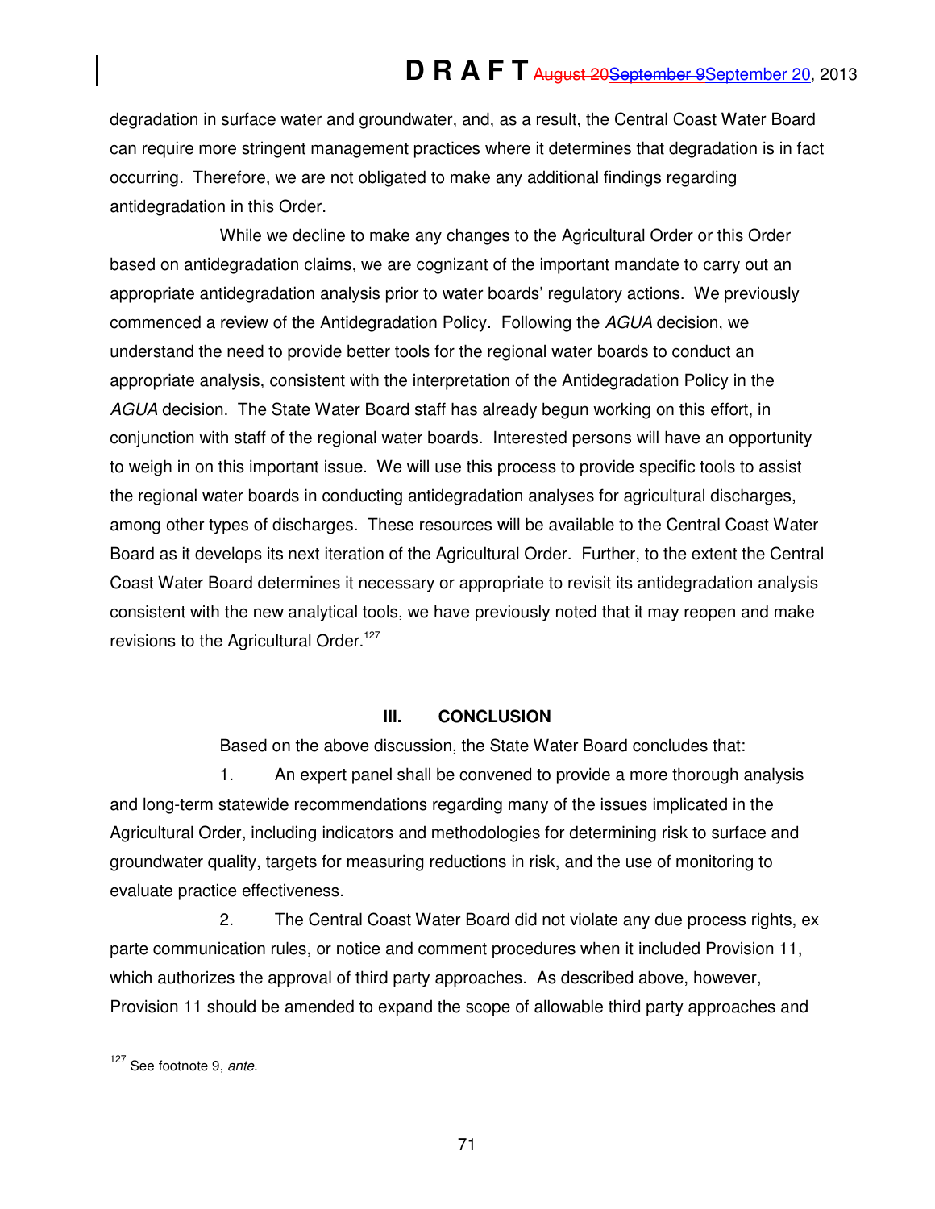degradation in surface water and groundwater, and, as a result, the Central Coast Water Board can require more stringent management practices where it determines that degradation is in fact occurring. Therefore, we are not obligated to make any additional findings regarding antidegradation in this Order.

While we decline to make any changes to the Agricultural Order or this Order based on antidegradation claims, we are cognizant of the important mandate to carry out an appropriate antidegradation analysis prior to water boards' regulatory actions. We previously commenced a review of the Antidegradation Policy. Following the *AGUA* decision, we understand the need to provide better tools for the regional water boards to conduct an appropriate analysis, consistent with the interpretation of the Antidegradation Policy in the *AGUA* decision. The State Water Board staff has already begun working on this effort, in conjunction with staff of the regional water boards. Interested persons will have an opportunity to weigh in on this important issue. We will use this process to provide specific tools to assist the regional water boards in conducting antidegradation analyses for agricultural discharges, among other types of discharges. These resources will be available to the Central Coast Water Board as it develops its next iteration of the Agricultural Order. Further, to the extent the Central Coast Water Board determines it necessary or appropriate to revisit its antidegradation analysis consistent with the new analytical tools, we have previously noted that it may reopen and make revisions to the Agricultural Order.[127]

## III. CONCLUSION

Based on the above discussion, the State Water Board concludes that:

1. An expert panel shall be convened to provide a more thorough analysis and long-term statewide recommendations regarding many of the issues implicated in the Agricultural Order, including indicators and methodologies for determining risk to surface and groundwater quality, targets for measuring reductions in risk, and the use of monitoring to evaluate practice effectiveness.

2. The Central Coast Water Board did not violate any due process rights, ex parte communication rules, or notice and comment procedures when it included Provision 11, which authorizes the approval of third party approaches. As described above, however, Provision 11 should be amended to expand the scope of allowable third party approaches and

---

[127] See footnote 9, *ante*.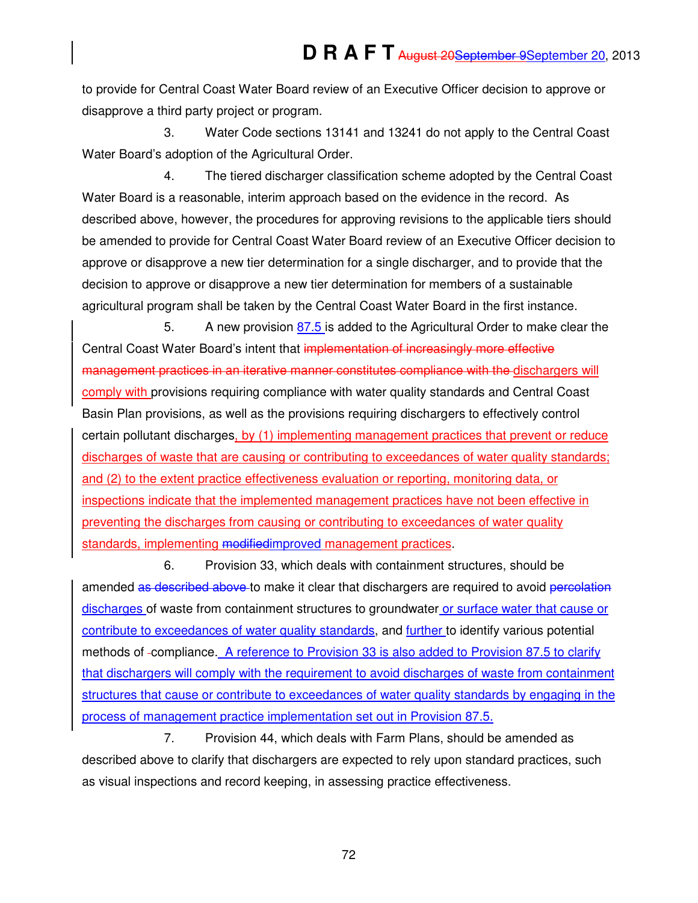to provide for Central Coast Water Board review of an Executive Officer decision to approve or disapprove a third party project or program.

3. Water Code sections 13141 and 13241 do not apply to the Central Coast Water Board's adoption of the Agricultural Order.

4. The tiered discharger classification scheme adopted by the Central Coast Water Board is a reasonable, interim approach based on the evidence in the record. As described above, however, the procedures for approving revisions to the applicable tiers should be amended to provide for Central Coast Water Board review of an Executive Officer decision to approve or disapprove a new tier determination for a single discharger, and to provide that the decision to approve or disapprove a new tier determination for members of a sustainable agricultural program shall be taken by the Central Coast Water Board in the first instance.

5. A new provision 87.5 is added to the Agricultural Order to make clear the Central Coast Water Board's intent that ~~implementation of increasingly more effective management practices in an iterative manner constitutes compliance with the~~ dischargers will comply with provisions requiring compliance with water quality standards and Central Coast Basin Plan provisions, as well as the provisions requiring dischargers to effectively control certain pollutant discharges, by (1) implementing management practices that prevent or reduce discharges of waste that are causing or contributing to exceedances of water quality standards; and (2) to the extent practice effectiveness evaluation or reporting, monitoring data, or inspections indicate that the implemented management practices have not been effective in preventing the discharges from causing or contributing to exceedances of water quality standards, implementing ~~modified~~improved management practices.

6. Provision 33, which deals with containment structures, should be amended ~~as described above~~ to make it clear that dischargers are required to avoid ~~percolation~~ discharges of waste from containment structures to groundwater or surface water that cause or contribute to exceedances of water quality standards, and further to identify various potential methods of compliance. A reference to Provision 33 is also added to Provision 87.5 to clarify that dischargers will comply with the requirement to avoid discharges of waste from containment structures that cause or contribute to exceedances of water quality standards by engaging in the process of management practice implementation set out in Provision 87.5.

7. Provision 44, which deals with Farm Plans, should be amended as described above to clarify that dischargers are expected to rely upon standard practices, such as visual inspections and record keeping, in assessing practice effectiveness.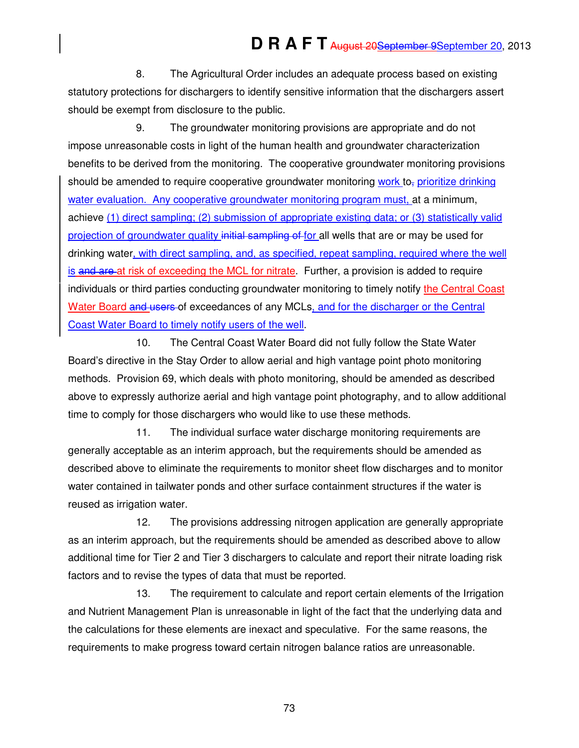8. The Agricultural Order includes an adequate process based on existing statutory protections for dischargers to identify sensitive information that the dischargers assert should be exempt from disclosure to the public.

9. The groundwater monitoring provisions are appropriate and do not impose unreasonable costs in light of the human health and groundwater characterization benefits to be derived from the monitoring. The cooperative groundwater monitoring provisions should be amended to require cooperative groundwater monitoring work to~~,~~ prioritize drinking water evaluation. Any cooperative groundwater monitoring program must, at a minimum, achieve (1) direct sampling; (2) submission of appropriate existing data; or (3) statistically valid projection of groundwater quality ~~initial sampling of~~ for all wells that are or may be used for drinking water, with direct sampling, and, as specified, repeat sampling, required where the well is ~~and are~~ at risk of exceeding the MCL for nitrate. Further, a provision is added to require individuals or third parties conducting groundwater monitoring to timely notify the Central Coast Water Board ~~and users~~ of exceedances of any MCLs, and for the discharger or the Central Coast Water Board to timely notify users of the well.

10. The Central Coast Water Board did not fully follow the State Water Board's directive in the Stay Order to allow aerial and high vantage point photo monitoring methods. Provision 69, which deals with photo monitoring, should be amended as described above to expressly authorize aerial and high vantage point photography, and to allow additional time to comply for those dischargers who would like to use these methods.

11. The individual surface water discharge monitoring requirements are generally acceptable as an interim approach, but the requirements should be amended as described above to eliminate the requirements to monitor sheet flow discharges and to monitor water contained in tailwater ponds and other surface containment structures if the water is reused as irrigation water.

12. The provisions addressing nitrogen application are generally appropriate as an interim approach, but the requirements should be amended as described above to allow additional time for Tier 2 and Tier 3 dischargers to calculate and report their nitrate loading risk factors and to revise the types of data that must be reported.

13. The requirement to calculate and report certain elements of the Irrigation and Nutrient Management Plan is unreasonable in light of the fact that the underlying data and the calculations for these elements are inexact and speculative. For the same reasons, the requirements to make progress toward certain nitrogen balance ratios are unreasonable.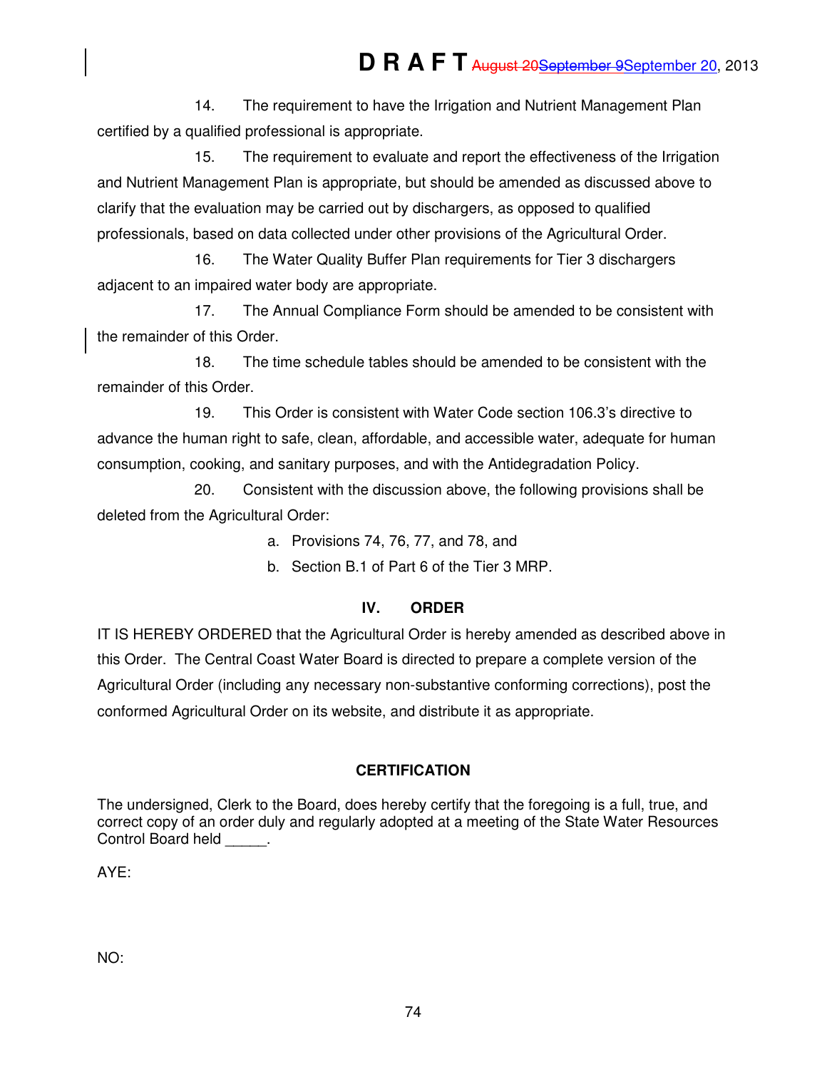14. The requirement to have the Irrigation and Nutrient Management Plan certified by a qualified professional is appropriate.

15. The requirement to evaluate and report the effectiveness of the Irrigation and Nutrient Management Plan is appropriate, but should be amended as discussed above to clarify that the evaluation may be carried out by dischargers, as opposed to qualified professionals, based on data collected under other provisions of the Agricultural Order.

16. The Water Quality Buffer Plan requirements for Tier 3 dischargers adjacent to an impaired water body are appropriate.

17. The Annual Compliance Form should be amended to be consistent with the remainder of this Order.

18. The time schedule tables should be amended to be consistent with the remainder of this Order.

19. This Order is consistent with Water Code section 106.3's directive to advance the human right to safe, clean, affordable, and accessible water, adequate for human consumption, cooking, and sanitary purposes, and with the Antidegradation Policy.

20. Consistent with the discussion above, the following provisions shall be deleted from the Agricultural Order:

   a. Provisions 74, 76, 77, and 78, and
   b. Section B.1 of Part 6 of the Tier 3 MRP.

## IV. ORDER

IT IS HEREBY ORDERED that the Agricultural Order is hereby amended as described above in this Order. The Central Coast Water Board is directed to prepare a complete version of the Agricultural Order (including any necessary non-substantive conforming corrections), post the conformed Agricultural Order on its website, and distribute it as appropriate.

## CERTIFICATION

The undersigned, Clerk to the Board, does hereby certify that the foregoing is a full, true, and correct copy of an order duly and regularly adopted at a meeting of the State Water Resources Control Board held _____.

AYE:

NO: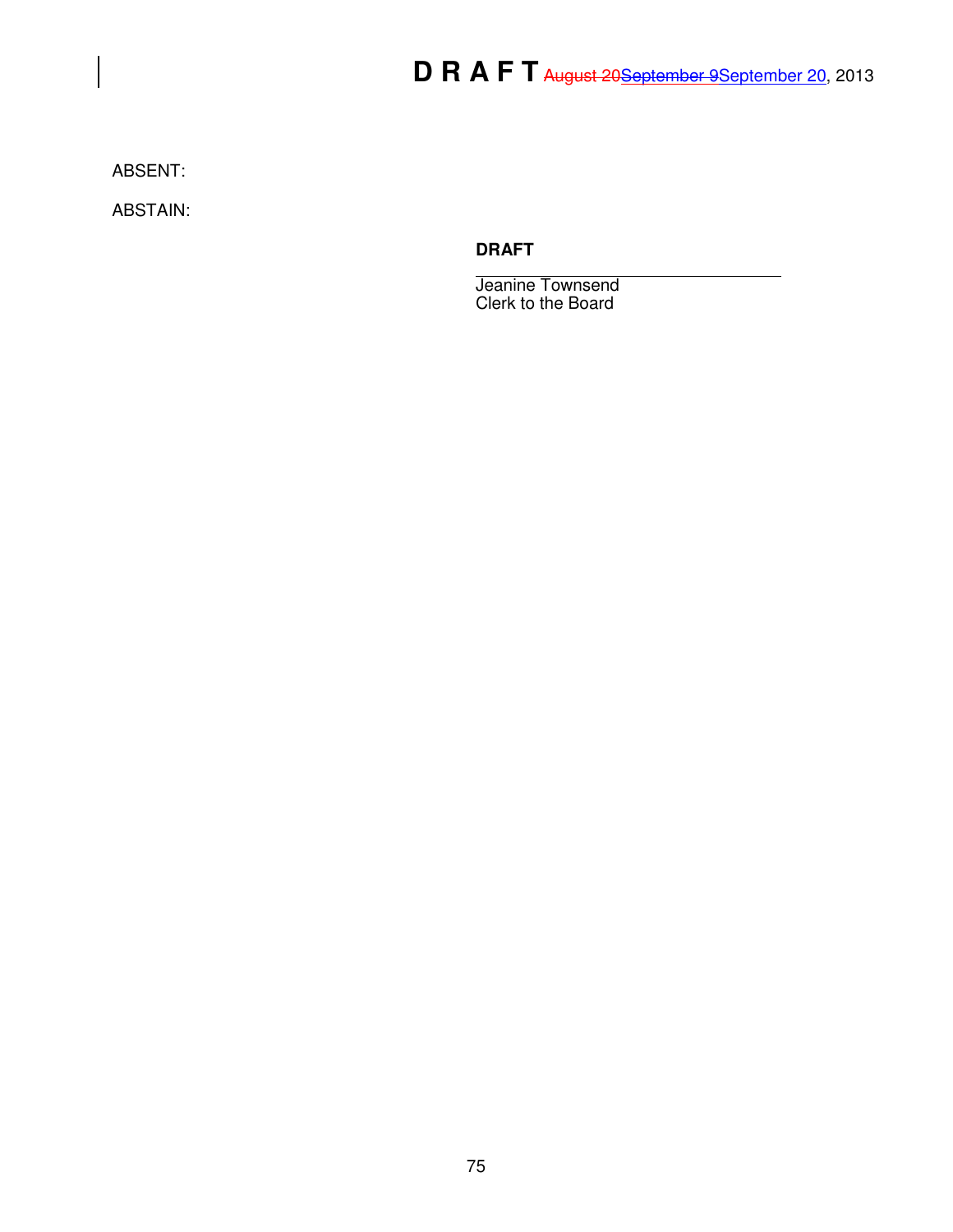ABSENT:

ABSTAIN:

**DRAFT**

\_\_\_\_\_\_\_\_\_\_\_\_\_\_\_\_\_\_\_\_\_\_\_\_\_\_\_\_\_\_\_\_

Jeanine Townsend
Clerk to the Board